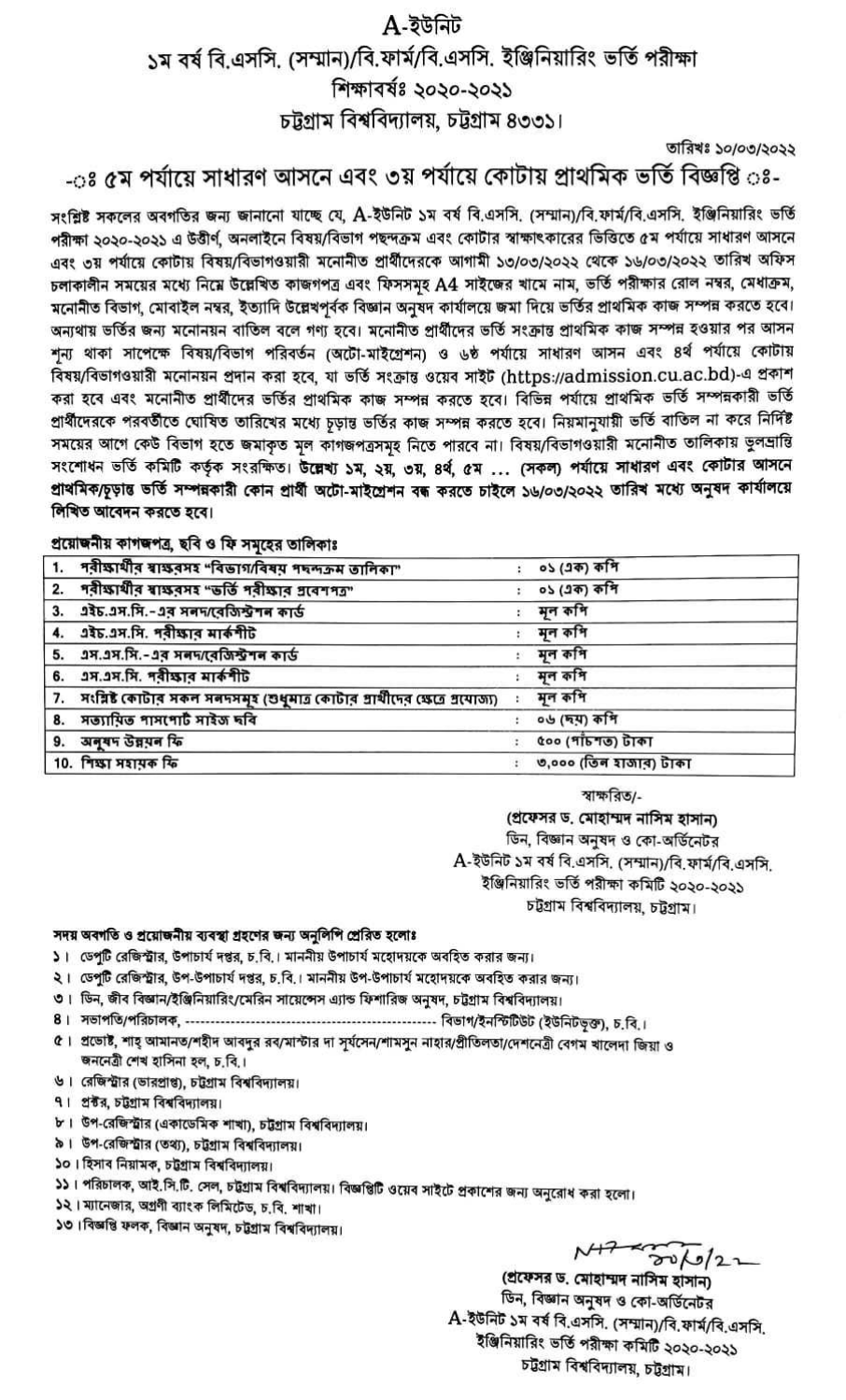# A-ইউনিট

## ১ম বর্ষ বি.এসসি. (সম্মান)/বি.ফার্ম/বি.এসসি. ইঞ্জিনিয়ারিং ভর্তি পরীক্ষা

## শিক্ষাবর্ষঃ ২০২০-২০২১

## চট্টগ্রাম বিশ্ববিদ্যালয়, চট্টগ্রাম ৪৩৩১।

তারিখঃ ১০/০৩/২০২২

### -ঃ ৫ম পর্যায়ে সাধারণ আসনে এবং ৩য় পর্যায়ে কোটায় প্রাথমিক ভর্তি বিজ্ঞপ্তি ঃ-

সংশ্লিষ্ট সকলের অবগতির জন্য জানানো যাচ্ছে যে, A-ইউনিট ১ম বর্ষ বি.এসসি. (সম্মান)/বি.ফার্ম/বি.এসসি. ইঞ্জিনিয়ারিং ভর্তি পরীক্ষা ২০২০-২০২১ এ উত্তীর্ণ, অনলাইনে বিষয়/বিভাগ পছন্দক্রম এবং কোটার স্বাক্ষাৎকারের ভিত্তিতে ৫ম পর্যায়ে সাধারণ আসনে এবং ৩য় পর্যায়ে কোটায় বিষয়/বিভাগওয়ারী মনোনীত প্রার্থীদেরকে আগামী ১৩/০৩/২০২২ থেকে ১৬/০৩/২০২২ তারিখ অফিস চলাকালীন সময়ের মধ্যে নিম্নে উল্লেখিত কাজগপত্র এবং ফিসসমূহ A4 সাইজের খামে নাম, ভর্তি পরীক্ষার রোল নম্বর, মেধাক্রম, মনোনীত বিভাগ, মোবাইল নম্বর, ইত্যাদি উল্লেখপূর্বক বিজ্ঞান অনুষদ কার্যালয়ে জমা দিয়ে ভর্তির প্রাথমিক কাজ সম্পন্ন করতে হবে। অন্যথায় ভর্তির জন্য মনোনয়ন বাতিল বলে গণ্য হবে। মনোনীত প্রার্থীদের ভর্তি সংক্রান্ত প্রাথমিক কাজ সম্পন্ন হওয়ার পর আসন শূন্য থাকা সাপেক্ষে বিষয়/বিভাগ পরিবর্তন (অটো-মাইগ্রেশন) ও ৬ষ্ঠ পর্যায়ে সাধারণ আসন এবং ৪র্থ পর্যায়ে কোটায় বিষয়/বিভাগওয়ারী মনোনয়ন প্রদান করা হবে, যা ভর্তি সংক্রান্ত ওয়েব সাইট (https://admission.cu.ac.bd)-এ প্রকাশ করা হবে এবং মনোনীত প্রার্থীদের ভর্তির প্রাথমিক কাজ সম্পন্ন করতে হবে। বিভিন্ন পর্যায়ে প্রাথমিক ভর্তি সম্পন্নকারী ভর্তি প্রার্থীদেরকে পরবর্তীতে ঘোষিত তারিখের মধ্যে চূড়ান্ত ভর্তির কাজ সম্পন্ন করতে হবে। নিয়মানুযায়ী ভর্তি বাতিল না করে নির্দিষ্ট সময়ের আগে কেউ বিভাগ হতে জমাকৃত মূল কাগজপত্রসমূহ নিতে পারবে না। বিষয়/বিভাগওয়ারী মনোনীত তালিকায় ভুলভ্রান্তি সংশোধন ভর্তি কমিটি কর্তৃক সংরক্ষিত। **উল্লেখ্য ১ম, ২য়, ৩য়, ৪র্থ, ৫ম ... (সকল) পর্যায়ে সাধারণ এবং কোটার আসনে প্রাথমিক/চূড়ান্ত ভর্তি সম্পন্নকারী কোন প্রার্থী অটো-মাইগ্রেশন বন্ধ করতে চাইলে ১৬/০৩/২০২২ তারিখ মধ্যে অনুষদ কার্যালয়ে লিখিত আবেদন করতে হবে।**

**প্রয়োজনীয় কাগজপত্র, ছবি ও ফি সমূহের তালিকাঃ**

| | | | |
|---|---|---|---|
| 1. | পরীক্ষার্থীর স্বাক্ষরসহ "বিভাগ/বিষয় পছন্দক্রম তালিকা" | : | ০১ (এক) কপি |
| 2. | পরীক্ষার্থীর স্বাক্ষরসহ "ভর্তি পরীক্ষার প্রবেশপত্র" | : | ০১ (এক) কপি |
| 3. | এইচ.এস.সি.-এর সনদ/রেজিস্ট্রেশন কার্ড | : | মূল কপি |
| 4. | এইচ.এস.সি. পরীক্ষার মার্কশীট | : | মূল কপি |
| 5. | এস.এস.সি.-এর সনদ/রেজিস্ট্রেশন কার্ড | : | মূল কপি |
| 6. | এস.এস.সি. পরীক্ষার মার্কশীট | : | মূল কপি |
| 7. | সংশ্লিষ্ট কোটার সকল সনদসমূহ (শুধুমাত্র কোটার প্রার্থীদের ক্ষেত্রে প্রযোজ্য) | : | মূল কপি |
| 8. | সত্যায়িত পাসপোর্ট সাইজ ছবি | : | ০৬ (ছয়) কপি |
| 9. | অনুষদ উন্নয়ন ফি | : | ৫০০ (পাঁচশত) টাকা |
| 10. | শিক্ষা সহায়ক ফি | : | ৩,০০০ (তিন হাজার) টাকা |

স্বাক্ষরিত/-

**(প্রফেসর ড. মোহাম্মদ নাসিম হাসান)**
ডিন, বিজ্ঞান অনুষদ ও কো-অর্ডিনেটর
A-ইউনিট ১ম বর্ষ বি.এসসি. (সম্মান)/বি.ফার্ম/বি.এসসি.
ইঞ্জিনিয়ারিং ভর্তি পরীক্ষা কমিটি ২০২০-২০২১
চট্টগ্রাম বিশ্ববিদ্যালয়, চট্টগ্রাম।

**সদয় অবগতি ও প্রয়োজনীয় ব্যবস্থা গ্রহণের জন্য অনুলিপি প্রেরিত হলোঃ**

১। ডেপুটি রেজিস্ট্রার, উপাচার্য দপ্তর, চ.বি.। মাননীয় উপাচার্য মহোদয়কে অবহিত করার জন্য।
২। ডেপুটি রেজিস্ট্রার, উপ-উপাচার্য দপ্তর, চ.বি.। মাননীয় উপ-উপাচার্য মহোদয়কে অবহিত করার জন্য।
৩। ডিন, জীব বিজ্ঞান/ইঞ্জিনিয়ারিং/মেরিন সায়েন্সেস এ্যান্ড ফিশারিজ অনুষদ, চট্টগ্রাম বিশ্ববিদ্যালয়।
৪। সভাপতি/পরিচালক, ------------------------------------------------ বিভাগ/ইনস্টিটিউট (ইউনিটভুক্ত), চ.বি.।
৫। প্রভোষ্ট, শাহ্ আমানত/শহীদ আবদুর রব/মাস্টার দা সূর্যসেন/শামসুন নাহার/প্রীতিলতা/দেশনেত্রী বেগম খালেদা জিয়া ও জননেত্রী শেখ হাসিনা হল, চ.বি.।
৬। রেজিস্ট্রার (ভারপ্রাপ্ত), চট্টগ্রাম বিশ্ববিদ্যালয়।
৭। প্রক্টর, চট্টগ্রাম বিশ্ববিদ্যালয়।
৮। উপ-রেজিস্ট্রার (একাডেমিক শাখা), চট্টগ্রাম বিশ্ববিদ্যালয়।
৯। উপ-রেজিস্ট্রার (তথ্য), চট্টগ্রাম বিশ্ববিদ্যালয়।
১০। হিসাব নিয়ামক, চট্টগ্রাম বিশ্ববিদ্যালয়।
১১। পরিচালক, আই.সি.টি. সেল, চট্টগ্রাম বিশ্ববিদ্যালয়। বিজ্ঞপ্তিটি ওয়েব সাইটে প্রকাশের জন্য অনুরোধ করা হলো।
১২। ম্যানেজার, অগ্রণী ব্যাংক লিমিটেড, চ.বি. শাখা।
১৩। বিজ্ঞপ্তি ফলক, বিজ্ঞান অনুষদ, চট্টগ্রাম বিশ্ববিদ্যালয়।

১০/৩/২২

**(প্রফেসর ড. মোহাম্মদ নাসিম হাসান)**
ডিন, বিজ্ঞান অনুষদ ও কো-অর্ডিনেটর
A-ইউনিট ১ম বর্ষ বি.এসসি. (সম্মান)/বি.ফার্ম/বি.এসসি.
ইঞ্জিনিয়ারিং ভর্তি পরীক্ষা কমিটি ২০২০-২০২১
চট্টগ্রাম বিশ্ববিদ্যালয়, চট্টগ্রাম।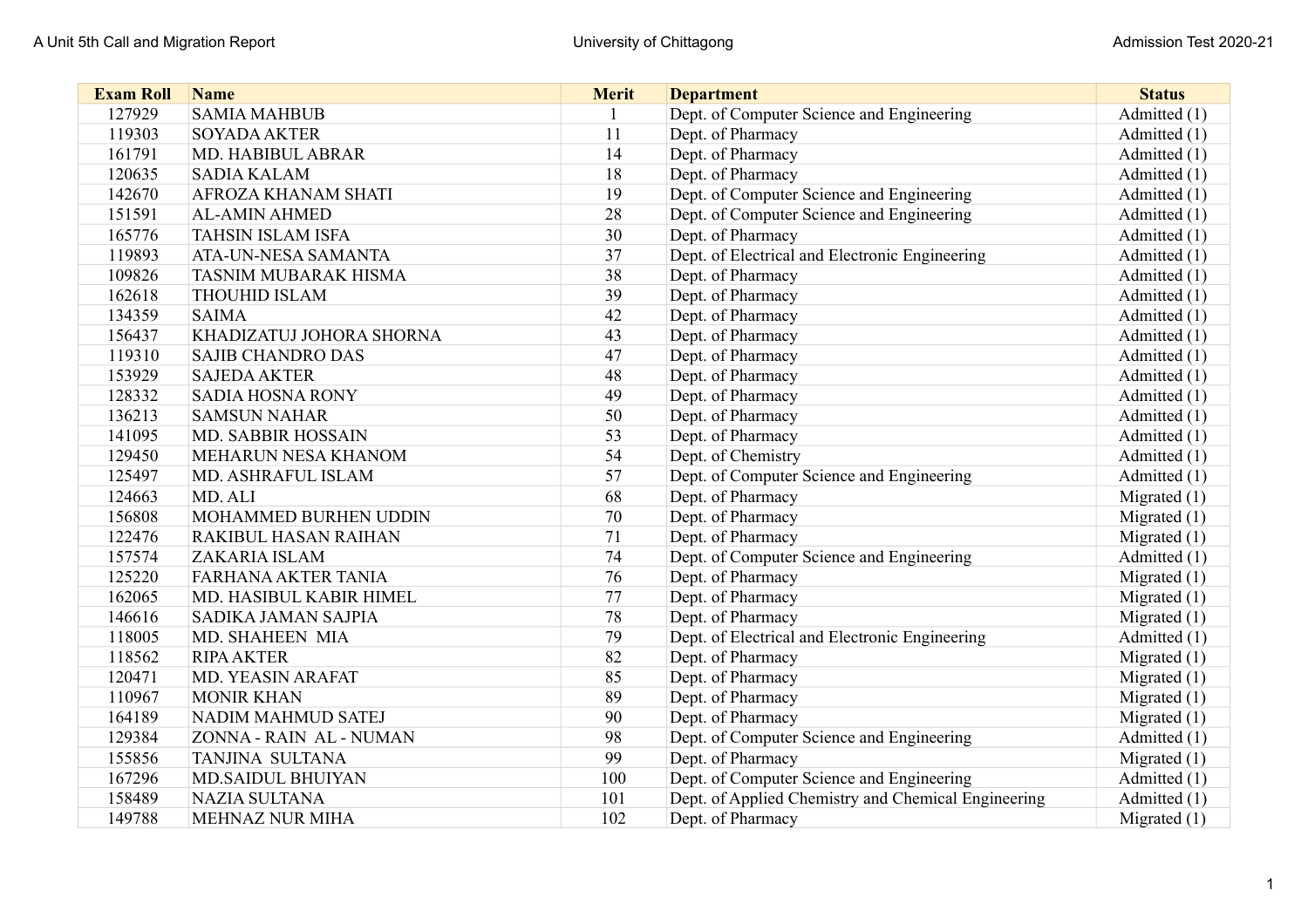| Exam Roll | Name | Merit | Department | Status |
|---|---|---|---|---|
| 127929 | SAMIA MAHBUB | 1 | Dept. of Computer Science and Engineering | Admitted (1) |
| 119303 | SOYADA AKTER | 11 | Dept. of Pharmacy | Admitted (1) |
| 161791 | MD. HABIBUL ABRAR | 14 | Dept. of Pharmacy | Admitted (1) |
| 120635 | SADIA KALAM | 18 | Dept. of Pharmacy | Admitted (1) |
| 142670 | AFROZA KHANAM SHATI | 19 | Dept. of Computer Science and Engineering | Admitted (1) |
| 151591 | AL-AMIN AHMED | 28 | Dept. of Computer Science and Engineering | Admitted (1) |
| 165776 | TAHSIN ISLAM ISFA | 30 | Dept. of Pharmacy | Admitted (1) |
| 119893 | ATA-UN-NESA SAMANTA | 37 | Dept. of Electrical and Electronic Engineering | Admitted (1) |
| 109826 | TASNIM MUBARAK HISMA | 38 | Dept. of Pharmacy | Admitted (1) |
| 162618 | THOUHID ISLAM | 39 | Dept. of Pharmacy | Admitted (1) |
| 134359 | SAIMA | 42 | Dept. of Pharmacy | Admitted (1) |
| 156437 | KHADIZATUJ JOHORA SHORNA | 43 | Dept. of Pharmacy | Admitted (1) |
| 119310 | SAJIB CHANDRO DAS | 47 | Dept. of Pharmacy | Admitted (1) |
| 153929 | SAJEDA AKTER | 48 | Dept. of Pharmacy | Admitted (1) |
| 128332 | SADIA HOSNA RONY | 49 | Dept. of Pharmacy | Admitted (1) |
| 136213 | SAMSUN NAHAR | 50 | Dept. of Pharmacy | Admitted (1) |
| 141095 | MD. SABBIR HOSSAIN | 53 | Dept. of Pharmacy | Admitted (1) |
| 129450 | MEHARUN NESA KHANOM | 54 | Dept. of Chemistry | Admitted (1) |
| 125497 | MD. ASHRAFUL ISLAM | 57 | Dept. of Computer Science and Engineering | Admitted (1) |
| 124663 | MD. ALI | 68 | Dept. of Pharmacy | Migrated (1) |
| 156808 | MOHAMMED BURHEN UDDIN | 70 | Dept. of Pharmacy | Migrated (1) |
| 122476 | RAKIBUL HASAN RAIHAN | 71 | Dept. of Pharmacy | Migrated (1) |
| 157574 | ZAKARIA ISLAM | 74 | Dept. of Computer Science and Engineering | Admitted (1) |
| 125220 | FARHANA AKTER TANIA | 76 | Dept. of Pharmacy | Migrated (1) |
| 162065 | MD. HASIBUL KABIR HIMEL | 77 | Dept. of Pharmacy | Migrated (1) |
| 146616 | SADIKA JAMAN SAJPIA | 78 | Dept. of Pharmacy | Migrated (1) |
| 118005 | MD. SHAHEEN MIA | 79 | Dept. of Electrical and Electronic Engineering | Admitted (1) |
| 118562 | RIPA AKTER | 82 | Dept. of Pharmacy | Migrated (1) |
| 120471 | MD. YEASIN ARAFAT | 85 | Dept. of Pharmacy | Migrated (1) |
| 110967 | MONIR KHAN | 89 | Dept. of Pharmacy | Migrated (1) |
| 164189 | NADIM MAHMUD SATEJ | 90 | Dept. of Pharmacy | Migrated (1) |
| 129384 | ZONNA - RAIN AL - NUMAN | 98 | Dept. of Computer Science and Engineering | Admitted (1) |
| 155856 | TANJINA SULTANA | 99 | Dept. of Pharmacy | Migrated (1) |
| 167296 | MD.SAIDUL BHUIYAN | 100 | Dept. of Computer Science and Engineering | Admitted (1) |
| 158489 | NAZIA SULTANA | 101 | Dept. of Applied Chemistry and Chemical Engineering | Admitted (1) |
| 149788 | MEHNAZ NUR MIHA | 102 | Dept. of Pharmacy | Migrated (1) |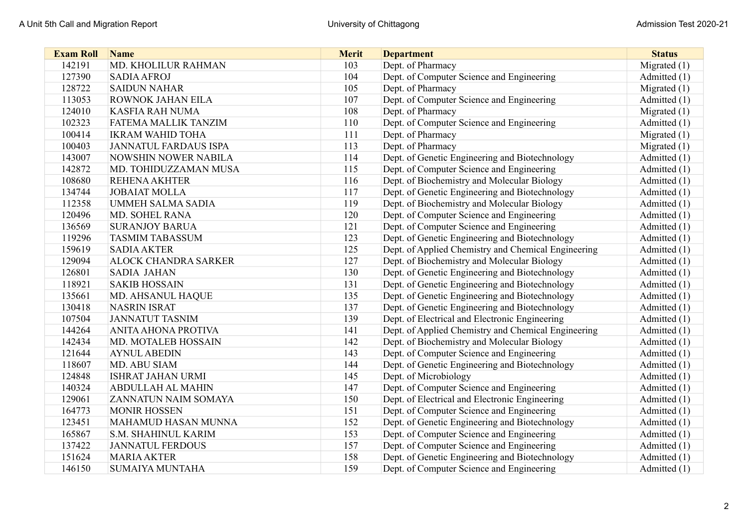| Exam Roll | Name | Merit | Department | Status |
| --- | --- | --- | --- | --- |
| 142191 | MD. KHOLILUR RAHMAN | 103 | Dept. of Pharmacy | Migrated (1) |
| 127390 | SADIA AFROJ | 104 | Dept. of Computer Science and Engineering | Admitted (1) |
| 128722 | SAIDUN NAHAR | 105 | Dept. of Pharmacy | Migrated (1) |
| 113053 | ROWNOK JAHAN EILA | 107 | Dept. of Computer Science and Engineering | Admitted (1) |
| 124010 | KASFIA RAH NUMA | 108 | Dept. of Pharmacy | Migrated (1) |
| 102323 | FATEMA MALLIK TANZIM | 110 | Dept. of Computer Science and Engineering | Admitted (1) |
| 100414 | IKRAM WAHID TOHA | 111 | Dept. of Pharmacy | Migrated (1) |
| 100403 | JANNATUL FARDAUS ISPA | 113 | Dept. of Pharmacy | Migrated (1) |
| 143007 | NOWSHIN NOWER NABILA | 114 | Dept. of Genetic Engineering and Biotechnology | Admitted (1) |
| 142872 | MD. TOHIDUZZAMAN MUSA | 115 | Dept. of Computer Science and Engineering | Admitted (1) |
| 108680 | REHENA AKHTER | 116 | Dept. of Biochemistry and Molecular Biology | Admitted (1) |
| 134744 | JOBAIAT MOLLA | 117 | Dept. of Genetic Engineering and Biotechnology | Admitted (1) |
| 112358 | UMMEH SALMA SADIA | 119 | Dept. of Biochemistry and Molecular Biology | Admitted (1) |
| 120496 | MD. SOHEL RANA | 120 | Dept. of Computer Science and Engineering | Admitted (1) |
| 136569 | SURANJOY BARUA | 121 | Dept. of Computer Science and Engineering | Admitted (1) |
| 119296 | TASMIM TABASSUM | 123 | Dept. of Genetic Engineering and Biotechnology | Admitted (1) |
| 159619 | SADIA AKTER | 125 | Dept. of Applied Chemistry and Chemical Engineering | Admitted (1) |
| 129094 | ALOCK CHANDRA SARKER | 127 | Dept. of Biochemistry and Molecular Biology | Admitted (1) |
| 126801 | SADIA JAHAN | 130 | Dept. of Genetic Engineering and Biotechnology | Admitted (1) |
| 118921 | SAKIB HOSSAIN | 131 | Dept. of Genetic Engineering and Biotechnology | Admitted (1) |
| 135661 | MD. AHSANUL HAQUE | 135 | Dept. of Genetic Engineering and Biotechnology | Admitted (1) |
| 130418 | NASRIN ISRAT | 137 | Dept. of Genetic Engineering and Biotechnology | Admitted (1) |
| 107504 | JANNATUT TASNIM | 139 | Dept. of Electrical and Electronic Engineering | Admitted (1) |
| 144264 | ANITA AHONA PROTIVA | 141 | Dept. of Applied Chemistry and Chemical Engineering | Admitted (1) |
| 142434 | MD. MOTALEB HOSSAIN | 142 | Dept. of Biochemistry and Molecular Biology | Admitted (1) |
| 121644 | AYNUL ABEDIN | 143 | Dept. of Computer Science and Engineering | Admitted (1) |
| 118607 | MD. ABU SIAM | 144 | Dept. of Genetic Engineering and Biotechnology | Admitted (1) |
| 124848 | ISHRAT JAHAN URMI | 145 | Dept. of Microbiology | Admitted (1) |
| 140324 | ABDULLAH AL MAHIN | 147 | Dept. of Computer Science and Engineering | Admitted (1) |
| 129061 | ZANNATUN NAIM SOMAYA | 150 | Dept. of Electrical and Electronic Engineering | Admitted (1) |
| 164773 | MONIR HOSSEN | 151 | Dept. of Computer Science and Engineering | Admitted (1) |
| 123451 | MAHAMUD HASAN MUNNA | 152 | Dept. of Genetic Engineering and Biotechnology | Admitted (1) |
| 165867 | S.M. SHAHINUL KARIM | 153 | Dept. of Computer Science and Engineering | Admitted (1) |
| 137422 | JANNATUL FERDOUS | 157 | Dept. of Computer Science and Engineering | Admitted (1) |
| 151624 | MARIA AKTER | 158 | Dept. of Genetic Engineering and Biotechnology | Admitted (1) |
| 146150 | SUMAIYA MUNTAHA | 159 | Dept. of Computer Science and Engineering | Admitted (1) |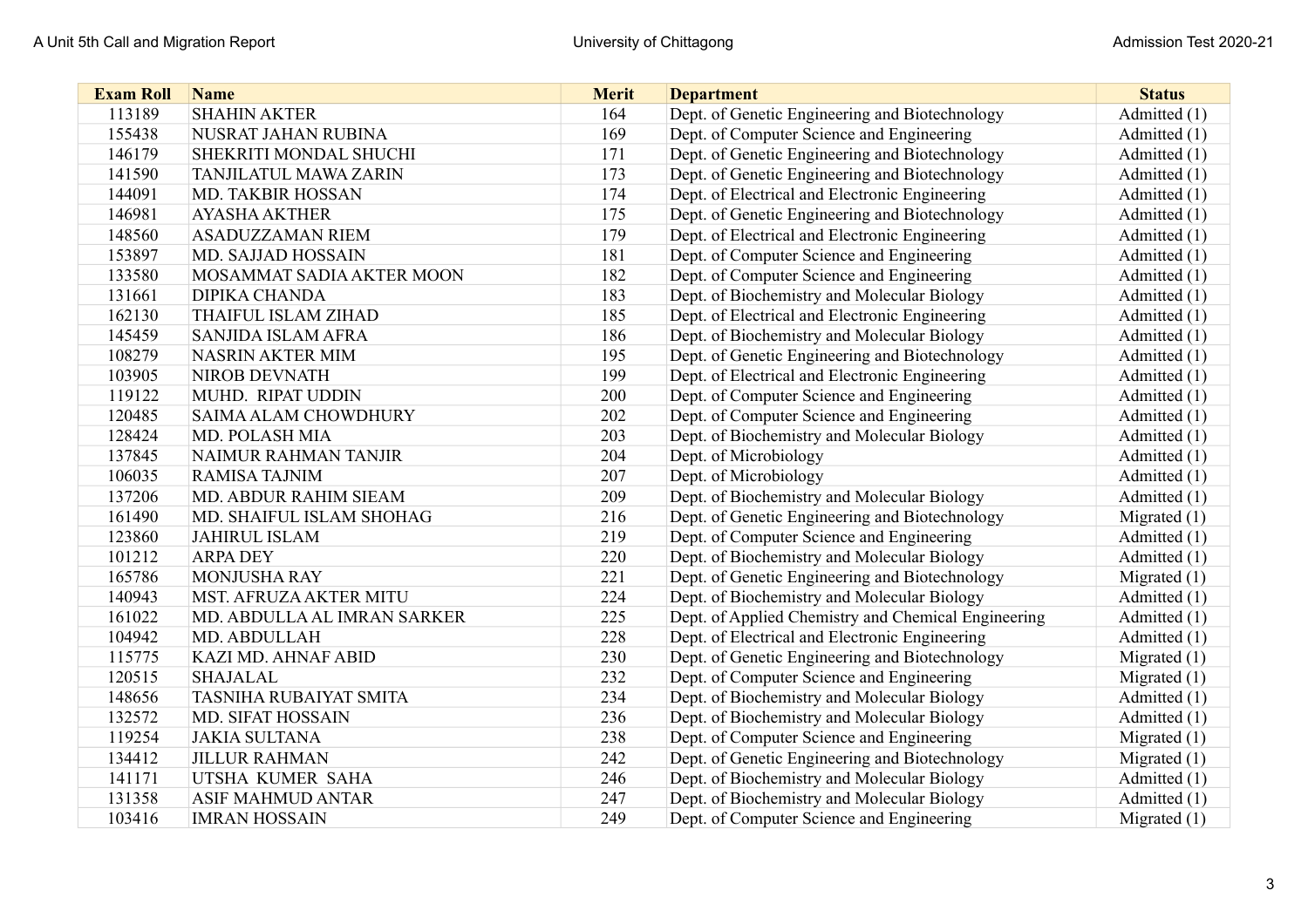| Exam Roll | Name | Merit | Department | Status |
| --- | --- | --- | --- | --- |
| 113189 | SHAHIN AKTER | 164 | Dept. of Genetic Engineering and Biotechnology | Admitted (1) |
| 155438 | NUSRAT JAHAN RUBINA | 169 | Dept. of Computer Science and Engineering | Admitted (1) |
| 146179 | SHEKRITI MONDAL SHUCHI | 171 | Dept. of Genetic Engineering and Biotechnology | Admitted (1) |
| 141590 | TANJILATUL MAWA ZARIN | 173 | Dept. of Genetic Engineering and Biotechnology | Admitted (1) |
| 144091 | MD. TAKBIR HOSSAN | 174 | Dept. of Electrical and Electronic Engineering | Admitted (1) |
| 146981 | AYASHA AKTHER | 175 | Dept. of Genetic Engineering and Biotechnology | Admitted (1) |
| 148560 | ASADUZZAMAN RIEM | 179 | Dept. of Electrical and Electronic Engineering | Admitted (1) |
| 153897 | MD. SAJJAD HOSSAIN | 181 | Dept. of Computer Science and Engineering | Admitted (1) |
| 133580 | MOSAMMAT SADIA AKTER MOON | 182 | Dept. of Computer Science and Engineering | Admitted (1) |
| 131661 | DIPIKA CHANDA | 183 | Dept. of Biochemistry and Molecular Biology | Admitted (1) |
| 162130 | THAIFUL ISLAM ZIHAD | 185 | Dept. of Electrical and Electronic Engineering | Admitted (1) |
| 145459 | SANJIDA ISLAM AFRA | 186 | Dept. of Biochemistry and Molecular Biology | Admitted (1) |
| 108279 | NASRIN AKTER MIM | 195 | Dept. of Genetic Engineering and Biotechnology | Admitted (1) |
| 103905 | NIROB DEVNATH | 199 | Dept. of Electrical and Electronic Engineering | Admitted (1) |
| 119122 | MUHD. RIPAT UDDIN | 200 | Dept. of Computer Science and Engineering | Admitted (1) |
| 120485 | SAIMA ALAM CHOWDHURY | 202 | Dept. of Computer Science and Engineering | Admitted (1) |
| 128424 | MD. POLASH MIA | 203 | Dept. of Biochemistry and Molecular Biology | Admitted (1) |
| 137845 | NAIMUR RAHMAN TANJIR | 204 | Dept. of Microbiology | Admitted (1) |
| 106035 | RAMISA TAJNIM | 207 | Dept. of Microbiology | Admitted (1) |
| 137206 | MD. ABDUR RAHIM SIEAM | 209 | Dept. of Biochemistry and Molecular Biology | Admitted (1) |
| 161490 | MD. SHAIFUL ISLAM SHOHAG | 216 | Dept. of Genetic Engineering and Biotechnology | Migrated (1) |
| 123860 | JAHIRUL ISLAM | 219 | Dept. of Computer Science and Engineering | Admitted (1) |
| 101212 | ARPA DEY | 220 | Dept. of Biochemistry and Molecular Biology | Admitted (1) |
| 165786 | MONJUSHA RAY | 221 | Dept. of Genetic Engineering and Biotechnology | Migrated (1) |
| 140943 | MST. AFRUZA AKTER MITU | 224 | Dept. of Biochemistry and Molecular Biology | Admitted (1) |
| 161022 | MD. ABDULLA AL IMRAN SARKER | 225 | Dept. of Applied Chemistry and Chemical Engineering | Admitted (1) |
| 104942 | MD. ABDULLAH | 228 | Dept. of Electrical and Electronic Engineering | Admitted (1) |
| 115775 | KAZI MD. AHNAF ABID | 230 | Dept. of Genetic Engineering and Biotechnology | Migrated (1) |
| 120515 | SHAJALAL | 232 | Dept. of Computer Science and Engineering | Migrated (1) |
| 148656 | TASNIHA RUBAIYAT SMITA | 234 | Dept. of Biochemistry and Molecular Biology | Admitted (1) |
| 132572 | MD. SIFAT HOSSAIN | 236 | Dept. of Biochemistry and Molecular Biology | Admitted (1) |
| 119254 | JAKIA SULTANA | 238 | Dept. of Computer Science and Engineering | Migrated (1) |
| 134412 | JILLUR RAHMAN | 242 | Dept. of Genetic Engineering and Biotechnology | Migrated (1) |
| 141171 | UTSHA KUMER SAHA | 246 | Dept. of Biochemistry and Molecular Biology | Admitted (1) |
| 131358 | ASIF MAHMUD ANTAR | 247 | Dept. of Biochemistry and Molecular Biology | Admitted (1) |
| 103416 | IMRAN HOSSAIN | 249 | Dept. of Computer Science and Engineering | Migrated (1) |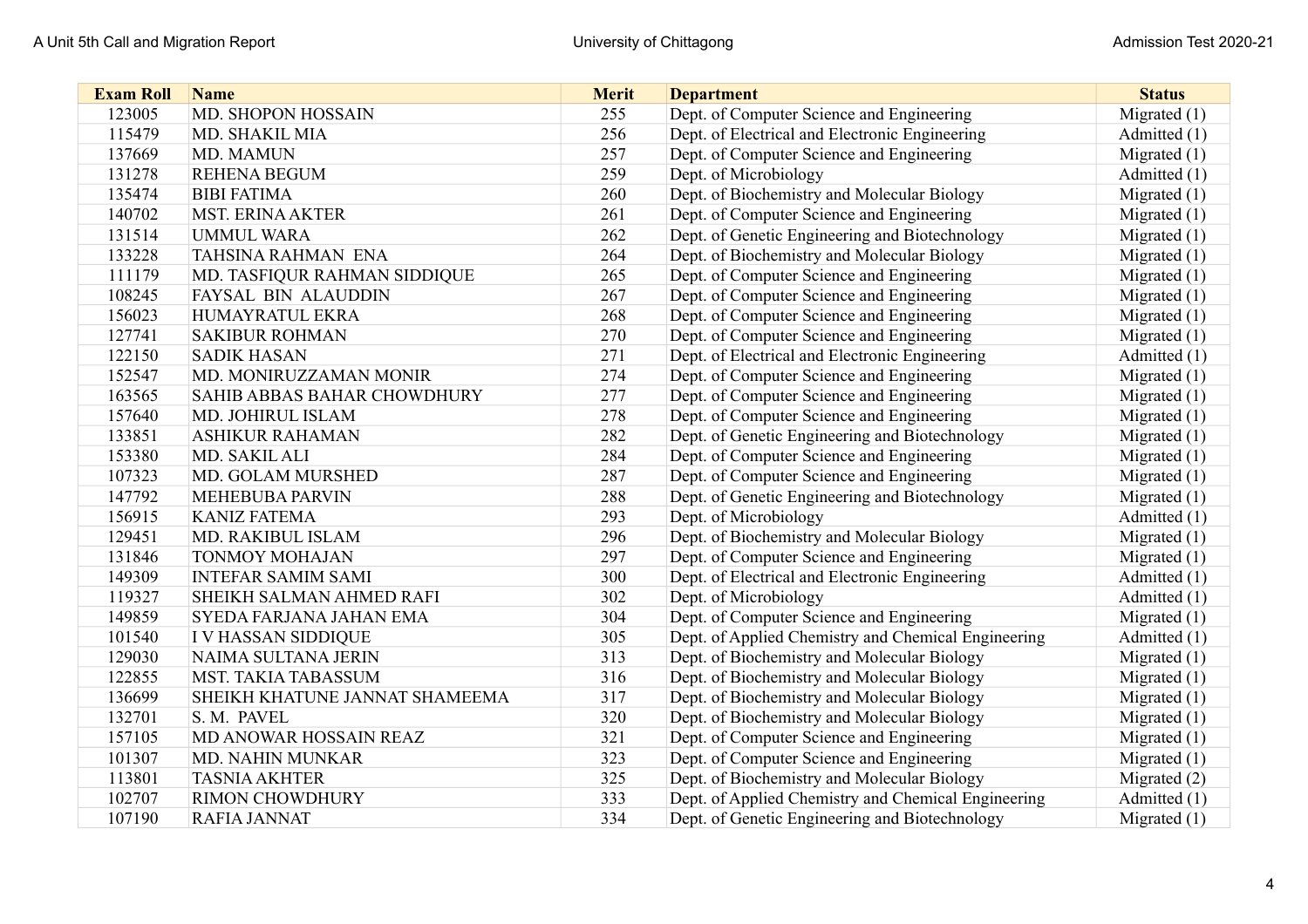| Exam Roll | Name | Merit | Department | Status |
|---|---|---|---|---|
| 123005 | MD. SHOPON HOSSAIN | 255 | Dept. of Computer Science and Engineering | Migrated (1) |
| 115479 | MD. SHAKIL MIA | 256 | Dept. of Electrical and Electronic Engineering | Admitted (1) |
| 137669 | MD. MAMUN | 257 | Dept. of Computer Science and Engineering | Migrated (1) |
| 131278 | REHENA BEGUM | 259 | Dept. of Microbiology | Admitted (1) |
| 135474 | BIBI FATIMA | 260 | Dept. of Biochemistry and Molecular Biology | Migrated (1) |
| 140702 | MST. ERINA AKTER | 261 | Dept. of Computer Science and Engineering | Migrated (1) |
| 131514 | UMMUL WARA | 262 | Dept. of Genetic Engineering and Biotechnology | Migrated (1) |
| 133228 | TAHSINA RAHMAN ENA | 264 | Dept. of Biochemistry and Molecular Biology | Migrated (1) |
| 111179 | MD. TASFIQUR RAHMAN SIDDIQUE | 265 | Dept. of Computer Science and Engineering | Migrated (1) |
| 108245 | FAYSAL BIN ALAUDDIN | 267 | Dept. of Computer Science and Engineering | Migrated (1) |
| 156023 | HUMAYRATUL EKRA | 268 | Dept. of Computer Science and Engineering | Migrated (1) |
| 127741 | SAKIBUR ROHMAN | 270 | Dept. of Computer Science and Engineering | Migrated (1) |
| 122150 | SADIK HASAN | 271 | Dept. of Electrical and Electronic Engineering | Admitted (1) |
| 152547 | MD. MONIRUZZAMAN MONIR | 274 | Dept. of Computer Science and Engineering | Migrated (1) |
| 163565 | SAHIB ABBAS BAHAR CHOWDHURY | 277 | Dept. of Computer Science and Engineering | Migrated (1) |
| 157640 | MD. JOHIRUL ISLAM | 278 | Dept. of Computer Science and Engineering | Migrated (1) |
| 133851 | ASHIKUR RAHAMAN | 282 | Dept. of Genetic Engineering and Biotechnology | Migrated (1) |
| 153380 | MD. SAKIL ALI | 284 | Dept. of Computer Science and Engineering | Migrated (1) |
| 107323 | MD. GOLAM MURSHED | 287 | Dept. of Computer Science and Engineering | Migrated (1) |
| 147792 | MEHEBUBA PARVIN | 288 | Dept. of Genetic Engineering and Biotechnology | Migrated (1) |
| 156915 | KANIZ FATEMA | 293 | Dept. of Microbiology | Admitted (1) |
| 129451 | MD. RAKIBUL ISLAM | 296 | Dept. of Biochemistry and Molecular Biology | Migrated (1) |
| 131846 | TONMOY MOHAJAN | 297 | Dept. of Computer Science and Engineering | Migrated (1) |
| 149309 | INTEFAR SAMIM SAMI | 300 | Dept. of Electrical and Electronic Engineering | Admitted (1) |
| 119327 | SHEIKH SALMAN AHMED RAFI | 302 | Dept. of Microbiology | Admitted (1) |
| 149859 | SYEDA FARJANA JAHAN EMA | 304 | Dept. of Computer Science and Engineering | Migrated (1) |
| 101540 | I V HASSAN SIDDIQUE | 305 | Dept. of Applied Chemistry and Chemical Engineering | Admitted (1) |
| 129030 | NAIMA SULTANA JERIN | 313 | Dept. of Biochemistry and Molecular Biology | Migrated (1) |
| 122855 | MST. TAKIA TABASSUM | 316 | Dept. of Biochemistry and Molecular Biology | Migrated (1) |
| 136699 | SHEIKH KHATUNE JANNAT SHAMEEMA | 317 | Dept. of Biochemistry and Molecular Biology | Migrated (1) |
| 132701 | S. M. PAVEL | 320 | Dept. of Biochemistry and Molecular Biology | Migrated (1) |
| 157105 | MD ANOWAR HOSSAIN REAZ | 321 | Dept. of Computer Science and Engineering | Migrated (1) |
| 101307 | MD. NAHIN MUNKAR | 323 | Dept. of Computer Science and Engineering | Migrated (1) |
| 113801 | TASNIA AKHTER | 325 | Dept. of Biochemistry and Molecular Biology | Migrated (2) |
| 102707 | RIMON CHOWDHURY | 333 | Dept. of Applied Chemistry and Chemical Engineering | Admitted (1) |
| 107190 | RAFIA JANNAT | 334 | Dept. of Genetic Engineering and Biotechnology | Migrated (1) |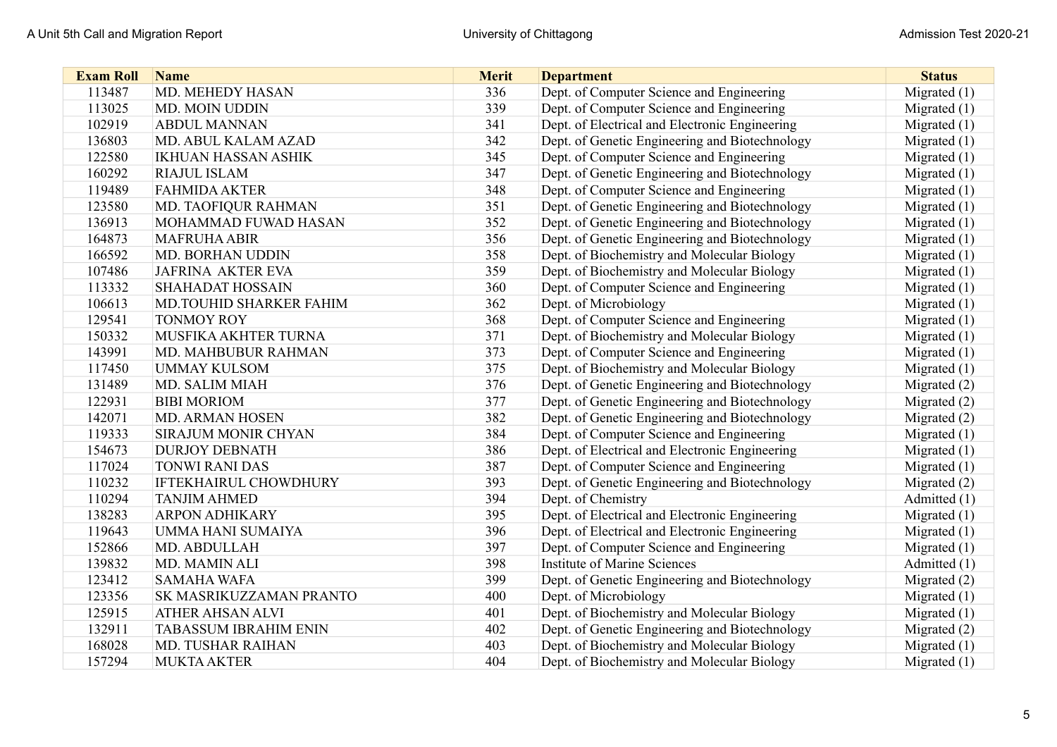| Exam Roll | Name | Merit | Department | Status |
|---|---|---|---|---|
| 113487 | MD. MEHEDY HASAN | 336 | Dept. of Computer Science and Engineering | Migrated (1) |
| 113025 | MD. MOIN UDDIN | 339 | Dept. of Computer Science and Engineering | Migrated (1) |
| 102919 | ABDUL MANNAN | 341 | Dept. of Electrical and Electronic Engineering | Migrated (1) |
| 136803 | MD. ABUL KALAM AZAD | 342 | Dept. of Genetic Engineering and Biotechnology | Migrated (1) |
| 122580 | IKHUAN HASSAN ASHIK | 345 | Dept. of Computer Science and Engineering | Migrated (1) |
| 160292 | RIAJUL ISLAM | 347 | Dept. of Genetic Engineering and Biotechnology | Migrated (1) |
| 119489 | FAHMIDA AKTER | 348 | Dept. of Computer Science and Engineering | Migrated (1) |
| 123580 | MD. TAOFIQUR RAHMAN | 351 | Dept. of Genetic Engineering and Biotechnology | Migrated (1) |
| 136913 | MOHAMMAD FUWAD HASAN | 352 | Dept. of Genetic Engineering and Biotechnology | Migrated (1) |
| 164873 | MAFRUHA ABIR | 356 | Dept. of Genetic Engineering and Biotechnology | Migrated (1) |
| 166592 | MD. BORHAN UDDIN | 358 | Dept. of Biochemistry and Molecular Biology | Migrated (1) |
| 107486 | JAFRINA AKTER EVA | 359 | Dept. of Biochemistry and Molecular Biology | Migrated (1) |
| 113332 | SHAHADAT HOSSAIN | 360 | Dept. of Computer Science and Engineering | Migrated (1) |
| 106613 | MD.TOUHID SHARKER FAHIM | 362 | Dept. of Microbiology | Migrated (1) |
| 129541 | TONMOY ROY | 368 | Dept. of Computer Science and Engineering | Migrated (1) |
| 150332 | MUSFIKA AKHTER TURNA | 371 | Dept. of Biochemistry and Molecular Biology | Migrated (1) |
| 143991 | MD. MAHBUBUR RAHMAN | 373 | Dept. of Computer Science and Engineering | Migrated (1) |
| 117450 | UMMAY KULSOM | 375 | Dept. of Biochemistry and Molecular Biology | Migrated (1) |
| 131489 | MD. SALIM MIAH | 376 | Dept. of Genetic Engineering and Biotechnology | Migrated (2) |
| 122931 | BIBI MORIOM | 377 | Dept. of Genetic Engineering and Biotechnology | Migrated (2) |
| 142071 | MD. ARMAN HOSEN | 382 | Dept. of Genetic Engineering and Biotechnology | Migrated (2) |
| 119333 | SIRAJUM MONIR CHYAN | 384 | Dept. of Computer Science and Engineering | Migrated (1) |
| 154673 | DURJOY DEBNATH | 386 | Dept. of Electrical and Electronic Engineering | Migrated (1) |
| 117024 | TONWI RANI DAS | 387 | Dept. of Computer Science and Engineering | Migrated (1) |
| 110232 | IFTEKHAIRUL CHOWDHURY | 393 | Dept. of Genetic Engineering and Biotechnology | Migrated (2) |
| 110294 | TANJIM AHMED | 394 | Dept. of Chemistry | Admitted (1) |
| 138283 | ARPON ADHIKARY | 395 | Dept. of Electrical and Electronic Engineering | Migrated (1) |
| 119643 | UMMA HANI SUMAIYA | 396 | Dept. of Electrical and Electronic Engineering | Migrated (1) |
| 152866 | MD. ABDULLAH | 397 | Dept. of Computer Science and Engineering | Migrated (1) |
| 139832 | MD. MAMIN ALI | 398 | Institute of Marine Sciences | Admitted (1) |
| 123412 | SAMAHA WAFA | 399 | Dept. of Genetic Engineering and Biotechnology | Migrated (2) |
| 123356 | SK MASRIKUZZAMAN PRANTO | 400 | Dept. of Microbiology | Migrated (1) |
| 125915 | ATHER AHSAN ALVI | 401 | Dept. of Biochemistry and Molecular Biology | Migrated (1) |
| 132911 | TABASSUM IBRAHIM ENIN | 402 | Dept. of Genetic Engineering and Biotechnology | Migrated (2) |
| 168028 | MD. TUSHAR RAIHAN | 403 | Dept. of Biochemistry and Molecular Biology | Migrated (1) |
| 157294 | MUKTA AKTER | 404 | Dept. of Biochemistry and Molecular Biology | Migrated (1) |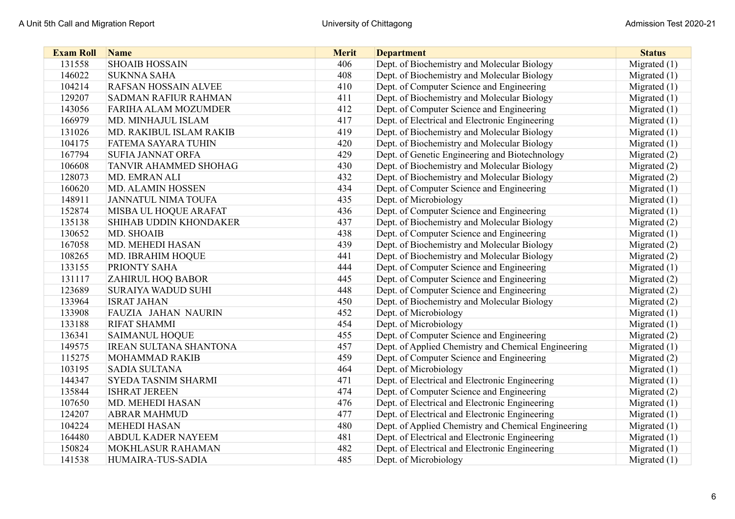| Exam Roll | Name | Merit | Department | Status |
|---|---|---|---|---|
| 131558 | SHOAIB HOSSAIN | 406 | Dept. of Biochemistry and Molecular Biology | Migrated (1) |
| 146022 | SUKNNA SAHA | 408 | Dept. of Biochemistry and Molecular Biology | Migrated (1) |
| 104214 | RAFSAN HOSSAIN ALVEE | 410 | Dept. of Computer Science and Engineering | Migrated (1) |
| 129207 | SADMAN RAFIUR RAHMAN | 411 | Dept. of Biochemistry and Molecular Biology | Migrated (1) |
| 143056 | FARIHA ALAM MOZUMDER | 412 | Dept. of Computer Science and Engineering | Migrated (1) |
| 166979 | MD. MINHAJUL ISLAM | 417 | Dept. of Electrical and Electronic Engineering | Migrated (1) |
| 131026 | MD. RAKIBUL ISLAM RAKIB | 419 | Dept. of Biochemistry and Molecular Biology | Migrated (1) |
| 104175 | FATEMA SAYARA TUHIN | 420 | Dept. of Biochemistry and Molecular Biology | Migrated (1) |
| 167794 | SUFIA JANNAT ORFA | 429 | Dept. of Genetic Engineering and Biotechnology | Migrated (2) |
| 106608 | TANVIR AHAMMED SHOHAG | 430 | Dept. of Biochemistry and Molecular Biology | Migrated (2) |
| 128073 | MD. EMRAN ALI | 432 | Dept. of Biochemistry and Molecular Biology | Migrated (2) |
| 160620 | MD. ALAMIN HOSSEN | 434 | Dept. of Computer Science and Engineering | Migrated (1) |
| 148911 | JANNATUL NIMA TOUFA | 435 | Dept. of Microbiology | Migrated (1) |
| 152874 | MISBA UL HOQUE ARAFAT | 436 | Dept. of Computer Science and Engineering | Migrated (1) |
| 135138 | SHIHAB UDDIN KHONDAKER | 437 | Dept. of Biochemistry and Molecular Biology | Migrated (2) |
| 130652 | MD. SHOAIB | 438 | Dept. of Computer Science and Engineering | Migrated (1) |
| 167058 | MD. MEHEDI HASAN | 439 | Dept. of Biochemistry and Molecular Biology | Migrated (2) |
| 108265 | MD. IBRAHIM HOQUE | 441 | Dept. of Biochemistry and Molecular Biology | Migrated (2) |
| 133155 | PRIONTY SAHA | 444 | Dept. of Computer Science and Engineering | Migrated (1) |
| 131117 | ZAHIRUL HOQ BABOR | 445 | Dept. of Computer Science and Engineering | Migrated (2) |
| 123689 | SURAIYA WADUD SUHI | 448 | Dept. of Computer Science and Engineering | Migrated (2) |
| 133964 | ISRAT JAHAN | 450 | Dept. of Biochemistry and Molecular Biology | Migrated (2) |
| 133908 | FAUZIA JAHAN NAURIN | 452 | Dept. of Microbiology | Migrated (1) |
| 133188 | RIFAT SHAMMI | 454 | Dept. of Microbiology | Migrated (1) |
| 136341 | SAIMANUL HOQUE | 455 | Dept. of Computer Science and Engineering | Migrated (2) |
| 149575 | IREAN SULTANA SHANTONA | 457 | Dept. of Applied Chemistry and Chemical Engineering | Migrated (1) |
| 115275 | MOHAMMAD RAKIB | 459 | Dept. of Computer Science and Engineering | Migrated (2) |
| 103195 | SADIA SULTANA | 464 | Dept. of Microbiology | Migrated (1) |
| 144347 | SYEDA TASNIM SHARMI | 471 | Dept. of Electrical and Electronic Engineering | Migrated (1) |
| 135844 | ISHRAT JEREEN | 474 | Dept. of Computer Science and Engineering | Migrated (2) |
| 107650 | MD. MEHEDI HASAN | 476 | Dept. of Electrical and Electronic Engineering | Migrated (1) |
| 124207 | ABRAR MAHMUD | 477 | Dept. of Electrical and Electronic Engineering | Migrated (1) |
| 104224 | MEHEDI HASAN | 480 | Dept. of Applied Chemistry and Chemical Engineering | Migrated (1) |
| 164480 | ABDUL KADER NAYEEM | 481 | Dept. of Electrical and Electronic Engineering | Migrated (1) |
| 150824 | MOKHLASUR RAHAMAN | 482 | Dept. of Electrical and Electronic Engineering | Migrated (1) |
| 141538 | HUMAIRA-TUS-SADIA | 485 | Dept. of Microbiology | Migrated (1) |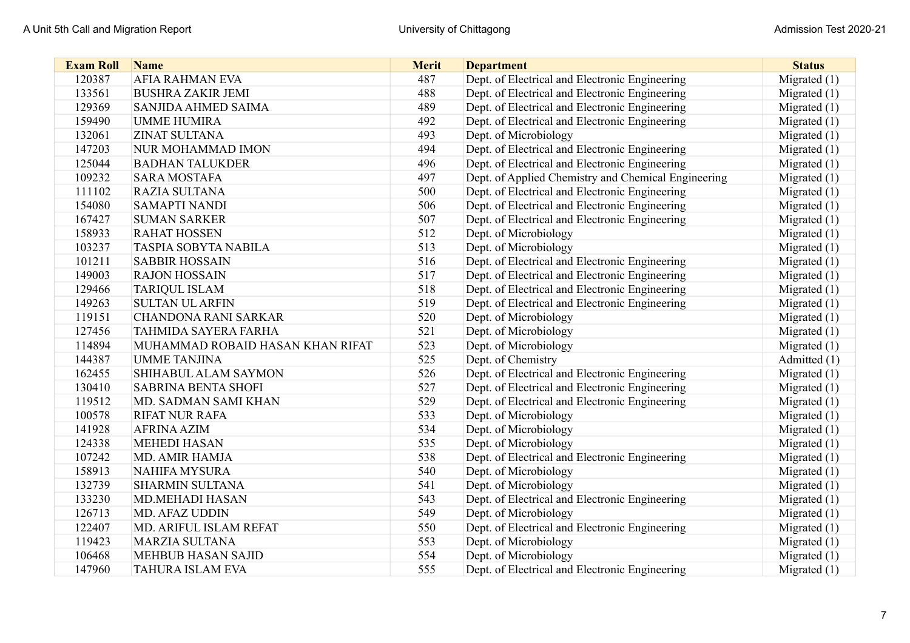| Exam Roll | Name | Merit | Department | Status |
|---|---|---|---|---|
| 120387 | AFIA RAHMAN EVA | 487 | Dept. of Electrical and Electronic Engineering | Migrated (1) |
| 133561 | BUSHRA ZAKIR JEMI | 488 | Dept. of Electrical and Electronic Engineering | Migrated (1) |
| 129369 | SANJIDA AHMED SAIMA | 489 | Dept. of Electrical and Electronic Engineering | Migrated (1) |
| 159490 | UMME HUMIRA | 492 | Dept. of Electrical and Electronic Engineering | Migrated (1) |
| 132061 | ZINAT SULTANA | 493 | Dept. of Microbiology | Migrated (1) |
| 147203 | NUR MOHAMMAD IMON | 494 | Dept. of Electrical and Electronic Engineering | Migrated (1) |
| 125044 | BADHAN TALUKDER | 496 | Dept. of Electrical and Electronic Engineering | Migrated (1) |
| 109232 | SARA MOSTAFA | 497 | Dept. of Applied Chemistry and Chemical Engineering | Migrated (1) |
| 111102 | RAZIA SULTANA | 500 | Dept. of Electrical and Electronic Engineering | Migrated (1) |
| 154080 | SAMAPTI NANDI | 506 | Dept. of Electrical and Electronic Engineering | Migrated (1) |
| 167427 | SUMAN SARKER | 507 | Dept. of Electrical and Electronic Engineering | Migrated (1) |
| 158933 | RAHAT HOSSEN | 512 | Dept. of Microbiology | Migrated (1) |
| 103237 | TASPIA SOBYTA NABILA | 513 | Dept. of Microbiology | Migrated (1) |
| 101211 | SABBIR HOSSAIN | 516 | Dept. of Electrical and Electronic Engineering | Migrated (1) |
| 149003 | RAJON HOSSAIN | 517 | Dept. of Electrical and Electronic Engineering | Migrated (1) |
| 129466 | TARIQUL ISLAM | 518 | Dept. of Electrical and Electronic Engineering | Migrated (1) |
| 149263 | SULTAN UL ARFIN | 519 | Dept. of Electrical and Electronic Engineering | Migrated (1) |
| 119151 | CHANDONA RANI SARKAR | 520 | Dept. of Microbiology | Migrated (1) |
| 127456 | TAHMIDA SAYERA FARHA | 521 | Dept. of Microbiology | Migrated (1) |
| 114894 | MUHAMMAD ROBAID HASAN KHAN RIFAT | 523 | Dept. of Microbiology | Migrated (1) |
| 144387 | UMME TANJINA | 525 | Dept. of Chemistry | Admitted (1) |
| 162455 | SHIHABUL ALAM SAYMON | 526 | Dept. of Electrical and Electronic Engineering | Migrated (1) |
| 130410 | SABRINA BENTA SHOFI | 527 | Dept. of Electrical and Electronic Engineering | Migrated (1) |
| 119512 | MD. SADMAN SAMI KHAN | 529 | Dept. of Electrical and Electronic Engineering | Migrated (1) |
| 100578 | RIFAT NUR RAFA | 533 | Dept. of Microbiology | Migrated (1) |
| 141928 | AFRINA AZIM | 534 | Dept. of Microbiology | Migrated (1) |
| 124338 | MEHEDI HASAN | 535 | Dept. of Microbiology | Migrated (1) |
| 107242 | MD. AMIR HAMJA | 538 | Dept. of Electrical and Electronic Engineering | Migrated (1) |
| 158913 | NAHIFA MYSURA | 540 | Dept. of Microbiology | Migrated (1) |
| 132739 | SHARMIN SULTANA | 541 | Dept. of Microbiology | Migrated (1) |
| 133230 | MD.MEHADI HASAN | 543 | Dept. of Electrical and Electronic Engineering | Migrated (1) |
| 126713 | MD. AFAZ UDDIN | 549 | Dept. of Microbiology | Migrated (1) |
| 122407 | MD. ARIFUL ISLAM REFAT | 550 | Dept. of Electrical and Electronic Engineering | Migrated (1) |
| 119423 | MARZIA SULTANA | 553 | Dept. of Microbiology | Migrated (1) |
| 106468 | MEHBUB HASAN SAJID | 554 | Dept. of Microbiology | Migrated (1) |
| 147960 | TAHURA ISLAM EVA | 555 | Dept. of Electrical and Electronic Engineering | Migrated (1) |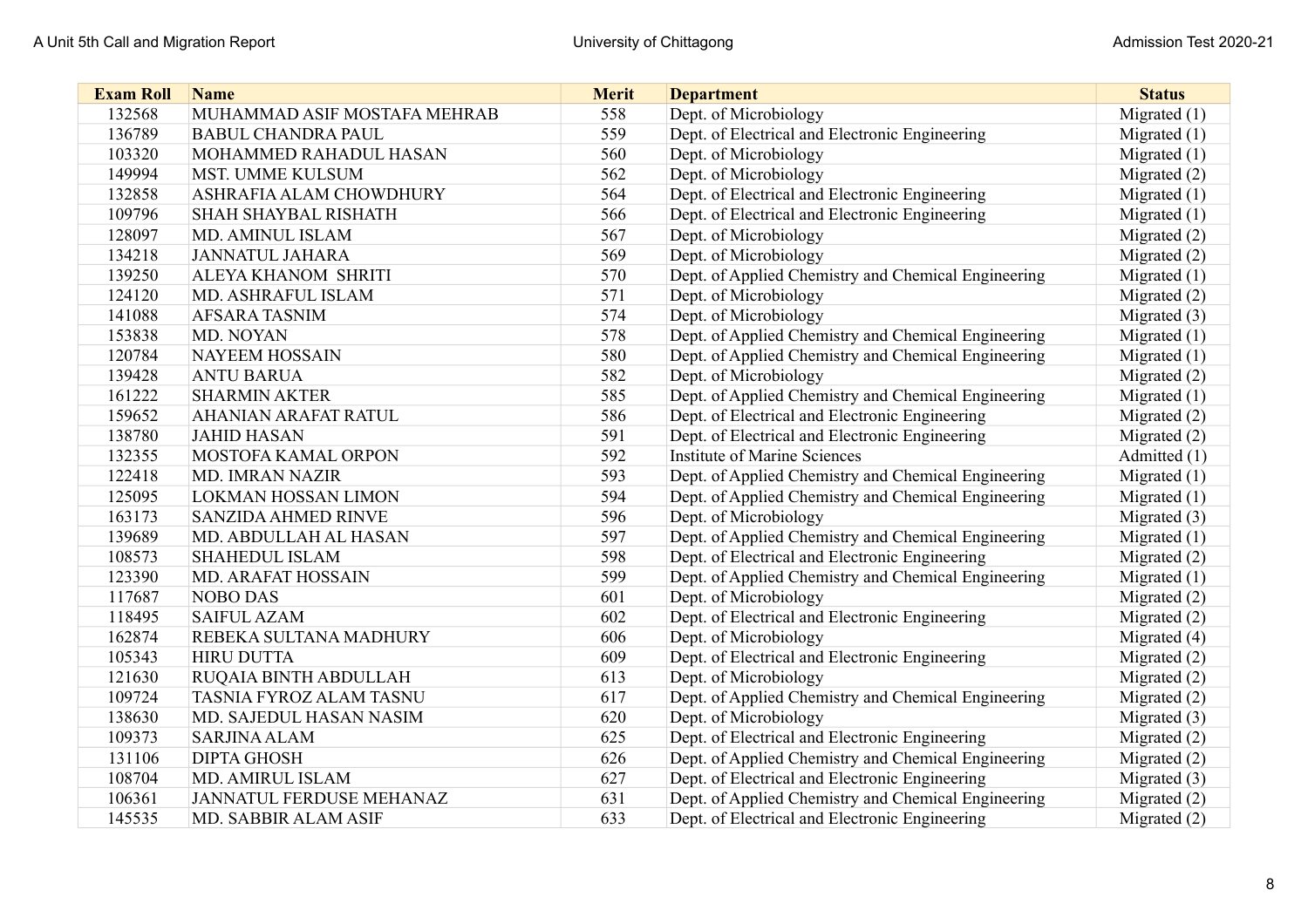| Exam Roll | Name | Merit | Department | Status |
|---|---|---|---|---|
| 132568 | MUHAMMAD ASIF MOSTAFA MEHRAB | 558 | Dept. of Microbiology | Migrated (1) |
| 136789 | BABUL CHANDRA PAUL | 559 | Dept. of Electrical and Electronic Engineering | Migrated (1) |
| 103320 | MOHAMMED RAHADUL HASAN | 560 | Dept. of Microbiology | Migrated (1) |
| 149994 | MST. UMME KULSUM | 562 | Dept. of Microbiology | Migrated (2) |
| 132858 | ASHRAFIA ALAM CHOWDHURY | 564 | Dept. of Electrical and Electronic Engineering | Migrated (1) |
| 109796 | SHAH SHAYBAL RISHATH | 566 | Dept. of Electrical and Electronic Engineering | Migrated (1) |
| 128097 | MD. AMINUL ISLAM | 567 | Dept. of Microbiology | Migrated (2) |
| 134218 | JANNATUL JAHARA | 569 | Dept. of Microbiology | Migrated (2) |
| 139250 | ALEYA KHANOM SHRITI | 570 | Dept. of Applied Chemistry and Chemical Engineering | Migrated (1) |
| 124120 | MD. ASHRAFUL ISLAM | 571 | Dept. of Microbiology | Migrated (2) |
| 141088 | AFSARA TASNIM | 574 | Dept. of Microbiology | Migrated (3) |
| 153838 | MD. NOYAN | 578 | Dept. of Applied Chemistry and Chemical Engineering | Migrated (1) |
| 120784 | NAYEEM HOSSAIN | 580 | Dept. of Applied Chemistry and Chemical Engineering | Migrated (1) |
| 139428 | ANTU BARUA | 582 | Dept. of Microbiology | Migrated (2) |
| 161222 | SHARMIN AKTER | 585 | Dept. of Applied Chemistry and Chemical Engineering | Migrated (1) |
| 159652 | AHANIAN ARAFAT RATUL | 586 | Dept. of Electrical and Electronic Engineering | Migrated (2) |
| 138780 | JAHID HASAN | 591 | Dept. of Electrical and Electronic Engineering | Migrated (2) |
| 132355 | MOSTOFA KAMAL ORPON | 592 | Institute of Marine Sciences | Admitted (1) |
| 122418 | MD. IMRAN NAZIR | 593 | Dept. of Applied Chemistry and Chemical Engineering | Migrated (1) |
| 125095 | LOKMAN HOSSAN LIMON | 594 | Dept. of Applied Chemistry and Chemical Engineering | Migrated (1) |
| 163173 | SANZIDA AHMED RINVE | 596 | Dept. of Microbiology | Migrated (3) |
| 139689 | MD. ABDULLAH AL HASAN | 597 | Dept. of Applied Chemistry and Chemical Engineering | Migrated (1) |
| 108573 | SHAHEDUL ISLAM | 598 | Dept. of Electrical and Electronic Engineering | Migrated (2) |
| 123390 | MD. ARAFAT HOSSAIN | 599 | Dept. of Applied Chemistry and Chemical Engineering | Migrated (1) |
| 117687 | NOBO DAS | 601 | Dept. of Microbiology | Migrated (2) |
| 118495 | SAIFUL AZAM | 602 | Dept. of Electrical and Electronic Engineering | Migrated (2) |
| 162874 | REBEKA SULTANA MADHURY | 606 | Dept. of Microbiology | Migrated (4) |
| 105343 | HIRU DUTTA | 609 | Dept. of Electrical and Electronic Engineering | Migrated (2) |
| 121630 | RUQAIA BINTH ABDULLAH | 613 | Dept. of Microbiology | Migrated (2) |
| 109724 | TASNIA FYROZ ALAM TASNU | 617 | Dept. of Applied Chemistry and Chemical Engineering | Migrated (2) |
| 138630 | MD. SAJEDUL HASAN NASIM | 620 | Dept. of Microbiology | Migrated (3) |
| 109373 | SARJINA ALAM | 625 | Dept. of Electrical and Electronic Engineering | Migrated (2) |
| 131106 | DIPTA GHOSH | 626 | Dept. of Applied Chemistry and Chemical Engineering | Migrated (2) |
| 108704 | MD. AMIRUL ISLAM | 627 | Dept. of Electrical and Electronic Engineering | Migrated (3) |
| 106361 | JANNATUL FERDUSE MEHANAZ | 631 | Dept. of Applied Chemistry and Chemical Engineering | Migrated (2) |
| 145535 | MD. SABBIR ALAM ASIF | 633 | Dept. of Electrical and Electronic Engineering | Migrated (2) |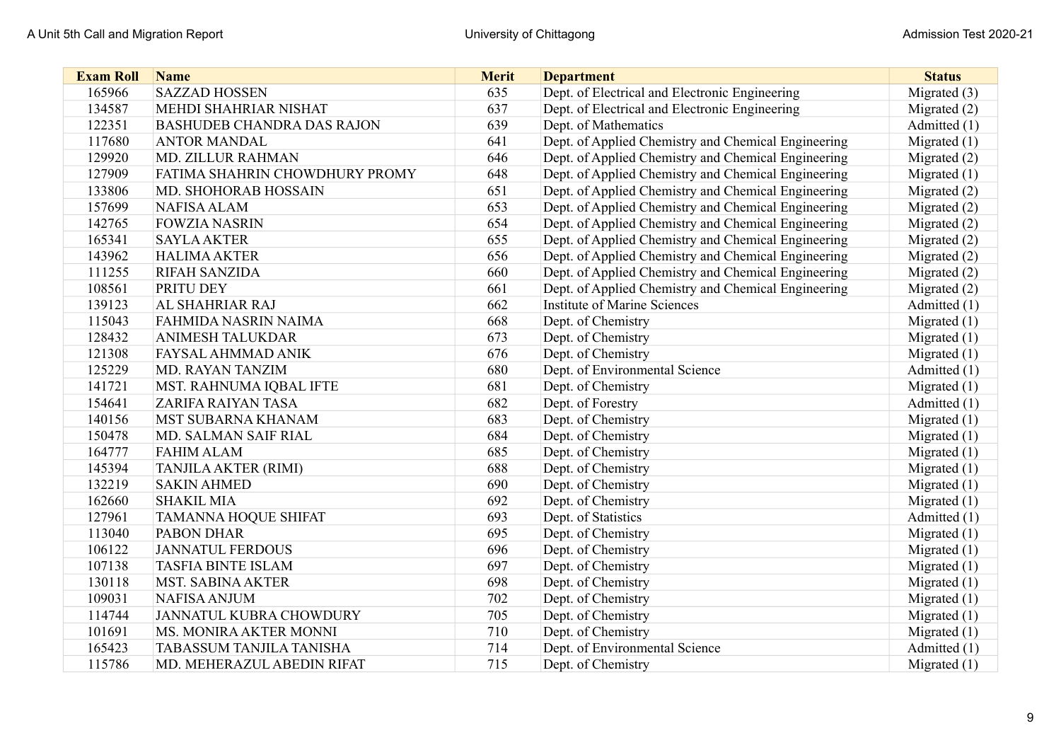| Exam Roll | Name | Merit | Department | Status |
|---|---|---|---|---|
| 165966 | SAZZAD HOSSEN | 635 | Dept. of Electrical and Electronic Engineering | Migrated (3) |
| 134587 | MEHDI SHAHRIAR NISHAT | 637 | Dept. of Electrical and Electronic Engineering | Migrated (2) |
| 122351 | BASHUDEB CHANDRA DAS RAJON | 639 | Dept. of Mathematics | Admitted (1) |
| 117680 | ANTOR MANDAL | 641 | Dept. of Applied Chemistry and Chemical Engineering | Migrated (1) |
| 129920 | MD. ZILLUR RAHMAN | 646 | Dept. of Applied Chemistry and Chemical Engineering | Migrated (2) |
| 127909 | FATIMA SHAHRIN CHOWDHURY PROMY | 648 | Dept. of Applied Chemistry and Chemical Engineering | Migrated (1) |
| 133806 | MD. SHOHORAB HOSSAIN | 651 | Dept. of Applied Chemistry and Chemical Engineering | Migrated (2) |
| 157699 | NAFISA ALAM | 653 | Dept. of Applied Chemistry and Chemical Engineering | Migrated (2) |
| 142765 | FOWZIA NASRIN | 654 | Dept. of Applied Chemistry and Chemical Engineering | Migrated (2) |
| 165341 | SAYLA AKTER | 655 | Dept. of Applied Chemistry and Chemical Engineering | Migrated (2) |
| 143962 | HALIMA AKTER | 656 | Dept. of Applied Chemistry and Chemical Engineering | Migrated (2) |
| 111255 | RIFAH SANZIDA | 660 | Dept. of Applied Chemistry and Chemical Engineering | Migrated (2) |
| 108561 | PRITU DEY | 661 | Dept. of Applied Chemistry and Chemical Engineering | Migrated (2) |
| 139123 | AL SHAHRIAR RAJ | 662 | Institute of Marine Sciences | Admitted (1) |
| 115043 | FAHMIDA NASRIN NAIMA | 668 | Dept. of Chemistry | Migrated (1) |
| 128432 | ANIMESH TALUKDAR | 673 | Dept. of Chemistry | Migrated (1) |
| 121308 | FAYSAL AHMMAD ANIK | 676 | Dept. of Chemistry | Migrated (1) |
| 125229 | MD. RAYAN TANZIM | 680 | Dept. of Environmental Science | Admitted (1) |
| 141721 | MST. RAHNUMA IQBAL IFTE | 681 | Dept. of Chemistry | Migrated (1) |
| 154641 | ZARIFA RAIYAN TASA | 682 | Dept. of Forestry | Admitted (1) |
| 140156 | MST SUBARNA KHANAM | 683 | Dept. of Chemistry | Migrated (1) |
| 150478 | MD. SALMAN SAIF RIAL | 684 | Dept. of Chemistry | Migrated (1) |
| 164777 | FAHIM ALAM | 685 | Dept. of Chemistry | Migrated (1) |
| 145394 | TANJILA AKTER (RIMI) | 688 | Dept. of Chemistry | Migrated (1) |
| 132219 | SAKIN AHMED | 690 | Dept. of Chemistry | Migrated (1) |
| 162660 | SHAKIL MIA | 692 | Dept. of Chemistry | Migrated (1) |
| 127961 | TAMANNA HOQUE SHIFAT | 693 | Dept. of Statistics | Admitted (1) |
| 113040 | PABON DHAR | 695 | Dept. of Chemistry | Migrated (1) |
| 106122 | JANNATUL FERDOUS | 696 | Dept. of Chemistry | Migrated (1) |
| 107138 | TASFIA BINTE ISLAM | 697 | Dept. of Chemistry | Migrated (1) |
| 130118 | MST. SABINA AKTER | 698 | Dept. of Chemistry | Migrated (1) |
| 109031 | NAFISA ANJUM | 702 | Dept. of Chemistry | Migrated (1) |
| 114744 | JANNATUL KUBRA CHOWDURY | 705 | Dept. of Chemistry | Migrated (1) |
| 101691 | MS. MONIRA AKTER MONNI | 710 | Dept. of Chemistry | Migrated (1) |
| 165423 | TABASSUM TANJILA TANISHA | 714 | Dept. of Environmental Science | Admitted (1) |
| 115786 | MD. MEHERAZUL ABEDIN RIFAT | 715 | Dept. of Chemistry | Migrated (1) |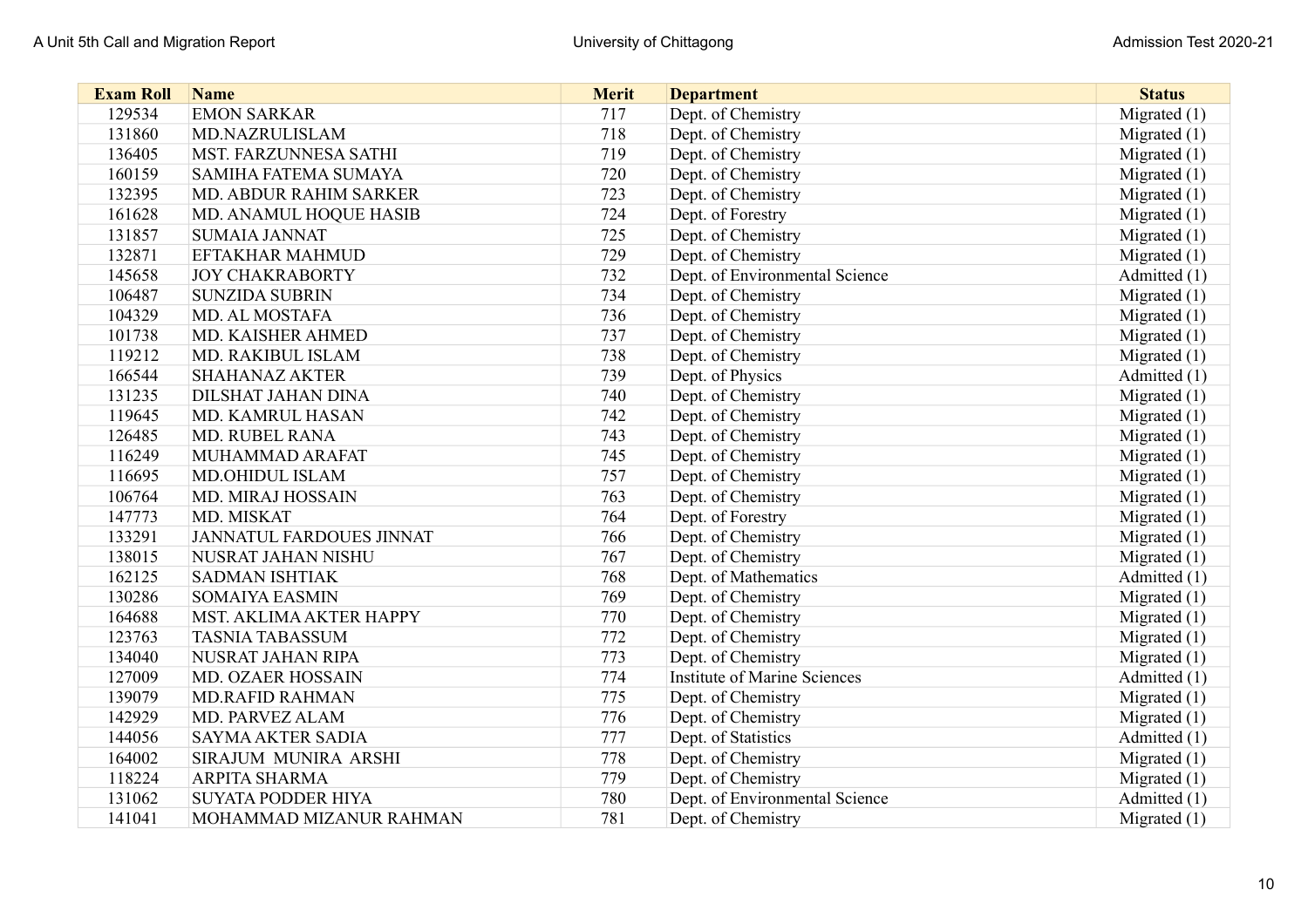| Exam Roll | Name | Merit | Department | Status |
|---|---|---|---|---|
| 129534 | EMON SARKAR | 717 | Dept. of Chemistry | Migrated (1) |
| 131860 | MD.NAZRULISLAM | 718 | Dept. of Chemistry | Migrated (1) |
| 136405 | MST. FARZUNNESA SATHI | 719 | Dept. of Chemistry | Migrated (1) |
| 160159 | SAMIHA FATEMA SUMAYA | 720 | Dept. of Chemistry | Migrated (1) |
| 132395 | MD. ABDUR RAHIM SARKER | 723 | Dept. of Chemistry | Migrated (1) |
| 161628 | MD. ANAMUL HOQUE HASIB | 724 | Dept. of Forestry | Migrated (1) |
| 131857 | SUMAIA JANNAT | 725 | Dept. of Chemistry | Migrated (1) |
| 132871 | EFTAKHAR MAHMUD | 729 | Dept. of Chemistry | Migrated (1) |
| 145658 | JOY CHAKRABORTY | 732 | Dept. of Environmental Science | Admitted (1) |
| 106487 | SUNZIDA SUBRIN | 734 | Dept. of Chemistry | Migrated (1) |
| 104329 | MD. AL MOSTAFA | 736 | Dept. of Chemistry | Migrated (1) |
| 101738 | MD. KAISHER AHMED | 737 | Dept. of Chemistry | Migrated (1) |
| 119212 | MD. RAKIBUL ISLAM | 738 | Dept. of Chemistry | Migrated (1) |
| 166544 | SHAHANAZ AKTER | 739 | Dept. of Physics | Admitted (1) |
| 131235 | DILSHAT JAHAN DINA | 740 | Dept. of Chemistry | Migrated (1) |
| 119645 | MD. KAMRUL HASAN | 742 | Dept. of Chemistry | Migrated (1) |
| 126485 | MD. RUBEL RANA | 743 | Dept. of Chemistry | Migrated (1) |
| 116249 | MUHAMMAD ARAFAT | 745 | Dept. of Chemistry | Migrated (1) |
| 116695 | MD.OHIDUL ISLAM | 757 | Dept. of Chemistry | Migrated (1) |
| 106764 | MD. MIRAJ HOSSAIN | 763 | Dept. of Chemistry | Migrated (1) |
| 147773 | MD. MISKAT | 764 | Dept. of Forestry | Migrated (1) |
| 133291 | JANNATUL FARDOUES JINNAT | 766 | Dept. of Chemistry | Migrated (1) |
| 138015 | NUSRAT JAHAN NISHU | 767 | Dept. of Chemistry | Migrated (1) |
| 162125 | SADMAN ISHTIAK | 768 | Dept. of Mathematics | Admitted (1) |
| 130286 | SOMAIYA EASMIN | 769 | Dept. of Chemistry | Migrated (1) |
| 164688 | MST. AKLIMA AKTER HAPPY | 770 | Dept. of Chemistry | Migrated (1) |
| 123763 | TASNIA TABASSUM | 772 | Dept. of Chemistry | Migrated (1) |
| 134040 | NUSRAT JAHAN RIPA | 773 | Dept. of Chemistry | Migrated (1) |
| 127009 | MD. OZAER HOSSAIN | 774 | Institute of Marine Sciences | Admitted (1) |
| 139079 | MD.RAFID RAHMAN | 775 | Dept. of Chemistry | Migrated (1) |
| 142929 | MD. PARVEZ ALAM | 776 | Dept. of Chemistry | Migrated (1) |
| 144056 | SAYMA AKTER SADIA | 777 | Dept. of Statistics | Admitted (1) |
| 164002 | SIRAJUM MUNIRA ARSHI | 778 | Dept. of Chemistry | Migrated (1) |
| 118224 | ARPITA SHARMA | 779 | Dept. of Chemistry | Migrated (1) |
| 131062 | SUYATA PODDER HIYA | 780 | Dept. of Environmental Science | Admitted (1) |
| 141041 | MOHAMMAD MIZANUR RAHMAN | 781 | Dept. of Chemistry | Migrated (1) |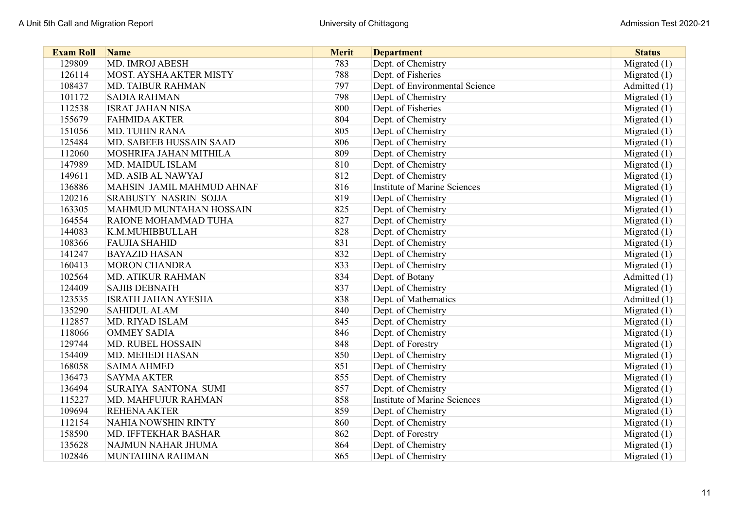| Exam Roll | Name | Merit | Department | Status |
|---|---|---|---|---|
| 129809 | MD. IMROJ ABESH | 783 | Dept. of Chemistry | Migrated (1) |
| 126114 | MOST. AYSHA AKTER MISTY | 788 | Dept. of Fisheries | Migrated (1) |
| 108437 | MD. TAIBUR RAHMAN | 797 | Dept. of Environmental Science | Admitted (1) |
| 101172 | SADIA RAHMAN | 798 | Dept. of Chemistry | Migrated (1) |
| 112538 | ISRAT JAHAN NISA | 800 | Dept. of Fisheries | Migrated (1) |
| 155679 | FAHMIDA AKTER | 804 | Dept. of Chemistry | Migrated (1) |
| 151056 | MD. TUHIN RANA | 805 | Dept. of Chemistry | Migrated (1) |
| 125484 | MD. SABEEB HUSSAIN SAAD | 806 | Dept. of Chemistry | Migrated (1) |
| 112060 | MOSHRIFA JAHAN MITHILA | 809 | Dept. of Chemistry | Migrated (1) |
| 147989 | MD. MAIDUL ISLAM | 810 | Dept. of Chemistry | Migrated (1) |
| 149611 | MD. ASIB AL NAWYAJ | 812 | Dept. of Chemistry | Migrated (1) |
| 136886 | MAHSIN JAMIL MAHMUD AHNAF | 816 | Institute of Marine Sciences | Migrated (1) |
| 120216 | SRABUSTY NASRIN SOJJA | 819 | Dept. of Chemistry | Migrated (1) |
| 163305 | MAHMUD MUNTAHAN HOSSAIN | 825 | Dept. of Chemistry | Migrated (1) |
| 164554 | RAIONE MOHAMMAD TUHA | 827 | Dept. of Chemistry | Migrated (1) |
| 144083 | K.M.MUHIBBULLAH | 828 | Dept. of Chemistry | Migrated (1) |
| 108366 | FAUJIA SHAHID | 831 | Dept. of Chemistry | Migrated (1) |
| 141247 | BAYAZID HASAN | 832 | Dept. of Chemistry | Migrated (1) |
| 160413 | MORON CHANDRA | 833 | Dept. of Chemistry | Migrated (1) |
| 102564 | MD. ATIKUR RAHMAN | 834 | Dept. of Botany | Admitted (1) |
| 124409 | SAJIB DEBNATH | 837 | Dept. of Chemistry | Migrated (1) |
| 123535 | ISRATH JAHAN AYESHA | 838 | Dept. of Mathematics | Admitted (1) |
| 135290 | SAHIDUL ALAM | 840 | Dept. of Chemistry | Migrated (1) |
| 112857 | MD. RIYAD ISLAM | 845 | Dept. of Chemistry | Migrated (1) |
| 118066 | OMMEY SADIA | 846 | Dept. of Chemistry | Migrated (1) |
| 129744 | MD. RUBEL HOSSAIN | 848 | Dept. of Forestry | Migrated (1) |
| 154409 | MD. MEHEDI HASAN | 850 | Dept. of Chemistry | Migrated (1) |
| 168058 | SAIMA AHMED | 851 | Dept. of Chemistry | Migrated (1) |
| 136473 | SAYMA AKTER | 855 | Dept. of Chemistry | Migrated (1) |
| 136494 | SURAIYA SANTONA SUMI | 857 | Dept. of Chemistry | Migrated (1) |
| 115227 | MD. MAHFUJUR RAHMAN | 858 | Institute of Marine Sciences | Migrated (1) |
| 109694 | REHENA AKTER | 859 | Dept. of Chemistry | Migrated (1) |
| 112154 | NAHIA NOWSHIN RINTY | 860 | Dept. of Chemistry | Migrated (1) |
| 158590 | MD. IFFTEKHAR BASHAR | 862 | Dept. of Forestry | Migrated (1) |
| 135628 | NAJMUN NAHAR JHUMA | 864 | Dept. of Chemistry | Migrated (1) |
| 102846 | MUNTAHINA RAHMAN | 865 | Dept. of Chemistry | Migrated (1) |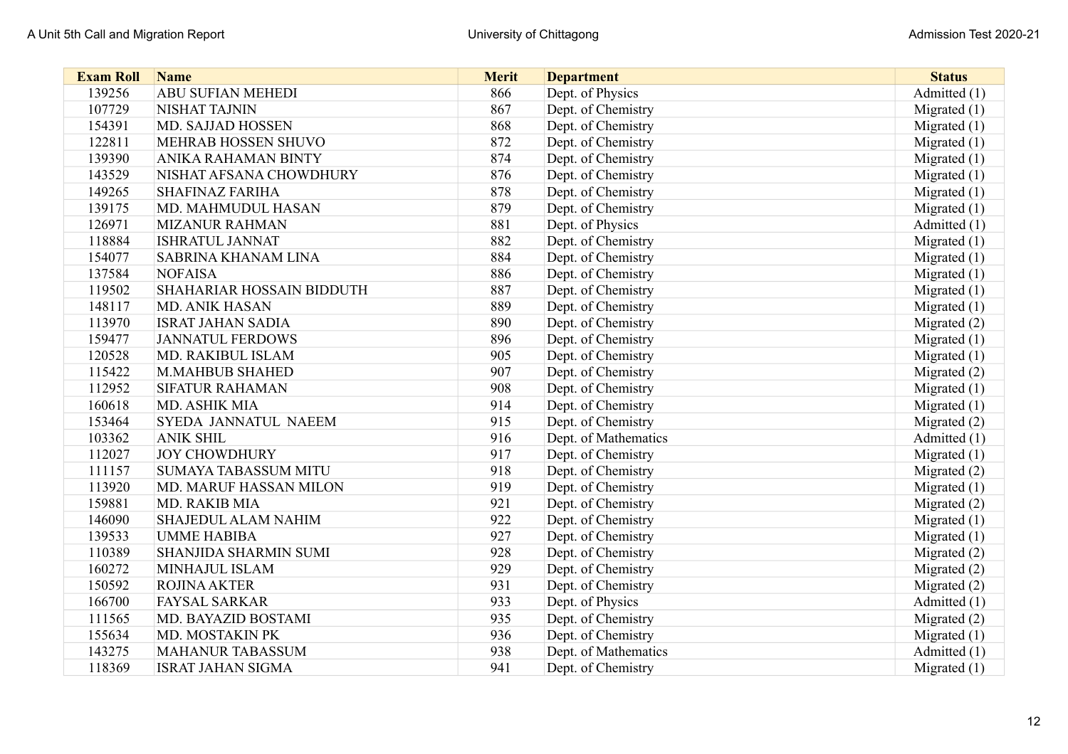| Exam Roll | Name | Merit | Department | Status |
|---|---|---|---|---|
| 139256 | ABU SUFIAN MEHEDI | 866 | Dept. of Physics | Admitted (1) |
| 107729 | NISHAT TAJNIN | 867 | Dept. of Chemistry | Migrated (1) |
| 154391 | MD. SAJJAD HOSSEN | 868 | Dept. of Chemistry | Migrated (1) |
| 122811 | MEHRAB HOSSEN SHUVO | 872 | Dept. of Chemistry | Migrated (1) |
| 139390 | ANIKA RAHAMAN BINTY | 874 | Dept. of Chemistry | Migrated (1) |
| 143529 | NISHAT AFSANA CHOWDHURY | 876 | Dept. of Chemistry | Migrated (1) |
| 149265 | SHAFINAZ FARIHA | 878 | Dept. of Chemistry | Migrated (1) |
| 139175 | MD. MAHMUDUL HASAN | 879 | Dept. of Chemistry | Migrated (1) |
| 126971 | MIZANUR RAHMAN | 881 | Dept. of Physics | Admitted (1) |
| 118884 | ISHRATUL JANNAT | 882 | Dept. of Chemistry | Migrated (1) |
| 154077 | SABRINA KHANAM LINA | 884 | Dept. of Chemistry | Migrated (1) |
| 137584 | NOFAISA | 886 | Dept. of Chemistry | Migrated (1) |
| 119502 | SHAHARIAR HOSSAIN BIDDUTH | 887 | Dept. of Chemistry | Migrated (1) |
| 148117 | MD. ANIK HASAN | 889 | Dept. of Chemistry | Migrated (1) |
| 113970 | ISRAT JAHAN SADIA | 890 | Dept. of Chemistry | Migrated (2) |
| 159477 | JANNATUL FERDOWS | 896 | Dept. of Chemistry | Migrated (1) |
| 120528 | MD. RAKIBUL ISLAM | 905 | Dept. of Chemistry | Migrated (1) |
| 115422 | M.MAHBUB SHAHED | 907 | Dept. of Chemistry | Migrated (2) |
| 112952 | SIFATUR RAHAMAN | 908 | Dept. of Chemistry | Migrated (1) |
| 160618 | MD. ASHIK MIA | 914 | Dept. of Chemistry | Migrated (1) |
| 153464 | SYEDA JANNATUL NAEEM | 915 | Dept. of Chemistry | Migrated (2) |
| 103362 | ANIK SHIL | 916 | Dept. of Mathematics | Admitted (1) |
| 112027 | JOY CHOWDHURY | 917 | Dept. of Chemistry | Migrated (1) |
| 111157 | SUMAYA TABASSUM MITU | 918 | Dept. of Chemistry | Migrated (2) |
| 113920 | MD. MARUF HASSAN MILON | 919 | Dept. of Chemistry | Migrated (1) |
| 159881 | MD. RAKIB MIA | 921 | Dept. of Chemistry | Migrated (2) |
| 146090 | SHAJEDUL ALAM NAHIM | 922 | Dept. of Chemistry | Migrated (1) |
| 139533 | UMME HABIBA | 927 | Dept. of Chemistry | Migrated (1) |
| 110389 | SHANJIDA SHARMIN SUMI | 928 | Dept. of Chemistry | Migrated (2) |
| 160272 | MINHAJUL ISLAM | 929 | Dept. of Chemistry | Migrated (2) |
| 150592 | ROJINA AKTER | 931 | Dept. of Chemistry | Migrated (2) |
| 166700 | FAYSAL SARKAR | 933 | Dept. of Physics | Admitted (1) |
| 111565 | MD. BAYAZID BOSTAMI | 935 | Dept. of Chemistry | Migrated (2) |
| 155634 | MD. MOSTAKIN PK | 936 | Dept. of Chemistry | Migrated (1) |
| 143275 | MAHANUR TABASSUM | 938 | Dept. of Mathematics | Admitted (1) |
| 118369 | ISRAT JAHAN SIGMA | 941 | Dept. of Chemistry | Migrated (1) |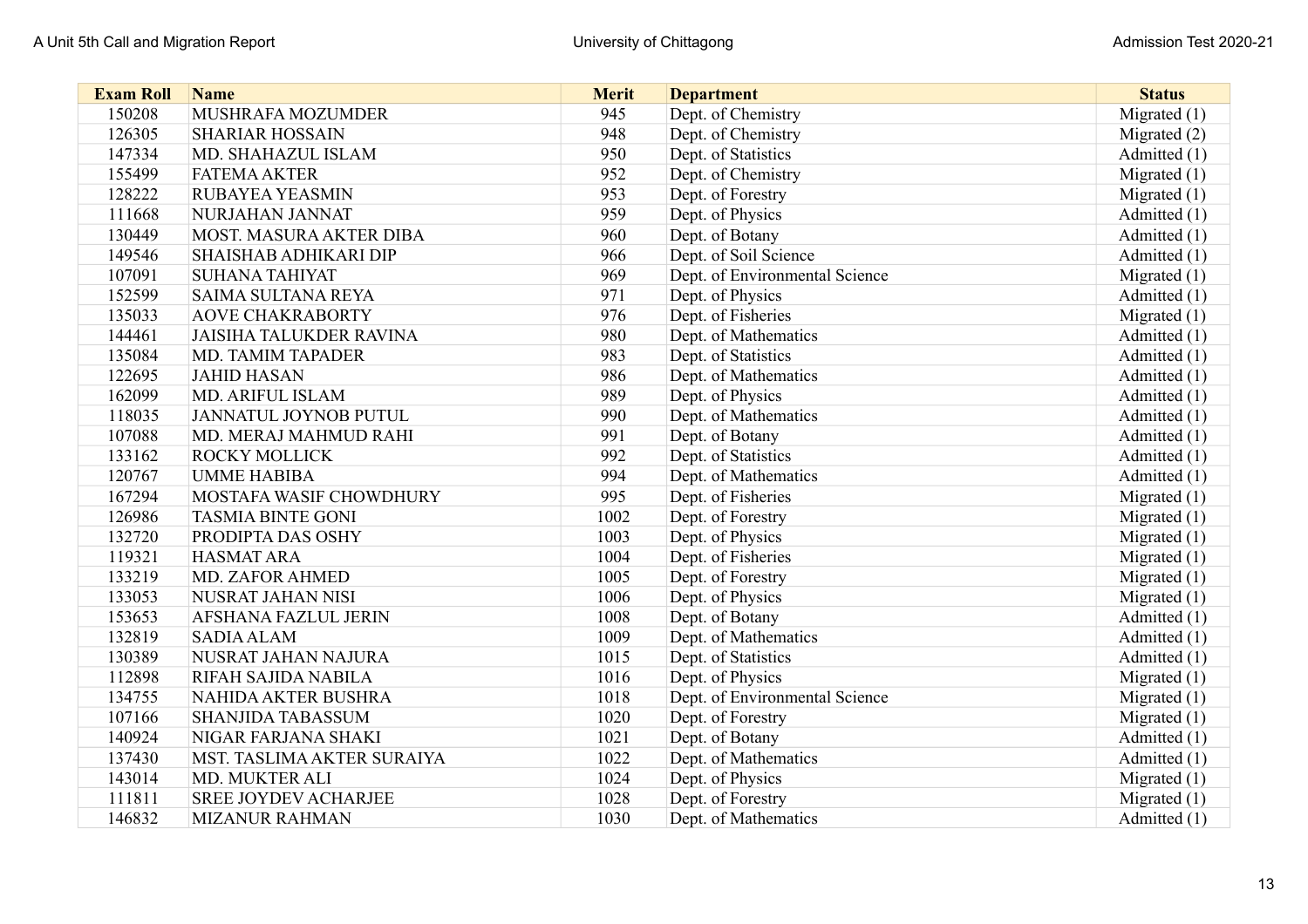| Exam Roll | Name | Merit | Department | Status |
|---|---|---|---|---|
| 150208 | MUSHRAFA MOZUMDER | 945 | Dept. of Chemistry | Migrated (1) |
| 126305 | SHARIAR HOSSAIN | 948 | Dept. of Chemistry | Migrated (2) |
| 147334 | MD. SHAHAZUL ISLAM | 950 | Dept. of Statistics | Admitted (1) |
| 155499 | FATEMA AKTER | 952 | Dept. of Chemistry | Migrated (1) |
| 128222 | RUBAYEA YEASMIN | 953 | Dept. of Forestry | Migrated (1) |
| 111668 | NURJAHAN JANNAT | 959 | Dept. of Physics | Admitted (1) |
| 130449 | MOST. MASURA AKTER DIBA | 960 | Dept. of Botany | Admitted (1) |
| 149546 | SHAISHAB ADHIKARI DIP | 966 | Dept. of Soil Science | Admitted (1) |
| 107091 | SUHANA TAHIYAT | 969 | Dept. of Environmental Science | Migrated (1) |
| 152599 | SAIMA SULTANA REYA | 971 | Dept. of Physics | Admitted (1) |
| 135033 | AOVE CHAKRABORTY | 976 | Dept. of Fisheries | Migrated (1) |
| 144461 | JAISIHA TALUKDER RAVINA | 980 | Dept. of Mathematics | Admitted (1) |
| 135084 | MD. TAMIM TAPADER | 983 | Dept. of Statistics | Admitted (1) |
| 122695 | JAHID HASAN | 986 | Dept. of Mathematics | Admitted (1) |
| 162099 | MD. ARIFUL ISLAM | 989 | Dept. of Physics | Admitted (1) |
| 118035 | JANNATUL JOYNOB PUTUL | 990 | Dept. of Mathematics | Admitted (1) |
| 107088 | MD. MERAJ MAHMUD RAHI | 991 | Dept. of Botany | Admitted (1) |
| 133162 | ROCKY MOLLICK | 992 | Dept. of Statistics | Admitted (1) |
| 120767 | UMME HABIBA | 994 | Dept. of Mathematics | Admitted (1) |
| 167294 | MOSTAFA WASIF CHOWDHURY | 995 | Dept. of Fisheries | Migrated (1) |
| 126986 | TASMIA BINTE GONI | 1002 | Dept. of Forestry | Migrated (1) |
| 132720 | PRODIPTA DAS OSHY | 1003 | Dept. of Physics | Migrated (1) |
| 119321 | HASMAT ARA | 1004 | Dept. of Fisheries | Migrated (1) |
| 133219 | MD. ZAFOR AHMED | 1005 | Dept. of Forestry | Migrated (1) |
| 133053 | NUSRAT JAHAN NISI | 1006 | Dept. of Physics | Migrated (1) |
| 153653 | AFSHANA FAZLUL JERIN | 1008 | Dept. of Botany | Admitted (1) |
| 132819 | SADIA ALAM | 1009 | Dept. of Mathematics | Admitted (1) |
| 130389 | NUSRAT JAHAN NAJURA | 1015 | Dept. of Statistics | Admitted (1) |
| 112898 | RIFAH SAJIDA NABILA | 1016 | Dept. of Physics | Migrated (1) |
| 134755 | NAHIDA AKTER BUSHRA | 1018 | Dept. of Environmental Science | Migrated (1) |
| 107166 | SHANJIDA TABASSUM | 1020 | Dept. of Forestry | Migrated (1) |
| 140924 | NIGAR FARJANA SHAKI | 1021 | Dept. of Botany | Admitted (1) |
| 137430 | MST. TASLIMA AKTER SURAIYA | 1022 | Dept. of Mathematics | Admitted (1) |
| 143014 | MD. MUKTER ALI | 1024 | Dept. of Physics | Migrated (1) |
| 111811 | SREE JOYDEV ACHARJEE | 1028 | Dept. of Forestry | Migrated (1) |
| 146832 | MIZANUR RAHMAN | 1030 | Dept. of Mathematics | Admitted (1) |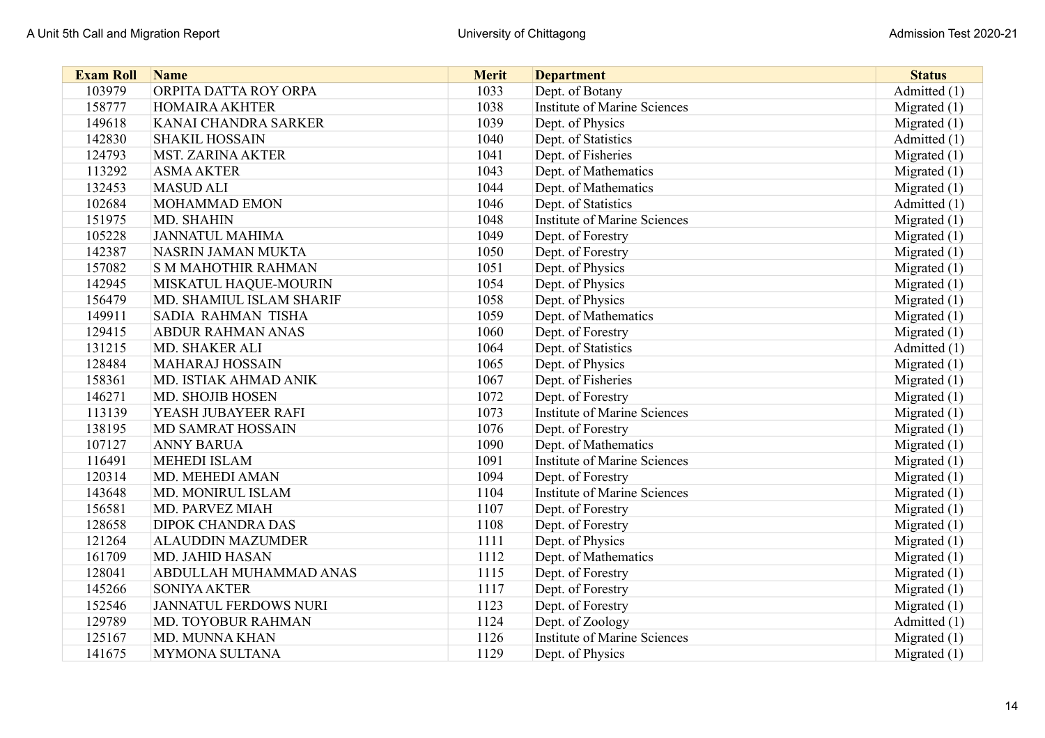| Exam Roll | Name | Merit | Department | Status |
|---|---|---|---|---|
| 103979 | ORPITA DATTA ROY ORPA | 1033 | Dept. of Botany | Admitted (1) |
| 158777 | HOMAIRA AKHTER | 1038 | Institute of Marine Sciences | Migrated (1) |
| 149618 | KANAI CHANDRA SARKER | 1039 | Dept. of Physics | Migrated (1) |
| 142830 | SHAKIL HOSSAIN | 1040 | Dept. of Statistics | Admitted (1) |
| 124793 | MST. ZARINA AKTER | 1041 | Dept. of Fisheries | Migrated (1) |
| 113292 | ASMA AKTER | 1043 | Dept. of Mathematics | Migrated (1) |
| 132453 | MASUD ALI | 1044 | Dept. of Mathematics | Migrated (1) |
| 102684 | MOHAMMAD EMON | 1046 | Dept. of Statistics | Admitted (1) |
| 151975 | MD. SHAHIN | 1048 | Institute of Marine Sciences | Migrated (1) |
| 105228 | JANNATUL MAHIMA | 1049 | Dept. of Forestry | Migrated (1) |
| 142387 | NASRIN JAMAN MUKTA | 1050 | Dept. of Forestry | Migrated (1) |
| 157082 | S M MAHOTHIR RAHMAN | 1051 | Dept. of Physics | Migrated (1) |
| 142945 | MISKATUL HAQUE-MOURIN | 1054 | Dept. of Physics | Migrated (1) |
| 156479 | MD. SHAMIUL ISLAM SHARIF | 1058 | Dept. of Physics | Migrated (1) |
| 149911 | SADIA RAHMAN TISHA | 1059 | Dept. of Mathematics | Migrated (1) |
| 129415 | ABDUR RAHMAN ANAS | 1060 | Dept. of Forestry | Migrated (1) |
| 131215 | MD. SHAKER ALI | 1064 | Dept. of Statistics | Admitted (1) |
| 128484 | MAHARAJ HOSSAIN | 1065 | Dept. of Physics | Migrated (1) |
| 158361 | MD. ISTIAK AHMAD ANIK | 1067 | Dept. of Fisheries | Migrated (1) |
| 146271 | MD. SHOJIB HOSEN | 1072 | Dept. of Forestry | Migrated (1) |
| 113139 | YEASH JUBAYEER RAFI | 1073 | Institute of Marine Sciences | Migrated (1) |
| 138195 | MD SAMRAT HOSSAIN | 1076 | Dept. of Forestry | Migrated (1) |
| 107127 | ANNY BARUA | 1090 | Dept. of Mathematics | Migrated (1) |
| 116491 | MEHEDI ISLAM | 1091 | Institute of Marine Sciences | Migrated (1) |
| 120314 | MD. MEHEDI AMAN | 1094 | Dept. of Forestry | Migrated (1) |
| 143648 | MD. MONIRUL ISLAM | 1104 | Institute of Marine Sciences | Migrated (1) |
| 156581 | MD. PARVEZ MIAH | 1107 | Dept. of Forestry | Migrated (1) |
| 128658 | DIPOK CHANDRA DAS | 1108 | Dept. of Forestry | Migrated (1) |
| 121264 | ALAUDDIN MAZUMDER | 1111 | Dept. of Physics | Migrated (1) |
| 161709 | MD. JAHID HASAN | 1112 | Dept. of Mathematics | Migrated (1) |
| 128041 | ABDULLAH MUHAMMAD ANAS | 1115 | Dept. of Forestry | Migrated (1) |
| 145266 | SONIYA AKTER | 1117 | Dept. of Forestry | Migrated (1) |
| 152546 | JANNATUL FERDOWS NURI | 1123 | Dept. of Forestry | Migrated (1) |
| 129789 | MD. TOYOBUR RAHMAN | 1124 | Dept. of Zoology | Admitted (1) |
| 125167 | MD. MUNNA KHAN | 1126 | Institute of Marine Sciences | Migrated (1) |
| 141675 | MYMONA SULTANA | 1129 | Dept. of Physics | Migrated (1) |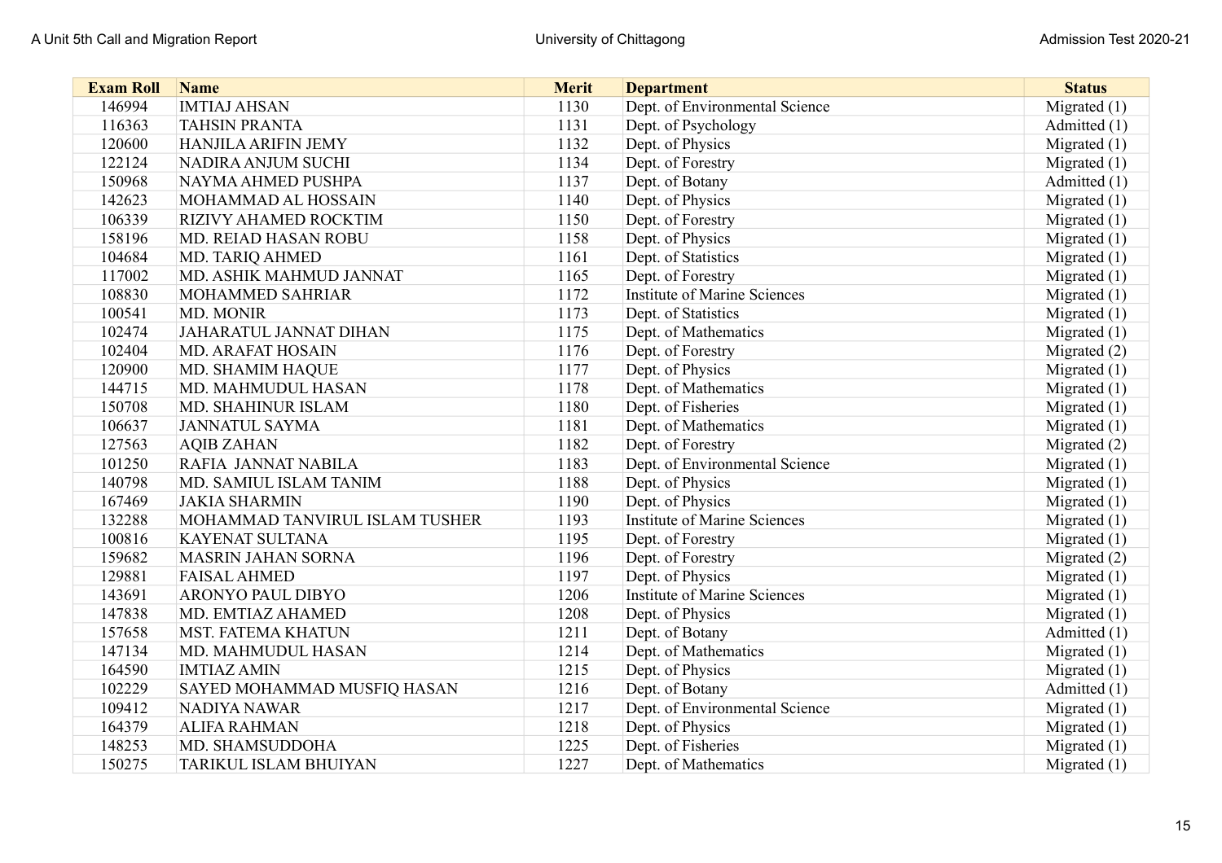| Exam Roll | Name | Merit | Department | Status |
|---|---|---|---|---|
| 146994 | IMTIAJ AHSAN | 1130 | Dept. of Environmental Science | Migrated (1) |
| 116363 | TAHSIN PRANTA | 1131 | Dept. of Psychology | Admitted (1) |
| 120600 | HANJILA ARIFIN JEMY | 1132 | Dept. of Physics | Migrated (1) |
| 122124 | NADIRA ANJUM SUCHI | 1134 | Dept. of Forestry | Migrated (1) |
| 150968 | NAYMA AHMED PUSHPA | 1137 | Dept. of Botany | Admitted (1) |
| 142623 | MOHAMMAD AL HOSSAIN | 1140 | Dept. of Physics | Migrated (1) |
| 106339 | RIZIVY AHAMED ROCKTIM | 1150 | Dept. of Forestry | Migrated (1) |
| 158196 | MD. REIAD HASAN ROBU | 1158 | Dept. of Physics | Migrated (1) |
| 104684 | MD. TARIQ AHMED | 1161 | Dept. of Statistics | Migrated (1) |
| 117002 | MD. ASHIK MAHMUD JANNAT | 1165 | Dept. of Forestry | Migrated (1) |
| 108830 | MOHAMMED SAHRIAR | 1172 | Institute of Marine Sciences | Migrated (1) |
| 100541 | MD. MONIR | 1173 | Dept. of Statistics | Migrated (1) |
| 102474 | JAHARATUL JANNAT DIHAN | 1175 | Dept. of Mathematics | Migrated (1) |
| 102404 | MD. ARAFAT HOSAIN | 1176 | Dept. of Forestry | Migrated (2) |
| 120900 | MD. SHAMIM HAQUE | 1177 | Dept. of Physics | Migrated (1) |
| 144715 | MD. MAHMUDUL HASAN | 1178 | Dept. of Mathematics | Migrated (1) |
| 150708 | MD. SHAHINUR ISLAM | 1180 | Dept. of Fisheries | Migrated (1) |
| 106637 | JANNATUL SAYMA | 1181 | Dept. of Mathematics | Migrated (1) |
| 127563 | AQIB ZAHAN | 1182 | Dept. of Forestry | Migrated (2) |
| 101250 | RAFIA JANNAT NABILA | 1183 | Dept. of Environmental Science | Migrated (1) |
| 140798 | MD. SAMIUL ISLAM TANIM | 1188 | Dept. of Physics | Migrated (1) |
| 167469 | JAKIA SHARMIN | 1190 | Dept. of Physics | Migrated (1) |
| 132288 | MOHAMMAD TANVIRUL ISLAM TUSHER | 1193 | Institute of Marine Sciences | Migrated (1) |
| 100816 | KAYENAT SULTANA | 1195 | Dept. of Forestry | Migrated (1) |
| 159682 | MASRIN JAHAN SORNA | 1196 | Dept. of Forestry | Migrated (2) |
| 129881 | FAISAL AHMED | 1197 | Dept. of Physics | Migrated (1) |
| 143691 | ARONYO PAUL DIBYO | 1206 | Institute of Marine Sciences | Migrated (1) |
| 147838 | MD. EMTIAZ AHAMED | 1208 | Dept. of Physics | Migrated (1) |
| 157658 | MST. FATEMA KHATUN | 1211 | Dept. of Botany | Admitted (1) |
| 147134 | MD. MAHMUDUL HASAN | 1214 | Dept. of Mathematics | Migrated (1) |
| 164590 | IMTIAZ AMIN | 1215 | Dept. of Physics | Migrated (1) |
| 102229 | SAYED MOHAMMAD MUSFIQ HASAN | 1216 | Dept. of Botany | Admitted (1) |
| 109412 | NADIYA NAWAR | 1217 | Dept. of Environmental Science | Migrated (1) |
| 164379 | ALIFA RAHMAN | 1218 | Dept. of Physics | Migrated (1) |
| 148253 | MD. SHAMSUDDOHA | 1225 | Dept. of Fisheries | Migrated (1) |
| 150275 | TARIKUL ISLAM BHUIYAN | 1227 | Dept. of Mathematics | Migrated (1) |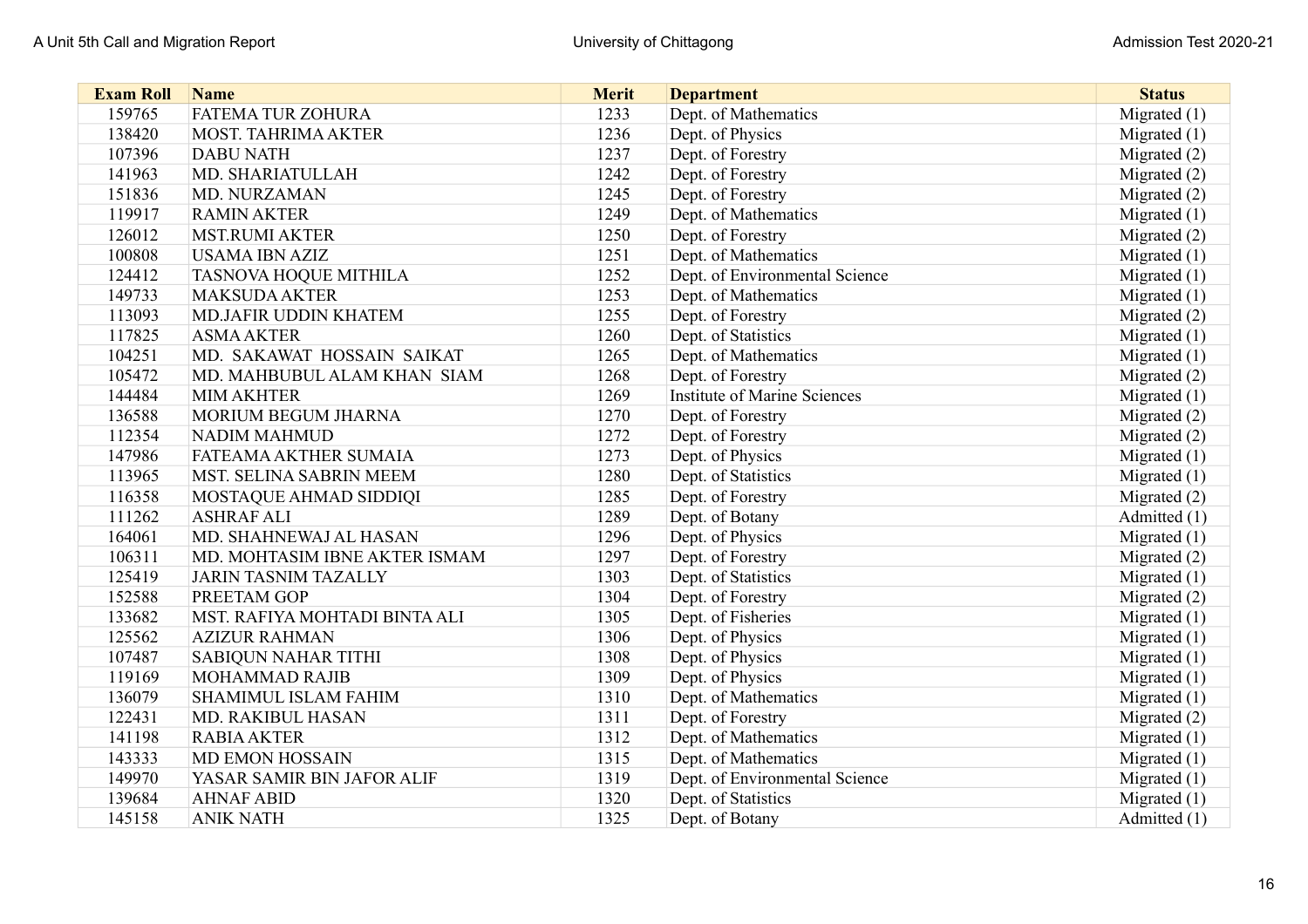| Exam Roll | Name | Merit | Department | Status |
|---|---|---|---|---|
| 159765 | FATEMA TUR ZOHURA | 1233 | Dept. of Mathematics | Migrated (1) |
| 138420 | MOST. TAHRIMA AKTER | 1236 | Dept. of Physics | Migrated (1) |
| 107396 | DABU NATH | 1237 | Dept. of Forestry | Migrated (2) |
| 141963 | MD. SHARIATULLAH | 1242 | Dept. of Forestry | Migrated (2) |
| 151836 | MD. NURZAMAN | 1245 | Dept. of Forestry | Migrated (2) |
| 119917 | RAMIN AKTER | 1249 | Dept. of Mathematics | Migrated (1) |
| 126012 | MST.RUMI AKTER | 1250 | Dept. of Forestry | Migrated (2) |
| 100808 | USAMA IBN AZIZ | 1251 | Dept. of Mathematics | Migrated (1) |
| 124412 | TASNOVA HOQUE MITHILA | 1252 | Dept. of Environmental Science | Migrated (1) |
| 149733 | MAKSUDA AKTER | 1253 | Dept. of Mathematics | Migrated (1) |
| 113093 | MD.JAFIR UDDIN KHATEM | 1255 | Dept. of Forestry | Migrated (2) |
| 117825 | ASMA AKTER | 1260 | Dept. of Statistics | Migrated (1) |
| 104251 | MD. SAKAWAT HOSSAIN SAIKAT | 1265 | Dept. of Mathematics | Migrated (1) |
| 105472 | MD. MAHBUBUL ALAM KHAN SIAM | 1268 | Dept. of Forestry | Migrated (2) |
| 144484 | MIM AKHTER | 1269 | Institute of Marine Sciences | Migrated (1) |
| 136588 | MORIUM BEGUM JHARNA | 1270 | Dept. of Forestry | Migrated (2) |
| 112354 | NADIM MAHMUD | 1272 | Dept. of Forestry | Migrated (2) |
| 147986 | FATEAMA AKTHER SUMAIA | 1273 | Dept. of Physics | Migrated (1) |
| 113965 | MST. SELINA SABRIN MEEM | 1280 | Dept. of Statistics | Migrated (1) |
| 116358 | MOSTAQUE AHMAD SIDDIQI | 1285 | Dept. of Forestry | Migrated (2) |
| 111262 | ASHRAF ALI | 1289 | Dept. of Botany | Admitted (1) |
| 164061 | MD. SHAHNEWAJ AL HASAN | 1296 | Dept. of Physics | Migrated (1) |
| 106311 | MD. MOHTASIM IBNE AKTER ISMAM | 1297 | Dept. of Forestry | Migrated (2) |
| 125419 | JARIN TASNIM TAZALLY | 1303 | Dept. of Statistics | Migrated (1) |
| 152588 | PREETAM GOP | 1304 | Dept. of Forestry | Migrated (2) |
| 133682 | MST. RAFIYA MOHTADI BINTA ALI | 1305 | Dept. of Fisheries | Migrated (1) |
| 125562 | AZIZUR RAHMAN | 1306 | Dept. of Physics | Migrated (1) |
| 107487 | SABIQUN NAHAR TITHI | 1308 | Dept. of Physics | Migrated (1) |
| 119169 | MOHAMMAD RAJIB | 1309 | Dept. of Physics | Migrated (1) |
| 136079 | SHAMIMUL ISLAM FAHIM | 1310 | Dept. of Mathematics | Migrated (1) |
| 122431 | MD. RAKIBUL HASAN | 1311 | Dept. of Forestry | Migrated (2) |
| 141198 | RABIA AKTER | 1312 | Dept. of Mathematics | Migrated (1) |
| 143333 | MD EMON HOSSAIN | 1315 | Dept. of Mathematics | Migrated (1) |
| 149970 | YASAR SAMIR BIN JAFOR ALIF | 1319 | Dept. of Environmental Science | Migrated (1) |
| 139684 | AHNAF ABID | 1320 | Dept. of Statistics | Migrated (1) |
| 145158 | ANIK NATH | 1325 | Dept. of Botany | Admitted (1) |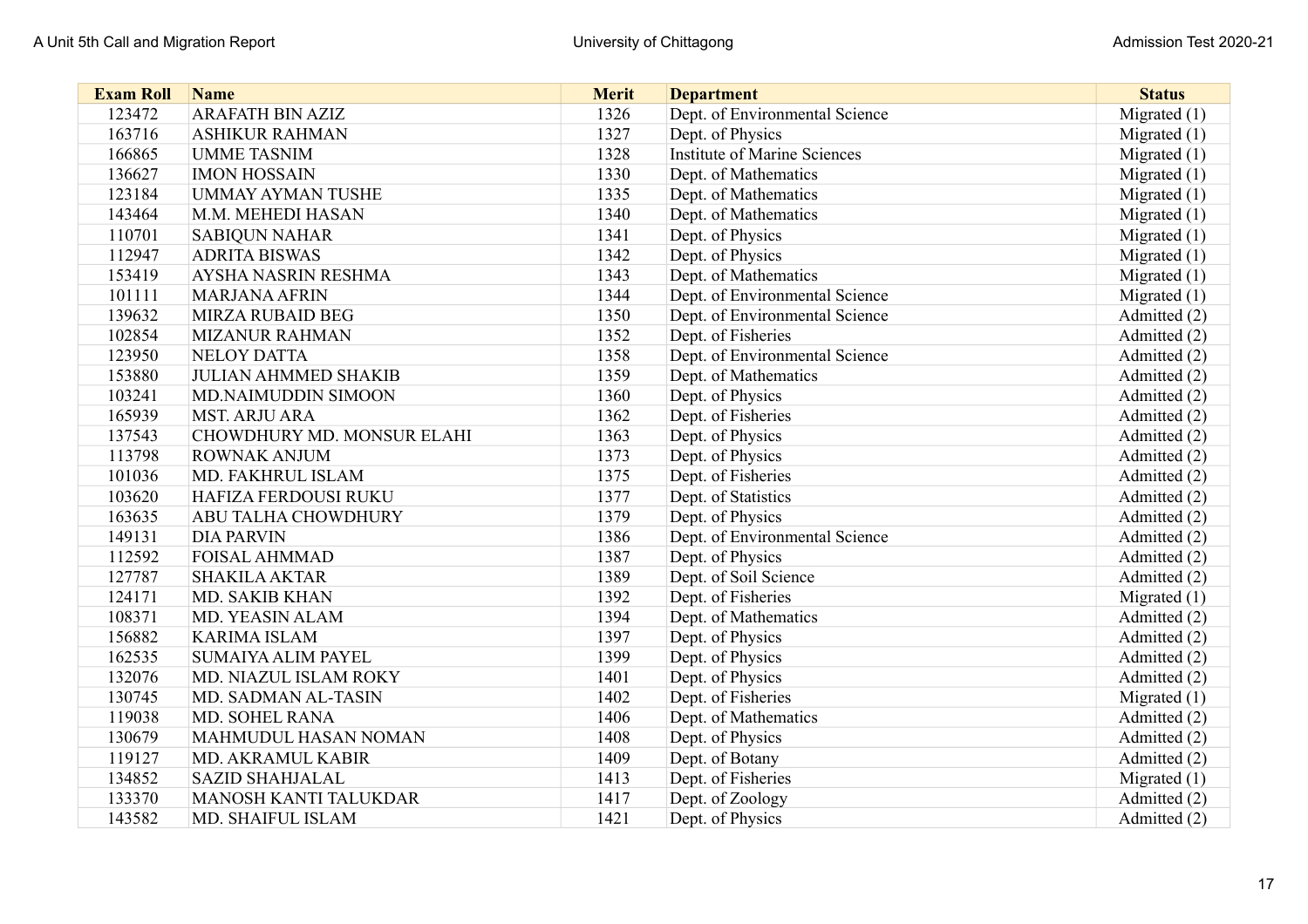| Exam Roll | Name | Merit | Department | Status |
|---|---|---|---|---|
| 123472 | ARAFATH BIN AZIZ | 1326 | Dept. of Environmental Science | Migrated (1) |
| 163716 | ASHIKUR RAHMAN | 1327 | Dept. of Physics | Migrated (1) |
| 166865 | UMME TASNIM | 1328 | Institute of Marine Sciences | Migrated (1) |
| 136627 | IMON HOSSAIN | 1330 | Dept. of Mathematics | Migrated (1) |
| 123184 | UMMAY AYMAN TUSHE | 1335 | Dept. of Mathematics | Migrated (1) |
| 143464 | M.M. MEHEDI HASAN | 1340 | Dept. of Mathematics | Migrated (1) |
| 110701 | SABIQUN NAHAR | 1341 | Dept. of Physics | Migrated (1) |
| 112947 | ADRITA BISWAS | 1342 | Dept. of Physics | Migrated (1) |
| 153419 | AYSHA NASRIN RESHMA | 1343 | Dept. of Mathematics | Migrated (1) |
| 101111 | MARJANA AFRIN | 1344 | Dept. of Environmental Science | Migrated (1) |
| 139632 | MIRZA RUBAID BEG | 1350 | Dept. of Environmental Science | Admitted (2) |
| 102854 | MIZANUR RAHMAN | 1352 | Dept. of Fisheries | Admitted (2) |
| 123950 | NELOY DATTA | 1358 | Dept. of Environmental Science | Admitted (2) |
| 153880 | JULIAN AHMMED SHAKIB | 1359 | Dept. of Mathematics | Admitted (2) |
| 103241 | MD.NAIMUDDIN SIMOON | 1360 | Dept. of Physics | Admitted (2) |
| 165939 | MST. ARJU ARA | 1362 | Dept. of Fisheries | Admitted (2) |
| 137543 | CHOWDHURY MD. MONSUR ELAHI | 1363 | Dept. of Physics | Admitted (2) |
| 113798 | ROWNAK ANJUM | 1373 | Dept. of Physics | Admitted (2) |
| 101036 | MD. FAKHRUL ISLAM | 1375 | Dept. of Fisheries | Admitted (2) |
| 103620 | HAFIZA FERDOUSI RUKU | 1377 | Dept. of Statistics | Admitted (2) |
| 163635 | ABU TALHA CHOWDHURY | 1379 | Dept. of Physics | Admitted (2) |
| 149131 | DIA PARVIN | 1386 | Dept. of Environmental Science | Admitted (2) |
| 112592 | FOISAL AHMMAD | 1387 | Dept. of Physics | Admitted (2) |
| 127787 | SHAKILA AKTAR | 1389 | Dept. of Soil Science | Admitted (2) |
| 124171 | MD. SAKIB KHAN | 1392 | Dept. of Fisheries | Migrated (1) |
| 108371 | MD. YEASIN ALAM | 1394 | Dept. of Mathematics | Admitted (2) |
| 156882 | KARIMA ISLAM | 1397 | Dept. of Physics | Admitted (2) |
| 162535 | SUMAIYA ALIM PAYEL | 1399 | Dept. of Physics | Admitted (2) |
| 132076 | MD. NIAZUL ISLAM ROKY | 1401 | Dept. of Physics | Admitted (2) |
| 130745 | MD. SADMAN AL-TASIN | 1402 | Dept. of Fisheries | Migrated (1) |
| 119038 | MD. SOHEL RANA | 1406 | Dept. of Mathematics | Admitted (2) |
| 130679 | MAHMUDUL HASAN NOMAN | 1408 | Dept. of Physics | Admitted (2) |
| 119127 | MD. AKRAMUL KABIR | 1409 | Dept. of Botany | Admitted (2) |
| 134852 | SAZID SHAHJALAL | 1413 | Dept. of Fisheries | Migrated (1) |
| 133370 | MANOSH KANTI TALUKDAR | 1417 | Dept. of Zoology | Admitted (2) |
| 143582 | MD. SHAIFUL ISLAM | 1421 | Dept. of Physics | Admitted (2) |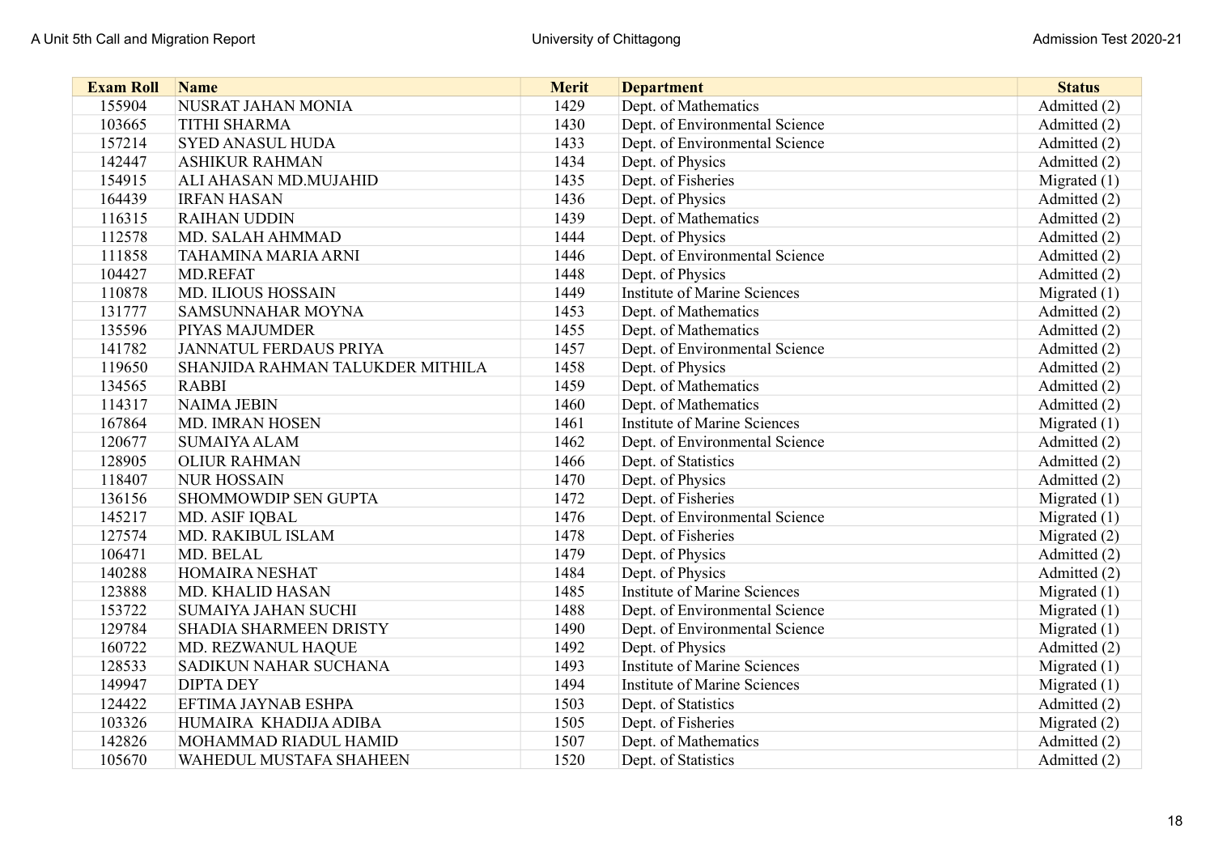| Exam Roll | Name | Merit | Department | Status |
|---|---|---|---|---|
| 155904 | NUSRAT JAHAN MONIA | 1429 | Dept. of Mathematics | Admitted (2) |
| 103665 | TITHI SHARMA | 1430 | Dept. of Environmental Science | Admitted (2) |
| 157214 | SYED ANASUL HUDA | 1433 | Dept. of Environmental Science | Admitted (2) |
| 142447 | ASHIKUR RAHMAN | 1434 | Dept. of Physics | Admitted (2) |
| 154915 | ALI AHASAN MD.MUJAHID | 1435 | Dept. of Fisheries | Migrated (1) |
| 164439 | IRFAN HASAN | 1436 | Dept. of Physics | Admitted (2) |
| 116315 | RAIHAN UDDIN | 1439 | Dept. of Mathematics | Admitted (2) |
| 112578 | MD. SALAH AHMMAD | 1444 | Dept. of Physics | Admitted (2) |
| 111858 | TAHAMINA MARIA ARNI | 1446 | Dept. of Environmental Science | Admitted (2) |
| 104427 | MD.REFAT | 1448 | Dept. of Physics | Admitted (2) |
| 110878 | MD. ILIOUS HOSSAIN | 1449 | Institute of Marine Sciences | Migrated (1) |
| 131777 | SAMSUNNAHAR MOYNA | 1453 | Dept. of Mathematics | Admitted (2) |
| 135596 | PIYAS MAJUMDER | 1455 | Dept. of Mathematics | Admitted (2) |
| 141782 | JANNATUL FERDAUS PRIYA | 1457 | Dept. of Environmental Science | Admitted (2) |
| 119650 | SHANJIDA RAHMAN TALUKDER MITHILA | 1458 | Dept. of Physics | Admitted (2) |
| 134565 | RABBI | 1459 | Dept. of Mathematics | Admitted (2) |
| 114317 | NAIMA JEBIN | 1460 | Dept. of Mathematics | Admitted (2) |
| 167864 | MD. IMRAN HOSEN | 1461 | Institute of Marine Sciences | Migrated (1) |
| 120677 | SUMAIYA ALAM | 1462 | Dept. of Environmental Science | Admitted (2) |
| 128905 | OLIUR RAHMAN | 1466 | Dept. of Statistics | Admitted (2) |
| 118407 | NUR HOSSAIN | 1470 | Dept. of Physics | Admitted (2) |
| 136156 | SHOMMOWDIP SEN GUPTA | 1472 | Dept. of Fisheries | Migrated (1) |
| 145217 | MD. ASIF IQBAL | 1476 | Dept. of Environmental Science | Migrated (1) |
| 127574 | MD. RAKIBUL ISLAM | 1478 | Dept. of Fisheries | Migrated (2) |
| 106471 | MD. BELAL | 1479 | Dept. of Physics | Admitted (2) |
| 140288 | HOMAIRA NESHAT | 1484 | Dept. of Physics | Admitted (2) |
| 123888 | MD. KHALID HASAN | 1485 | Institute of Marine Sciences | Migrated (1) |
| 153722 | SUMAIYA JAHAN SUCHI | 1488 | Dept. of Environmental Science | Migrated (1) |
| 129784 | SHADIA SHARMEEN DRISTY | 1490 | Dept. of Environmental Science | Migrated (1) |
| 160722 | MD. REZWANUL HAQUE | 1492 | Dept. of Physics | Admitted (2) |
| 128533 | SADIKUN NAHAR SUCHANA | 1493 | Institute of Marine Sciences | Migrated (1) |
| 149947 | DIPTA DEY | 1494 | Institute of Marine Sciences | Migrated (1) |
| 124422 | EFTIMA JAYNAB ESHPA | 1503 | Dept. of Statistics | Admitted (2) |
| 103326 | HUMAIRA  KHADIJA ADIBA | 1505 | Dept. of Fisheries | Migrated (2) |
| 142826 | MOHAMMAD RIADUL HAMID | 1507 | Dept. of Mathematics | Admitted (2) |
| 105670 | WAHEDUL MUSTAFA SHAHEEN | 1520 | Dept. of Statistics | Admitted (2) |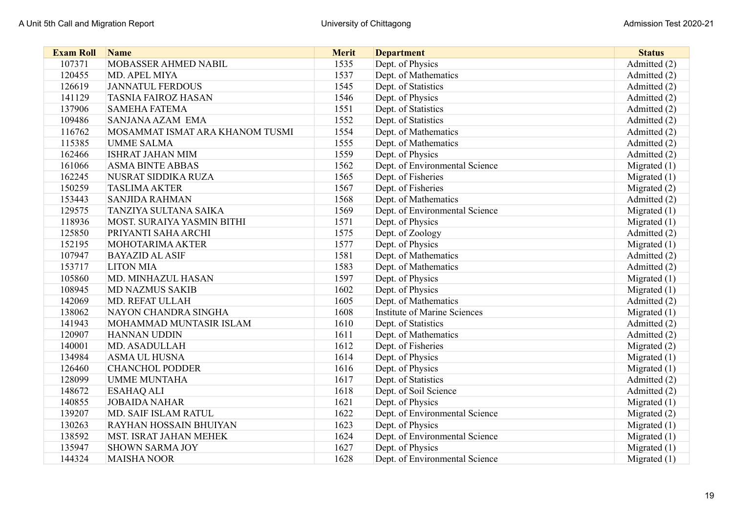| Exam Roll | Name | Merit | Department | Status |
|---|---|---|---|---|
| 107371 | MOBASSER AHMED NABIL | 1535 | Dept. of Physics | Admitted (2) |
| 120455 | MD. APEL MIYA | 1537 | Dept. of Mathematics | Admitted (2) |
| 126619 | JANNATUL FERDOUS | 1545 | Dept. of Statistics | Admitted (2) |
| 141129 | TASNIA FAIROZ HASAN | 1546 | Dept. of Physics | Admitted (2) |
| 137906 | SAMEHA FATEMA | 1551 | Dept. of Statistics | Admitted (2) |
| 109486 | SANJANA AZAM EMA | 1552 | Dept. of Statistics | Admitted (2) |
| 116762 | MOSAMMAT ISMAT ARA KHANOM TUSMI | 1554 | Dept. of Mathematics | Admitted (2) |
| 115385 | UMME SALMA | 1555 | Dept. of Mathematics | Admitted (2) |
| 162466 | ISHRAT JAHAN MIM | 1559 | Dept. of Physics | Admitted (2) |
| 161066 | ASMA BINTE ABBAS | 1562 | Dept. of Environmental Science | Migrated (1) |
| 162245 | NUSRAT SIDDIKA RUZA | 1565 | Dept. of Fisheries | Migrated (1) |
| 150259 | TASLIMA AKTER | 1567 | Dept. of Fisheries | Migrated (2) |
| 153443 | SANJIDA RAHMAN | 1568 | Dept. of Mathematics | Admitted (2) |
| 129575 | TANZIYA SULTANA SAIKA | 1569 | Dept. of Environmental Science | Migrated (1) |
| 118936 | MOST. SURAIYA YASMIN BITHI | 1571 | Dept. of Physics | Migrated (1) |
| 125850 | PRIYANTI SAHA ARCHI | 1575 | Dept. of Zoology | Admitted (2) |
| 152195 | MOHOTARIMA AKTER | 1577 | Dept. of Physics | Migrated (1) |
| 107947 | BAYAZID AL ASIF | 1581 | Dept. of Mathematics | Admitted (2) |
| 153717 | LITON MIA | 1583 | Dept. of Mathematics | Admitted (2) |
| 105860 | MD. MINHAZUL HASAN | 1597 | Dept. of Physics | Migrated (1) |
| 108945 | MD NAZMUS SAKIB | 1602 | Dept. of Physics | Migrated (1) |
| 142069 | MD. REFAT ULLAH | 1605 | Dept. of Mathematics | Admitted (2) |
| 138062 | NAYON CHANDRA SINGHA | 1608 | Institute of Marine Sciences | Migrated (1) |
| 141943 | MOHAMMAD MUNTASIR ISLAM | 1610 | Dept. of Statistics | Admitted (2) |
| 120907 | HANNAN UDDIN | 1611 | Dept. of Mathematics | Admitted (2) |
| 140001 | MD. ASADULLAH | 1612 | Dept. of Fisheries | Migrated (2) |
| 134984 | ASMA UL HUSNA | 1614 | Dept. of Physics | Migrated (1) |
| 126460 | CHANCHOL PODDER | 1616 | Dept. of Physics | Migrated (1) |
| 128099 | UMME MUNTAHA | 1617 | Dept. of Statistics | Admitted (2) |
| 148672 | ESAHAQ ALI | 1618 | Dept. of Soil Science | Admitted (2) |
| 140855 | JOBAIDA NAHAR | 1621 | Dept. of Physics | Migrated (1) |
| 139207 | MD. SAIF ISLAM RATUL | 1622 | Dept. of Environmental Science | Migrated (2) |
| 130263 | RAYHAN HOSSAIN BHUIYAN | 1623 | Dept. of Physics | Migrated (1) |
| 138592 | MST. ISRAT JAHAN MEHEK | 1624 | Dept. of Environmental Science | Migrated (1) |
| 135947 | SHOWN SARMA JOY | 1627 | Dept. of Physics | Migrated (1) |
| 144324 | MAISHA NOOR | 1628 | Dept. of Environmental Science | Migrated (1) |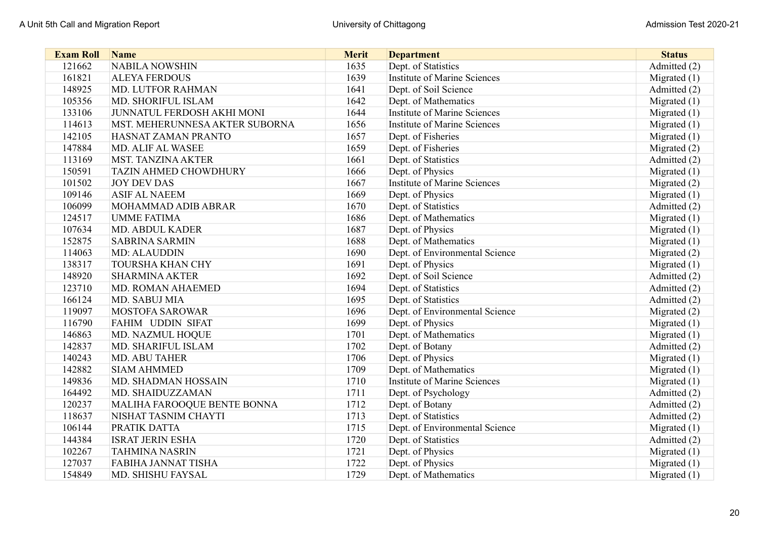| Exam Roll | Name | Merit | Department | Status |
|---|---|---|---|---|
| 121662 | NABILA NOWSHIN | 1635 | Dept. of Statistics | Admitted (2) |
| 161821 | ALEYA FERDOUS | 1639 | Institute of Marine Sciences | Migrated (1) |
| 148925 | MD. LUTFOR RAHMAN | 1641 | Dept. of Soil Science | Admitted (2) |
| 105356 | MD. SHORIFUL ISLAM | 1642 | Dept. of Mathematics | Migrated (1) |
| 133106 | JUNNATUL FERDOSH AKHI MONI | 1644 | Institute of Marine Sciences | Migrated (1) |
| 114613 | MST. MEHERUNNESA AKTER SUBORNA | 1656 | Institute of Marine Sciences | Migrated (1) |
| 142105 | HASNAT ZAMAN PRANTO | 1657 | Dept. of Fisheries | Migrated (1) |
| 147884 | MD. ALIF AL WASEE | 1659 | Dept. of Fisheries | Migrated (2) |
| 113169 | MST. TANZINA AKTER | 1661 | Dept. of Statistics | Admitted (2) |
| 150591 | TAZIN AHMED CHOWDHURY | 1666 | Dept. of Physics | Migrated (1) |
| 101502 | JOY DEV DAS | 1667 | Institute of Marine Sciences | Migrated (2) |
| 109146 | ASIF AL NAEEM | 1669 | Dept. of Physics | Migrated (1) |
| 106099 | MOHAMMAD ADIB ABRAR | 1670 | Dept. of Statistics | Admitted (2) |
| 124517 | UMME FATIMA | 1686 | Dept. of Mathematics | Migrated (1) |
| 107634 | MD. ABDUL KADER | 1687 | Dept. of Physics | Migrated (1) |
| 152875 | SABRINA SARMIN | 1688 | Dept. of Mathematics | Migrated (1) |
| 114063 | MD: ALAUDDIN | 1690 | Dept. of Environmental Science | Migrated (2) |
| 138317 | TOURSHA KHAN CHY | 1691 | Dept. of Physics | Migrated (1) |
| 148920 | SHARMINA AKTER | 1692 | Dept. of Soil Science | Admitted (2) |
| 123710 | MD. ROMAN AHAEMED | 1694 | Dept. of Statistics | Admitted (2) |
| 166124 | MD. SABUJ MIA | 1695 | Dept. of Statistics | Admitted (2) |
| 119097 | MOSTOFA SAROWAR | 1696 | Dept. of Environmental Science | Migrated (2) |
| 116790 | FAHIM UDDIN SIFAT | 1699 | Dept. of Physics | Migrated (1) |
| 146863 | MD. NAZMUL HOQUE | 1701 | Dept. of Mathematics | Migrated (1) |
| 142837 | MD. SHARIFUL ISLAM | 1702 | Dept. of Botany | Admitted (2) |
| 140243 | MD. ABU TAHER | 1706 | Dept. of Physics | Migrated (1) |
| 142882 | SIAM AHMMED | 1709 | Dept. of Mathematics | Migrated (1) |
| 149836 | MD. SHADMAN HOSSAIN | 1710 | Institute of Marine Sciences | Migrated (1) |
| 164492 | MD. SHAIDUZZAMAN | 1711 | Dept. of Psychology | Admitted (2) |
| 120237 | MALIHA FAROOQUE BENTE BONNA | 1712 | Dept. of Botany | Admitted (2) |
| 118637 | NISHAT TASNIM CHAYTI | 1713 | Dept. of Statistics | Admitted (2) |
| 106144 | PRATIK DATTA | 1715 | Dept. of Environmental Science | Migrated (1) |
| 144384 | ISRAT JERIN ESHA | 1720 | Dept. of Statistics | Admitted (2) |
| 102267 | TAHMINA NASRIN | 1721 | Dept. of Physics | Migrated (1) |
| 127037 | FABIHA JANNAT TISHA | 1722 | Dept. of Physics | Migrated (1) |
| 154849 | MD. SHISHU FAYSAL | 1729 | Dept. of Mathematics | Migrated (1) |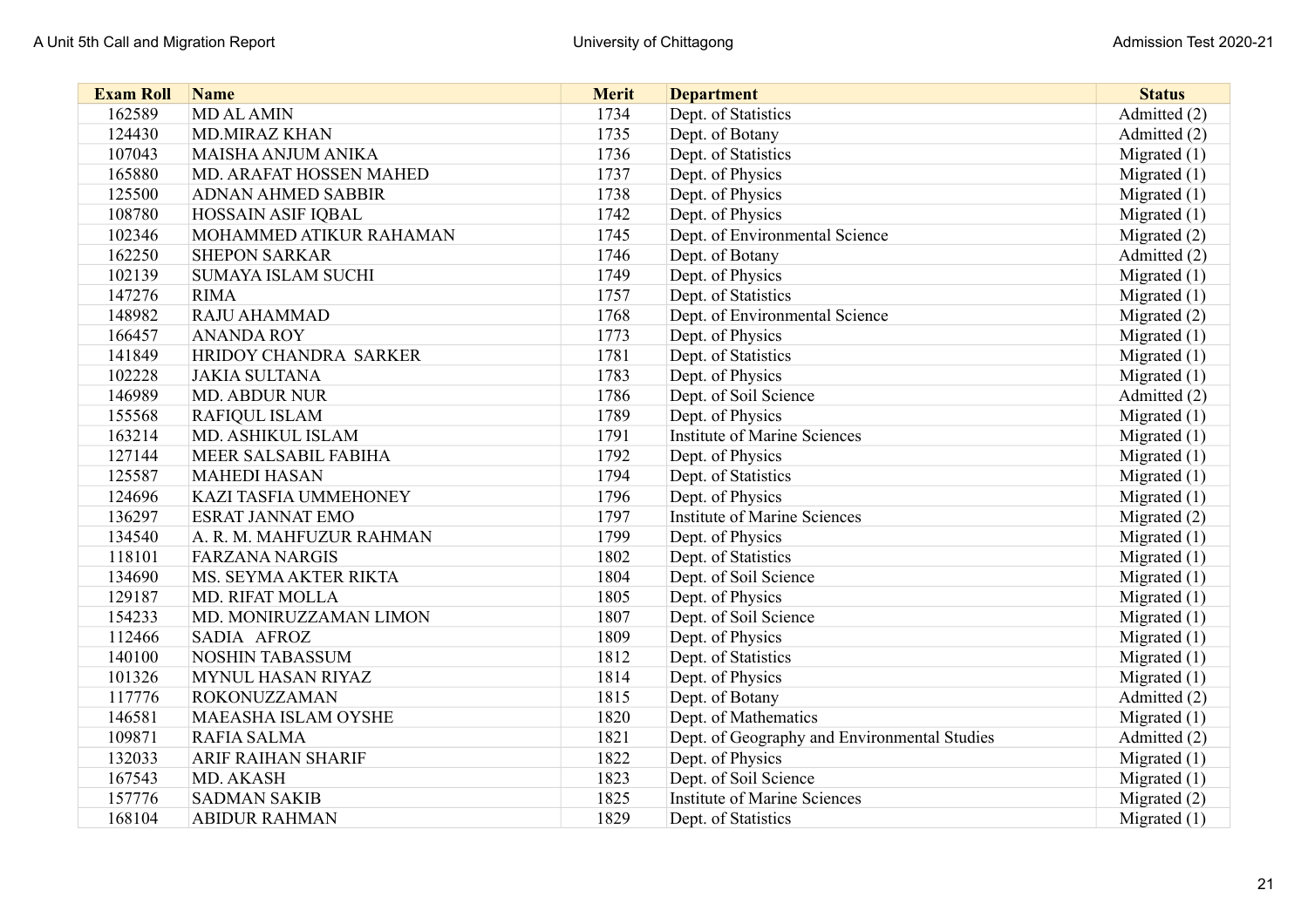| Exam Roll | Name | Merit | Department | Status |
|---|---|---|---|---|
| 162589 | MD AL AMIN | 1734 | Dept. of Statistics | Admitted (2) |
| 124430 | MD.MIRAZ KHAN | 1735 | Dept. of Botany | Admitted (2) |
| 107043 | MAISHA ANJUM ANIKA | 1736 | Dept. of Statistics | Migrated (1) |
| 165880 | MD. ARAFAT HOSSEN MAHED | 1737 | Dept. of Physics | Migrated (1) |
| 125500 | ADNAN AHMED SABBIR | 1738 | Dept. of Physics | Migrated (1) |
| 108780 | HOSSAIN ASIF IQBAL | 1742 | Dept. of Physics | Migrated (1) |
| 102346 | MOHAMMED ATIKUR RAHAMAN | 1745 | Dept. of Environmental Science | Migrated (2) |
| 162250 | SHEPON SARKAR | 1746 | Dept. of Botany | Admitted (2) |
| 102139 | SUMAYA ISLAM SUCHI | 1749 | Dept. of Physics | Migrated (1) |
| 147276 | RIMA | 1757 | Dept. of Statistics | Migrated (1) |
| 148982 | RAJU AHAMMAD | 1768 | Dept. of Environmental Science | Migrated (2) |
| 166457 | ANANDA ROY | 1773 | Dept. of Physics | Migrated (1) |
| 141849 | HRIDOY CHANDRA SARKER | 1781 | Dept. of Statistics | Migrated (1) |
| 102228 | JAKIA SULTANA | 1783 | Dept. of Physics | Migrated (1) |
| 146989 | MD. ABDUR NUR | 1786 | Dept. of Soil Science | Admitted (2) |
| 155568 | RAFIQUL ISLAM | 1789 | Dept. of Physics | Migrated (1) |
| 163214 | MD. ASHIKUL ISLAM | 1791 | Institute of Marine Sciences | Migrated (1) |
| 127144 | MEER SALSABIL FABIHA | 1792 | Dept. of Physics | Migrated (1) |
| 125587 | MAHEDI HASAN | 1794 | Dept. of Statistics | Migrated (1) |
| 124696 | KAZI TASFIA UMMEHONEY | 1796 | Dept. of Physics | Migrated (1) |
| 136297 | ESRAT JANNAT EMO | 1797 | Institute of Marine Sciences | Migrated (2) |
| 134540 | A. R. M. MAHFUZUR RAHMAN | 1799 | Dept. of Physics | Migrated (1) |
| 118101 | FARZANA NARGIS | 1802 | Dept. of Statistics | Migrated (1) |
| 134690 | MS. SEYMA AKTER RIKTA | 1804 | Dept. of Soil Science | Migrated (1) |
| 129187 | MD. RIFAT MOLLA | 1805 | Dept. of Physics | Migrated (1) |
| 154233 | MD. MONIRUZZAMAN LIMON | 1807 | Dept. of Soil Science | Migrated (1) |
| 112466 | SADIA AFROZ | 1809 | Dept. of Physics | Migrated (1) |
| 140100 | NOSHIN TABASSUM | 1812 | Dept. of Statistics | Migrated (1) |
| 101326 | MYNUL HASAN RIYAZ | 1814 | Dept. of Physics | Migrated (1) |
| 117776 | ROKONUZZAMAN | 1815 | Dept. of Botany | Admitted (2) |
| 146581 | MAEASHA ISLAM OYSHE | 1820 | Dept. of Mathematics | Migrated (1) |
| 109871 | RAFIA SALMA | 1821 | Dept. of Geography and Environmental Studies | Admitted (2) |
| 132033 | ARIF RAIHAN SHARIF | 1822 | Dept. of Physics | Migrated (1) |
| 167543 | MD. AKASH | 1823 | Dept. of Soil Science | Migrated (1) |
| 157776 | SADMAN SAKIB | 1825 | Institute of Marine Sciences | Migrated (2) |
| 168104 | ABIDUR RAHMAN | 1829 | Dept. of Statistics | Migrated (1) |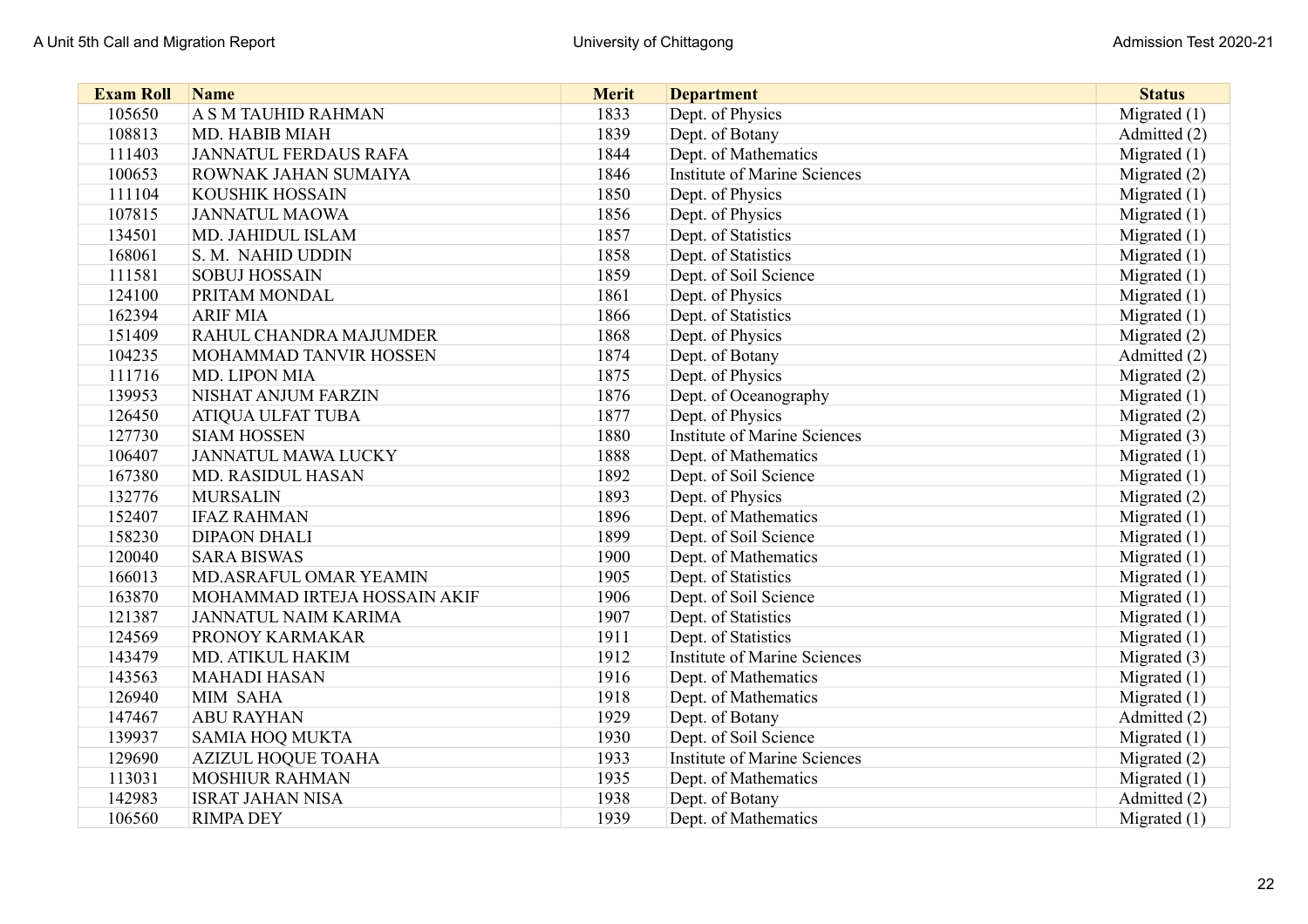| Exam Roll | Name | Merit | Department | Status |
|---|---|---|---|---|
| 105650 | A S M TAUHID RAHMAN | 1833 | Dept. of Physics | Migrated (1) |
| 108813 | MD. HABIB MIAH | 1839 | Dept. of Botany | Admitted (2) |
| 111403 | JANNATUL FERDAUS RAFA | 1844 | Dept. of Mathematics | Migrated (1) |
| 100653 | ROWNAK JAHAN SUMAIYA | 1846 | Institute of Marine Sciences | Migrated (2) |
| 111104 | KOUSHIK HOSSAIN | 1850 | Dept. of Physics | Migrated (1) |
| 107815 | JANNATUL MAOWA | 1856 | Dept. of Physics | Migrated (1) |
| 134501 | MD. JAHIDUL ISLAM | 1857 | Dept. of Statistics | Migrated (1) |
| 168061 | S. M. NAHID UDDIN | 1858 | Dept. of Statistics | Migrated (1) |
| 111581 | SOBUJ HOSSAIN | 1859 | Dept. of Soil Science | Migrated (1) |
| 124100 | PRITAM MONDAL | 1861 | Dept. of Physics | Migrated (1) |
| 162394 | ARIF MIA | 1866 | Dept. of Statistics | Migrated (1) |
| 151409 | RAHUL CHANDRA MAJUMDER | 1868 | Dept. of Physics | Migrated (2) |
| 104235 | MOHAMMAD TANVIR HOSSEN | 1874 | Dept. of Botany | Admitted (2) |
| 111716 | MD. LIPON MIA | 1875 | Dept. of Physics | Migrated (2) |
| 139953 | NISHAT ANJUM FARZIN | 1876 | Dept. of Oceanography | Migrated (1) |
| 126450 | ATIQUA ULFAT TUBA | 1877 | Dept. of Physics | Migrated (2) |
| 127730 | SIAM HOSSEN | 1880 | Institute of Marine Sciences | Migrated (3) |
| 106407 | JANNATUL MAWA LUCKY | 1888 | Dept. of Mathematics | Migrated (1) |
| 167380 | MD. RASIDUL HASAN | 1892 | Dept. of Soil Science | Migrated (1) |
| 132776 | MURSALIN | 1893 | Dept. of Physics | Migrated (2) |
| 152407 | IFAZ RAHMAN | 1896 | Dept. of Mathematics | Migrated (1) |
| 158230 | DIPAON DHALI | 1899 | Dept. of Soil Science | Migrated (1) |
| 120040 | SARA BISWAS | 1900 | Dept. of Mathematics | Migrated (1) |
| 166013 | MD.ASRAFUL OMAR YEAMIN | 1905 | Dept. of Statistics | Migrated (1) |
| 163870 | MOHAMMAD IRTEJA HOSSAIN AKIF | 1906 | Dept. of Soil Science | Migrated (1) |
| 121387 | JANNATUL NAIM KARIMA | 1907 | Dept. of Statistics | Migrated (1) |
| 124569 | PRONOY KARMAKAR | 1911 | Dept. of Statistics | Migrated (1) |
| 143479 | MD. ATIKUL HAKIM | 1912 | Institute of Marine Sciences | Migrated (3) |
| 143563 | MAHADI HASAN | 1916 | Dept. of Mathematics | Migrated (1) |
| 126940 | MIM SAHA | 1918 | Dept. of Mathematics | Migrated (1) |
| 147467 | ABU RAYHAN | 1929 | Dept. of Botany | Admitted (2) |
| 139937 | SAMIA HOQ MUKTA | 1930 | Dept. of Soil Science | Migrated (1) |
| 129690 | AZIZUL HOQUE TOAHA | 1933 | Institute of Marine Sciences | Migrated (2) |
| 113031 | MOSHIUR RAHMAN | 1935 | Dept. of Mathematics | Migrated (1) |
| 142983 | ISRAT JAHAN NISA | 1938 | Dept. of Botany | Admitted (2) |
| 106560 | RIMPA DEY | 1939 | Dept. of Mathematics | Migrated (1) |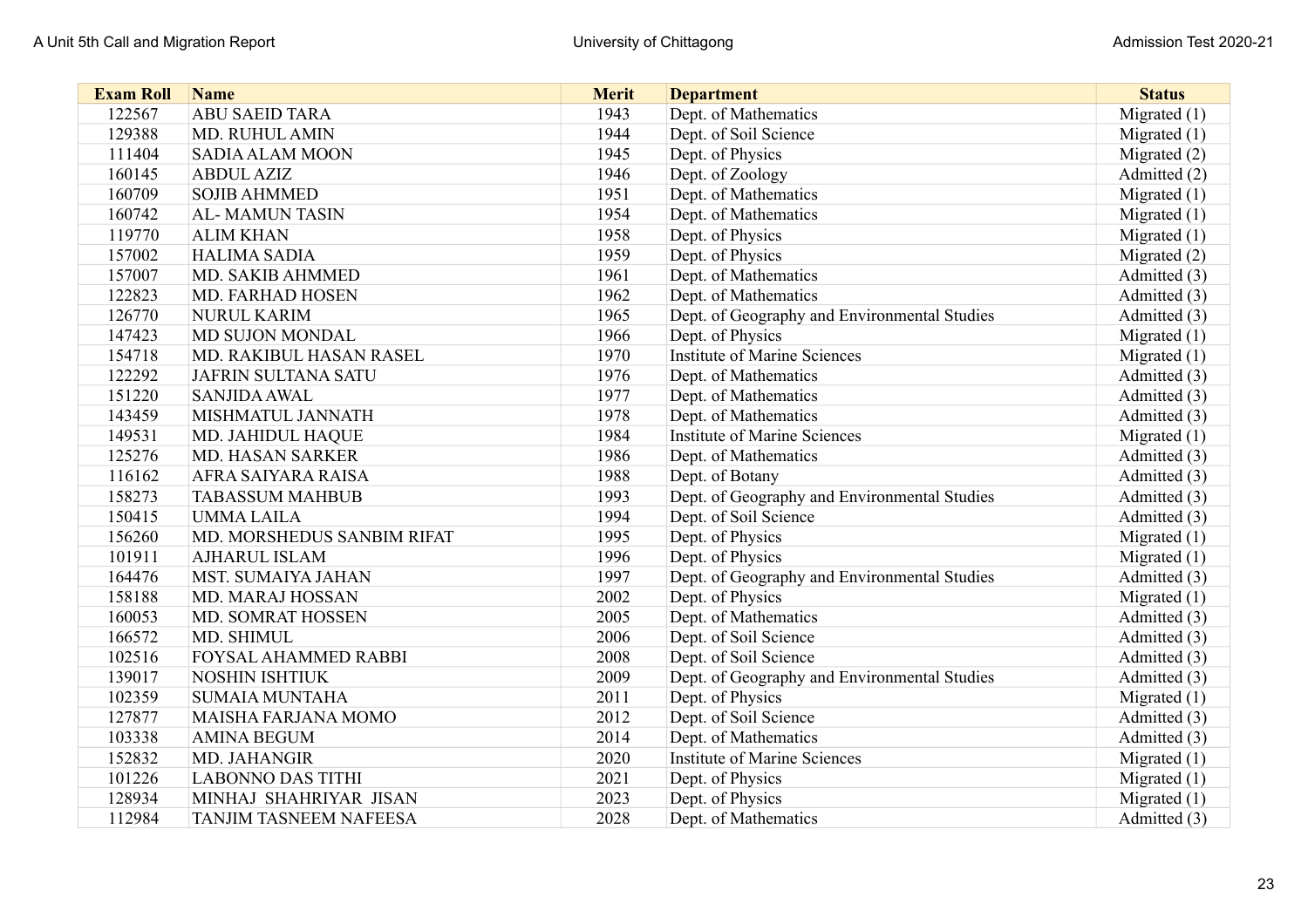| Exam Roll | Name | Merit | Department | Status |
|---|---|---|---|---|
| 122567 | ABU SAEID TARA | 1943 | Dept. of Mathematics | Migrated (1) |
| 129388 | MD. RUHUL AMIN | 1944 | Dept. of Soil Science | Migrated (1) |
| 111404 | SADIA ALAM MOON | 1945 | Dept. of Physics | Migrated (2) |
| 160145 | ABDUL AZIZ | 1946 | Dept. of Zoology | Admitted (2) |
| 160709 | SOJIB AHMMED | 1951 | Dept. of Mathematics | Migrated (1) |
| 160742 | AL- MAMUN TASIN | 1954 | Dept. of Mathematics | Migrated (1) |
| 119770 | ALIM KHAN | 1958 | Dept. of Physics | Migrated (1) |
| 157002 | HALIMA SADIA | 1959 | Dept. of Physics | Migrated (2) |
| 157007 | MD. SAKIB AHMMED | 1961 | Dept. of Mathematics | Admitted (3) |
| 122823 | MD. FARHAD HOSEN | 1962 | Dept. of Mathematics | Admitted (3) |
| 126770 | NURUL KARIM | 1965 | Dept. of Geography and Environmental Studies | Admitted (3) |
| 147423 | MD SUJON MONDAL | 1966 | Dept. of Physics | Migrated (1) |
| 154718 | MD. RAKIBUL HASAN RASEL | 1970 | Institute of Marine Sciences | Migrated (1) |
| 122292 | JAFRIN SULTANA SATU | 1976 | Dept. of Mathematics | Admitted (3) |
| 151220 | SANJIDA AWAL | 1977 | Dept. of Mathematics | Admitted (3) |
| 143459 | MISHMATUL JANNATH | 1978 | Dept. of Mathematics | Admitted (3) |
| 149531 | MD. JAHIDUL HAQUE | 1984 | Institute of Marine Sciences | Migrated (1) |
| 125276 | MD. HASAN SARKER | 1986 | Dept. of Mathematics | Admitted (3) |
| 116162 | AFRA SAIYARA RAISA | 1988 | Dept. of Botany | Admitted (3) |
| 158273 | TABASSUM MAHBUB | 1993 | Dept. of Geography and Environmental Studies | Admitted (3) |
| 150415 | UMMA LAILA | 1994 | Dept. of Soil Science | Admitted (3) |
| 156260 | MD. MORSHEDUS SANBIM RIFAT | 1995 | Dept. of Physics | Migrated (1) |
| 101911 | AJHARUL ISLAM | 1996 | Dept. of Physics | Migrated (1) |
| 164476 | MST. SUMAIYA JAHAN | 1997 | Dept. of Geography and Environmental Studies | Admitted (3) |
| 158188 | MD. MARAJ HOSSAN | 2002 | Dept. of Physics | Migrated (1) |
| 160053 | MD. SOMRAT HOSSEN | 2005 | Dept. of Mathematics | Admitted (3) |
| 166572 | MD. SHIMUL | 2006 | Dept. of Soil Science | Admitted (3) |
| 102516 | FOYSAL AHAMMED RABBI | 2008 | Dept. of Soil Science | Admitted (3) |
| 139017 | NOSHIN ISHTIUK | 2009 | Dept. of Geography and Environmental Studies | Admitted (3) |
| 102359 | SUMAIA MUNTAHA | 2011 | Dept. of Physics | Migrated (1) |
| 127877 | MAISHA FARJANA MOMO | 2012 | Dept. of Soil Science | Admitted (3) |
| 103338 | AMINA BEGUM | 2014 | Dept. of Mathematics | Admitted (3) |
| 152832 | MD. JAHANGIR | 2020 | Institute of Marine Sciences | Migrated (1) |
| 101226 | LABONNO DAS TITHI | 2021 | Dept. of Physics | Migrated (1) |
| 128934 | MINHAJ SHAHRIYAR JISAN | 2023 | Dept. of Physics | Migrated (1) |
| 112984 | TANJIM TASNEEM NAFEESA | 2028 | Dept. of Mathematics | Admitted (3) |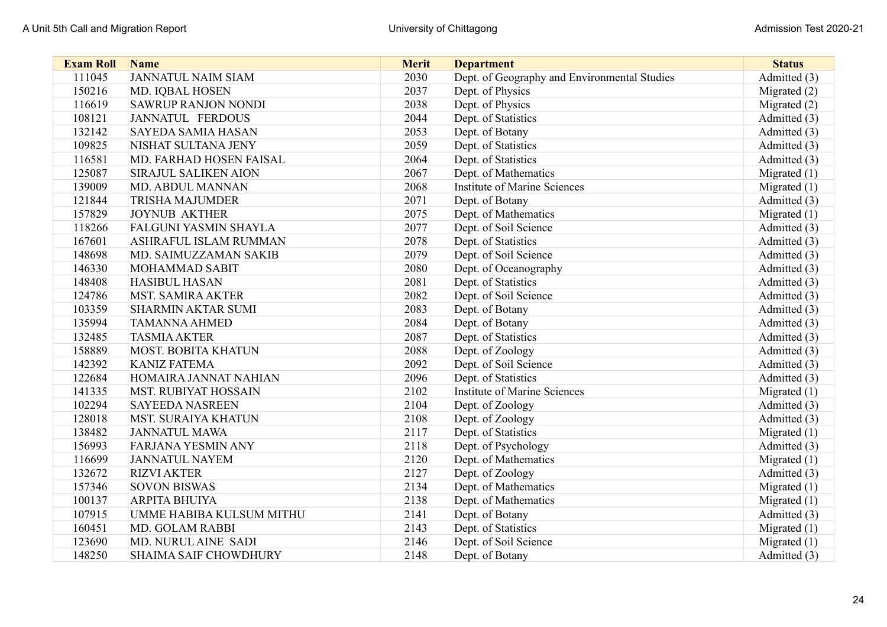| Exam Roll | Name | Merit | Department | Status |
|---|---|---|---|---|
| 111045 | JANNATUL NAIM SIAM | 2030 | Dept. of Geography and Environmental Studies | Admitted (3) |
| 150216 | MD. IQBAL HOSEN | 2037 | Dept. of Physics | Migrated (2) |
| 116619 | SAWRUP RANJON NONDI | 2038 | Dept. of Physics | Migrated (2) |
| 108121 | JANNATUL FERDOUS | 2044 | Dept. of Statistics | Admitted (3) |
| 132142 | SAYEDA SAMIA HASAN | 2053 | Dept. of Botany | Admitted (3) |
| 109825 | NISHAT SULTANA JENY | 2059 | Dept. of Statistics | Admitted (3) |
| 116581 | MD. FARHAD HOSEN FAISAL | 2064 | Dept. of Statistics | Admitted (3) |
| 125087 | SIRAJUL SALIKEN AION | 2067 | Dept. of Mathematics | Migrated (1) |
| 139009 | MD. ABDUL MANNAN | 2068 | Institute of Marine Sciences | Migrated (1) |
| 121844 | TRISHA MAJUMDER | 2071 | Dept. of Botany | Admitted (3) |
| 157829 | JOYNUB AKTHER | 2075 | Dept. of Mathematics | Migrated (1) |
| 118266 | FALGUNI YASMIN SHAYLA | 2077 | Dept. of Soil Science | Admitted (3) |
| 167601 | ASHRAFUL ISLAM RUMMAN | 2078 | Dept. of Statistics | Admitted (3) |
| 148698 | MD. SAIMUZZAMAN SAKIB | 2079 | Dept. of Soil Science | Admitted (3) |
| 146330 | MOHAMMAD SABIT | 2080 | Dept. of Oceanography | Admitted (3) |
| 148408 | HASIBUL HASAN | 2081 | Dept. of Statistics | Admitted (3) |
| 124786 | MST. SAMIRA AKTER | 2082 | Dept. of Soil Science | Admitted (3) |
| 103359 | SHARMIN AKTAR SUMI | 2083 | Dept. of Botany | Admitted (3) |
| 135994 | TAMANNA AHMED | 2084 | Dept. of Botany | Admitted (3) |
| 132485 | TASMIA AKTER | 2087 | Dept. of Statistics | Admitted (3) |
| 158889 | MOST. BOBITA KHATUN | 2088 | Dept. of Zoology | Admitted (3) |
| 142392 | KANIZ FATEMA | 2092 | Dept. of Soil Science | Admitted (3) |
| 122684 | HOMAIRA JANNAT NAHIAN | 2096 | Dept. of Statistics | Admitted (3) |
| 141335 | MST. RUBIYAT HOSSAIN | 2102 | Institute of Marine Sciences | Migrated (1) |
| 102294 | SAYEEDA NASREEN | 2104 | Dept. of Zoology | Admitted (3) |
| 128018 | MST. SURAIYA KHATUN | 2108 | Dept. of Zoology | Admitted (3) |
| 138482 | JANNATUL MAWA | 2117 | Dept. of Statistics | Migrated (1) |
| 156993 | FARJANA YESMIN ANY | 2118 | Dept. of Psychology | Admitted (3) |
| 116699 | JANNATUL NAYEM | 2120 | Dept. of Mathematics | Migrated (1) |
| 132672 | RIZVI AKTER | 2127 | Dept. of Zoology | Admitted (3) |
| 157346 | SOVON BISWAS | 2134 | Dept. of Mathematics | Migrated (1) |
| 100137 | ARPITA BHUIYA | 2138 | Dept. of Mathematics | Migrated (1) |
| 107915 | UMME HABIBA KULSUM MITHU | 2141 | Dept. of Botany | Admitted (3) |
| 160451 | MD. GOLAM RABBI | 2143 | Dept. of Statistics | Migrated (1) |
| 123690 | MD. NURUL AINE SADI | 2146 | Dept. of Soil Science | Migrated (1) |
| 148250 | SHAIMA SAIF CHOWDHURY | 2148 | Dept. of Botany | Admitted (3) |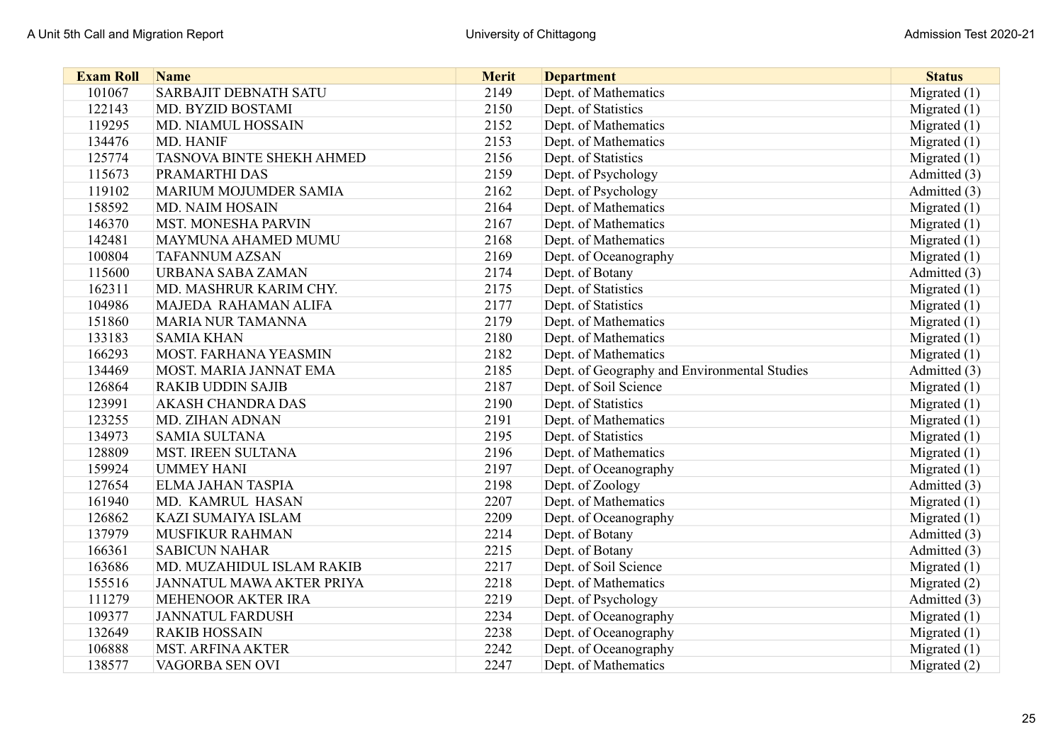| Exam Roll | Name | Merit | Department | Status |
|---|---|---|---|---|
| 101067 | SARBAJIT DEBNATH SATU | 2149 | Dept. of Mathematics | Migrated (1) |
| 122143 | MD. BYZID BOSTAMI | 2150 | Dept. of Statistics | Migrated (1) |
| 119295 | MD. NIAMUL HOSSAIN | 2152 | Dept. of Mathematics | Migrated (1) |
| 134476 | MD. HANIF | 2153 | Dept. of Mathematics | Migrated (1) |
| 125774 | TASNOVA BINTE SHEKH AHMED | 2156 | Dept. of Statistics | Migrated (1) |
| 115673 | PRAMARTHI DAS | 2159 | Dept. of Psychology | Admitted (3) |
| 119102 | MARIUM MOJUMDER SAMIA | 2162 | Dept. of Psychology | Admitted (3) |
| 158592 | MD. NAIM HOSAIN | 2164 | Dept. of Mathematics | Migrated (1) |
| 146370 | MST. MONESHA PARVIN | 2167 | Dept. of Mathematics | Migrated (1) |
| 142481 | MAYMUNA AHAMED MUMU | 2168 | Dept. of Mathematics | Migrated (1) |
| 100804 | TAFANNUM AZSAN | 2169 | Dept. of Oceanography | Migrated (1) |
| 115600 | URBANA SABA ZAMAN | 2174 | Dept. of Botany | Admitted (3) |
| 162311 | MD. MASHRUR KARIM CHY. | 2175 | Dept. of Statistics | Migrated (1) |
| 104986 | MAJEDA RAHAMAN ALIFA | 2177 | Dept. of Statistics | Migrated (1) |
| 151860 | MARIA NUR TAMANNA | 2179 | Dept. of Mathematics | Migrated (1) |
| 133183 | SAMIA KHAN | 2180 | Dept. of Mathematics | Migrated (1) |
| 166293 | MOST. FARHANA YEASMIN | 2182 | Dept. of Mathematics | Migrated (1) |
| 134469 | MOST. MARIA JANNAT EMA | 2185 | Dept. of Geography and Environmental Studies | Admitted (3) |
| 126864 | RAKIB UDDIN SAJIB | 2187 | Dept. of Soil Science | Migrated (1) |
| 123991 | AKASH CHANDRA DAS | 2190 | Dept. of Statistics | Migrated (1) |
| 123255 | MD. ZIHAN ADNAN | 2191 | Dept. of Mathematics | Migrated (1) |
| 134973 | SAMIA SULTANA | 2195 | Dept. of Statistics | Migrated (1) |
| 128809 | MST. IREEN SULTANA | 2196 | Dept. of Mathematics | Migrated (1) |
| 159924 | UMMEY HANI | 2197 | Dept. of Oceanography | Migrated (1) |
| 127654 | ELMA JAHAN TASPIA | 2198 | Dept. of Zoology | Admitted (3) |
| 161940 | MD. KAMRUL HASAN | 2207 | Dept. of Mathematics | Migrated (1) |
| 126862 | KAZI SUMAIYA ISLAM | 2209 | Dept. of Oceanography | Migrated (1) |
| 137979 | MUSFIKUR RAHMAN | 2214 | Dept. of Botany | Admitted (3) |
| 166361 | SABICUN NAHAR | 2215 | Dept. of Botany | Admitted (3) |
| 163686 | MD. MUZAHIDUL ISLAM RAKIB | 2217 | Dept. of Soil Science | Migrated (1) |
| 155516 | JANNATUL MAWA AKTER PRIYA | 2218 | Dept. of Mathematics | Migrated (2) |
| 111279 | MEHENOOR AKTER IRA | 2219 | Dept. of Psychology | Admitted (3) |
| 109377 | JANNATUL FARDUSH | 2234 | Dept. of Oceanography | Migrated (1) |
| 132649 | RAKIB HOSSAIN | 2238 | Dept. of Oceanography | Migrated (1) |
| 106888 | MST. ARFINA AKTER | 2242 | Dept. of Oceanography | Migrated (1) |
| 138577 | VAGORBA SEN OVI | 2247 | Dept. of Mathematics | Migrated (2) |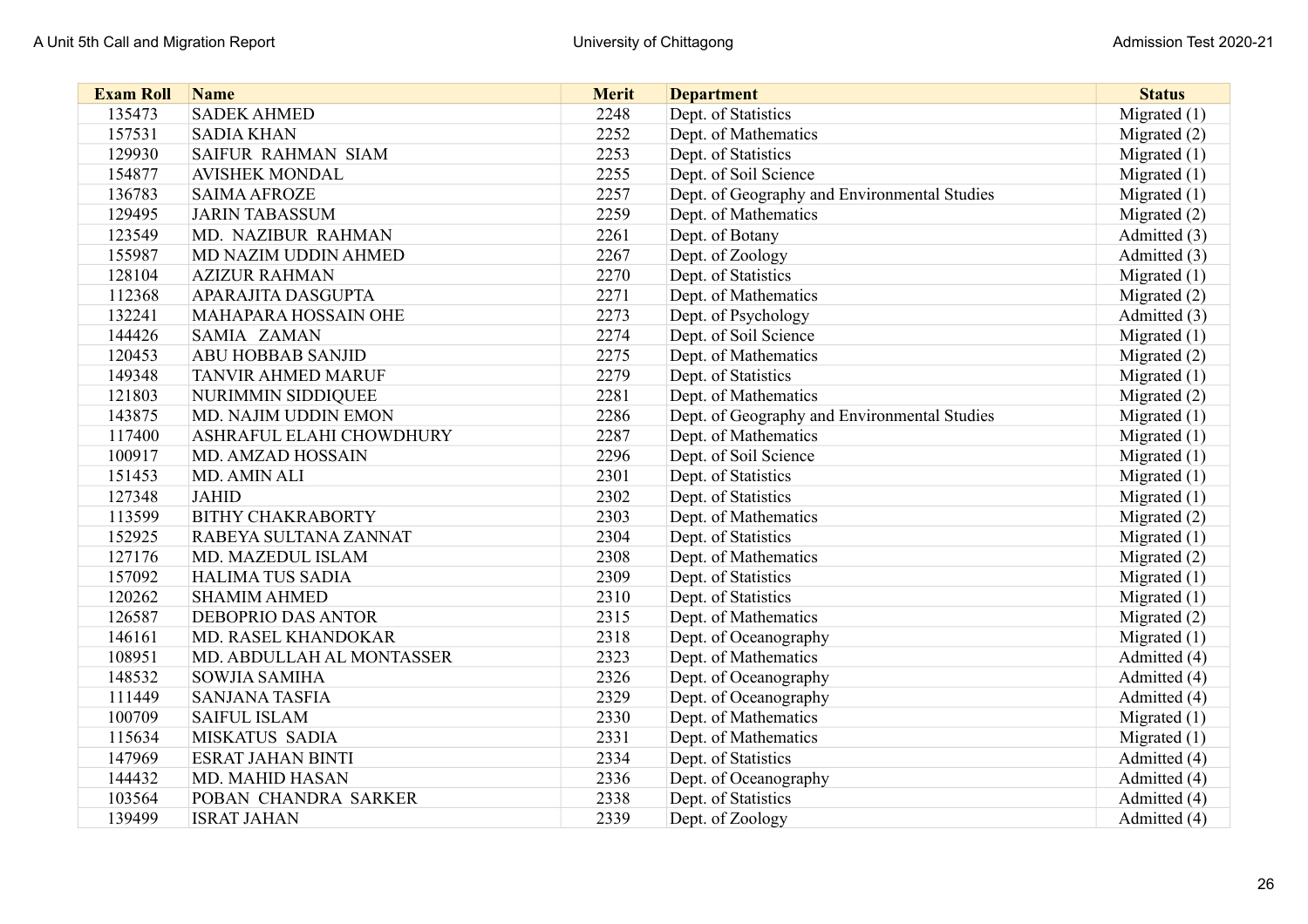| Exam Roll | Name | Merit | Department | Status |
|---|---|---|---|---|
| 135473 | SADEK AHMED | 2248 | Dept. of Statistics | Migrated (1) |
| 157531 | SADIA KHAN | 2252 | Dept. of Mathematics | Migrated (2) |
| 129930 | SAIFUR RAHMAN SIAM | 2253 | Dept. of Statistics | Migrated (1) |
| 154877 | AVISHEK MONDAL | 2255 | Dept. of Soil Science | Migrated (1) |
| 136783 | SAIMA AFROZE | 2257 | Dept. of Geography and Environmental Studies | Migrated (1) |
| 129495 | JARIN TABASSUM | 2259 | Dept. of Mathematics | Migrated (2) |
| 123549 | MD. NAZIBUR RAHMAN | 2261 | Dept. of Botany | Admitted (3) |
| 155987 | MD NAZIM UDDIN AHMED | 2267 | Dept. of Zoology | Admitted (3) |
| 128104 | AZIZUR RAHMAN | 2270 | Dept. of Statistics | Migrated (1) |
| 112368 | APARAJITA DASGUPTA | 2271 | Dept. of Mathematics | Migrated (2) |
| 132241 | MAHAPARA HOSSAIN OHE | 2273 | Dept. of Psychology | Admitted (3) |
| 144426 | SAMIA ZAMAN | 2274 | Dept. of Soil Science | Migrated (1) |
| 120453 | ABU HOBBAB SANJID | 2275 | Dept. of Mathematics | Migrated (2) |
| 149348 | TANVIR AHMED MARUF | 2279 | Dept. of Statistics | Migrated (1) |
| 121803 | NURIMMIN SIDDIQUEE | 2281 | Dept. of Mathematics | Migrated (2) |
| 143875 | MD. NAJIM UDDIN EMON | 2286 | Dept. of Geography and Environmental Studies | Migrated (1) |
| 117400 | ASHRAFUL ELAHI CHOWDHURY | 2287 | Dept. of Mathematics | Migrated (1) |
| 100917 | MD. AMZAD HOSSAIN | 2296 | Dept. of Soil Science | Migrated (1) |
| 151453 | MD. AMIN ALI | 2301 | Dept. of Statistics | Migrated (1) |
| 127348 | JAHID | 2302 | Dept. of Statistics | Migrated (1) |
| 113599 | BITHY CHAKRABORTY | 2303 | Dept. of Mathematics | Migrated (2) |
| 152925 | RABEYA SULTANA ZANNAT | 2304 | Dept. of Statistics | Migrated (1) |
| 127176 | MD. MAZEDUL ISLAM | 2308 | Dept. of Mathematics | Migrated (2) |
| 157092 | HALIMA TUS SADIA | 2309 | Dept. of Statistics | Migrated (1) |
| 120262 | SHAMIM AHMED | 2310 | Dept. of Statistics | Migrated (1) |
| 126587 | DEBOPRIO DAS ANTOR | 2315 | Dept. of Mathematics | Migrated (2) |
| 146161 | MD. RASEL KHANDOKAR | 2318 | Dept. of Oceanography | Migrated (1) |
| 108951 | MD. ABDULLAH AL MONTASSER | 2323 | Dept. of Mathematics | Admitted (4) |
| 148532 | SOWJIA SAMIHA | 2326 | Dept. of Oceanography | Admitted (4) |
| 111449 | SANJANA TASFIA | 2329 | Dept. of Oceanography | Admitted (4) |
| 100709 | SAIFUL ISLAM | 2330 | Dept. of Mathematics | Migrated (1) |
| 115634 | MISKATUS SADIA | 2331 | Dept. of Mathematics | Migrated (1) |
| 147969 | ESRAT JAHAN BINTI | 2334 | Dept. of Statistics | Admitted (4) |
| 144432 | MD. MAHID HASAN | 2336 | Dept. of Oceanography | Admitted (4) |
| 103564 | POBAN CHANDRA SARKER | 2338 | Dept. of Statistics | Admitted (4) |
| 139499 | ISRAT JAHAN | 2339 | Dept. of Zoology | Admitted (4) |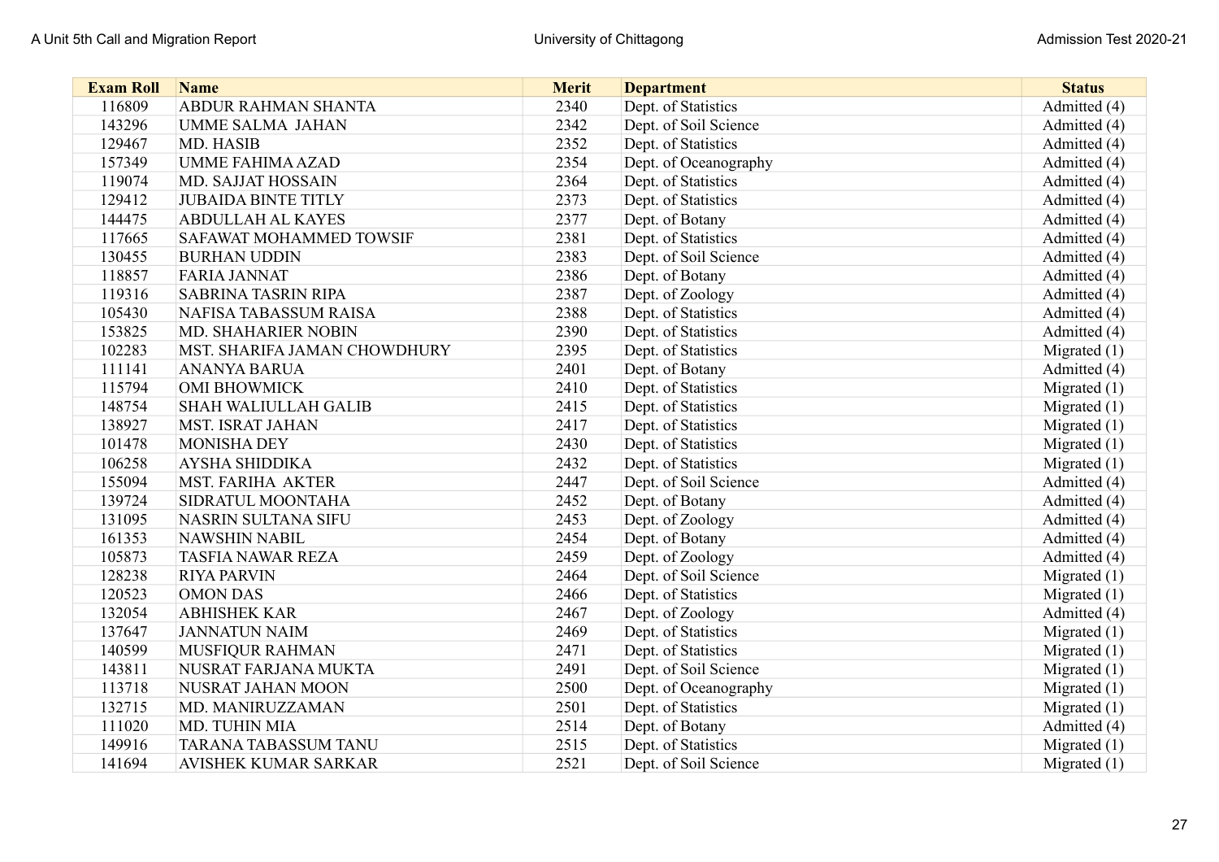| Exam Roll | Name | Merit | Department | Status |
|---|---|---|---|---|
| 116809 | ABDUR RAHMAN SHANTA | 2340 | Dept. of Statistics | Admitted (4) |
| 143296 | UMME SALMA JAHAN | 2342 | Dept. of Soil Science | Admitted (4) |
| 129467 | MD. HASIB | 2352 | Dept. of Statistics | Admitted (4) |
| 157349 | UMME FAHIMA AZAD | 2354 | Dept. of Oceanography | Admitted (4) |
| 119074 | MD. SAJJAT HOSSAIN | 2364 | Dept. of Statistics | Admitted (4) |
| 129412 | JUBAIDA BINTE TITLY | 2373 | Dept. of Statistics | Admitted (4) |
| 144475 | ABDULLAH AL KAYES | 2377 | Dept. of Botany | Admitted (4) |
| 117665 | SAFAWAT MOHAMMED TOWSIF | 2381 | Dept. of Statistics | Admitted (4) |
| 130455 | BURHAN UDDIN | 2383 | Dept. of Soil Science | Admitted (4) |
| 118857 | FARIA JANNAT | 2386 | Dept. of Botany | Admitted (4) |
| 119316 | SABRINA TASRIN RIPA | 2387 | Dept. of Zoology | Admitted (4) |
| 105430 | NAFISA TABASSUM RAISA | 2388 | Dept. of Statistics | Admitted (4) |
| 153825 | MD. SHAHARIER NOBIN | 2390 | Dept. of Statistics | Admitted (4) |
| 102283 | MST. SHARIFA JAMAN CHOWDHURY | 2395 | Dept. of Statistics | Migrated (1) |
| 111141 | ANANYA BARUA | 2401 | Dept. of Botany | Admitted (4) |
| 115794 | OMI BHOWMICK | 2410 | Dept. of Statistics | Migrated (1) |
| 148754 | SHAH WALIULLAH GALIB | 2415 | Dept. of Statistics | Migrated (1) |
| 138927 | MST. ISRAT JAHAN | 2417 | Dept. of Statistics | Migrated (1) |
| 101478 | MONISHA DEY | 2430 | Dept. of Statistics | Migrated (1) |
| 106258 | AYSHA SHIDDIKA | 2432 | Dept. of Statistics | Migrated (1) |
| 155094 | MST. FARIHA AKTER | 2447 | Dept. of Soil Science | Admitted (4) |
| 139724 | SIDRATUL MOONTAHA | 2452 | Dept. of Botany | Admitted (4) |
| 131095 | NASRIN SULTANA SIFU | 2453 | Dept. of Zoology | Admitted (4) |
| 161353 | NAWSHIN NABIL | 2454 | Dept. of Botany | Admitted (4) |
| 105873 | TASFIA NAWAR REZA | 2459 | Dept. of Zoology | Admitted (4) |
| 128238 | RIYA PARVIN | 2464 | Dept. of Soil Science | Migrated (1) |
| 120523 | OMON DAS | 2466 | Dept. of Statistics | Migrated (1) |
| 132054 | ABHISHEK KAR | 2467 | Dept. of Zoology | Admitted (4) |
| 137647 | JANNATUN NAIM | 2469 | Dept. of Statistics | Migrated (1) |
| 140599 | MUSFIQUR RAHMAN | 2471 | Dept. of Statistics | Migrated (1) |
| 143811 | NUSRAT FARJANA MUKTA | 2491 | Dept. of Soil Science | Migrated (1) |
| 113718 | NUSRAT JAHAN MOON | 2500 | Dept. of Oceanography | Migrated (1) |
| 132715 | MD. MANIRUZZAMAN | 2501 | Dept. of Statistics | Migrated (1) |
| 111020 | MD. TUHIN MIA | 2514 | Dept. of Botany | Admitted (4) |
| 149916 | TARANA TABASSUM TANU | 2515 | Dept. of Statistics | Migrated (1) |
| 141694 | AVISHEK KUMAR SARKAR | 2521 | Dept. of Soil Science | Migrated (1) |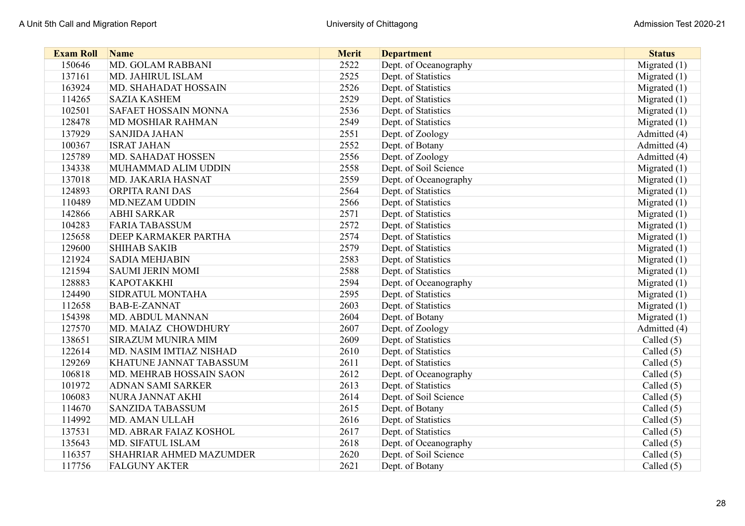| Exam Roll | Name | Merit | Department | Status |
|---|---|---|---|---|
| 150646 | MD. GOLAM RABBANI | 2522 | Dept. of Oceanography | Migrated (1) |
| 137161 | MD. JAHIRUL ISLAM | 2525 | Dept. of Statistics | Migrated (1) |
| 163924 | MD. SHAHADAT HOSSAIN | 2526 | Dept. of Statistics | Migrated (1) |
| 114265 | SAZIA KASHEM | 2529 | Dept. of Statistics | Migrated (1) |
| 102501 | SAFAET HOSSAIN MONNA | 2536 | Dept. of Statistics | Migrated (1) |
| 128478 | MD MOSHIAR RAHMAN | 2549 | Dept. of Statistics | Migrated (1) |
| 137929 | SANJIDA JAHAN | 2551 | Dept. of Zoology | Admitted (4) |
| 100367 | ISRAT JAHAN | 2552 | Dept. of Botany | Admitted (4) |
| 125789 | MD. SAHADAT HOSSEN | 2556 | Dept. of Zoology | Admitted (4) |
| 134338 | MUHAMMAD ALIM UDDIN | 2558 | Dept. of Soil Science | Migrated (1) |
| 137018 | MD. JAKARIA HASNAT | 2559 | Dept. of Oceanography | Migrated (1) |
| 124893 | ORPITA RANI DAS | 2564 | Dept. of Statistics | Migrated (1) |
| 110489 | MD.NEZAM UDDIN | 2566 | Dept. of Statistics | Migrated (1) |
| 142866 | ABHI SARKAR | 2571 | Dept. of Statistics | Migrated (1) |
| 104283 | FARIA TABASSUM | 2572 | Dept. of Statistics | Migrated (1) |
| 125658 | DEEP KARMAKER PARTHA | 2574 | Dept. of Statistics | Migrated (1) |
| 129600 | SHIHAB SAKIB | 2579 | Dept. of Statistics | Migrated (1) |
| 121924 | SADIA MEHJABIN | 2583 | Dept. of Statistics | Migrated (1) |
| 121594 | SAUMI JERIN MOMI | 2588 | Dept. of Statistics | Migrated (1) |
| 128883 | KAPOTAKKHI | 2594 | Dept. of Oceanography | Migrated (1) |
| 124490 | SIDRATUL MONTAHA | 2595 | Dept. of Statistics | Migrated (1) |
| 112658 | BAB-E-ZANNAT | 2603 | Dept. of Statistics | Migrated (1) |
| 154398 | MD. ABDUL MANNAN | 2604 | Dept. of Botany | Migrated (1) |
| 127570 | MD. MAIAZ CHOWDHURY | 2607 | Dept. of Zoology | Admitted (4) |
| 138651 | SIRAZUM MUNIRA MIM | 2609 | Dept. of Statistics | Called (5) |
| 122614 | MD. NASIM IMTIAZ NISHAD | 2610 | Dept. of Statistics | Called (5) |
| 129269 | KHATUNE JANNAT TABASSUM | 2611 | Dept. of Statistics | Called (5) |
| 106818 | MD. MEHRAB HOSSAIN SAON | 2612 | Dept. of Oceanography | Called (5) |
| 101972 | ADNAN SAMI SARKER | 2613 | Dept. of Statistics | Called (5) |
| 106083 | NURA JANNAT AKHI | 2614 | Dept. of Soil Science | Called (5) |
| 114670 | SANZIDA TABASSUM | 2615 | Dept. of Botany | Called (5) |
| 114992 | MD. AMAN ULLAH | 2616 | Dept. of Statistics | Called (5) |
| 137531 | MD. ABRAR FAIAZ KOSHOL | 2617 | Dept. of Statistics | Called (5) |
| 135643 | MD. SIFATUL ISLAM | 2618 | Dept. of Oceanography | Called (5) |
| 116357 | SHAHRIAR AHMED MAZUMDER | 2620 | Dept. of Soil Science | Called (5) |
| 117756 | FALGUNY AKTER | 2621 | Dept. of Botany | Called (5) |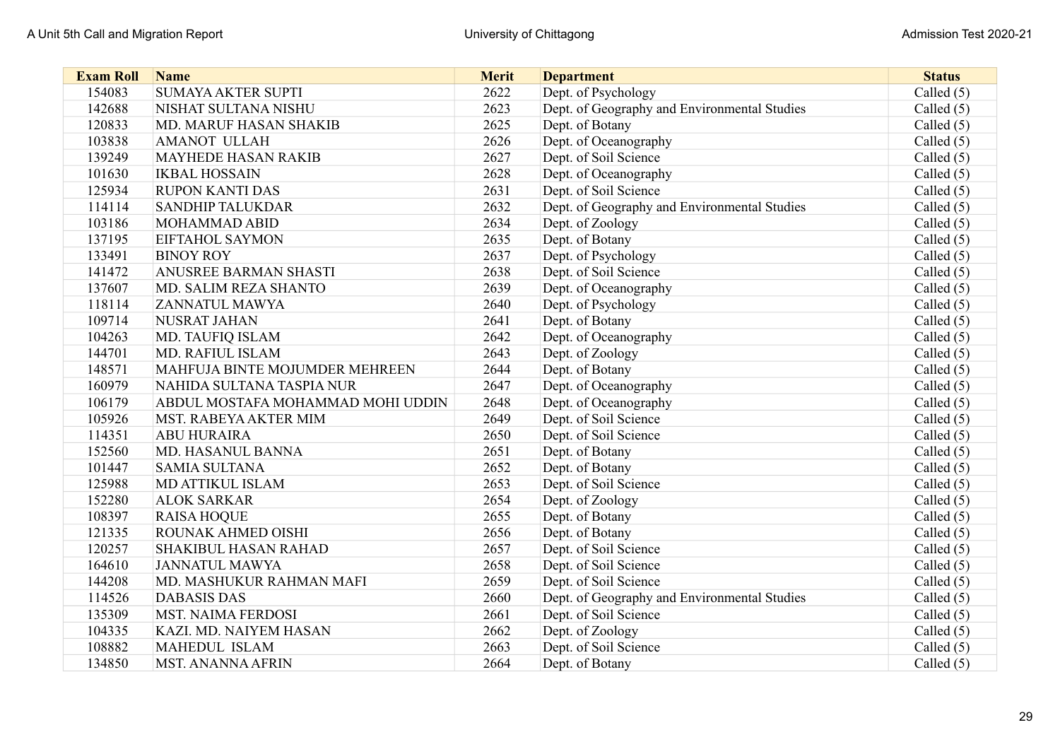| Exam Roll | Name | Merit | Department | Status |
|---|---|---|---|---|
| 154083 | SUMAYA AKTER SUPTI | 2622 | Dept. of Psychology | Called (5) |
| 142688 | NISHAT SULTANA NISHU | 2623 | Dept. of Geography and Environmental Studies | Called (5) |
| 120833 | MD. MARUF HASAN SHAKIB | 2625 | Dept. of Botany | Called (5) |
| 103838 | AMANOT ULLAH | 2626 | Dept. of Oceanography | Called (5) |
| 139249 | MAYHEDE HASAN RAKIB | 2627 | Dept. of Soil Science | Called (5) |
| 101630 | IKBAL HOSSAIN | 2628 | Dept. of Oceanography | Called (5) |
| 125934 | RUPON KANTI DAS | 2631 | Dept. of Soil Science | Called (5) |
| 114114 | SANDHIP TALUKDAR | 2632 | Dept. of Geography and Environmental Studies | Called (5) |
| 103186 | MOHAMMAD ABID | 2634 | Dept. of Zoology | Called (5) |
| 137195 | EIFTAHOL SAYMON | 2635 | Dept. of Botany | Called (5) |
| 133491 | BINOY ROY | 2637 | Dept. of Psychology | Called (5) |
| 141472 | ANUSREE BARMAN SHASTI | 2638 | Dept. of Soil Science | Called (5) |
| 137607 | MD. SALIM REZA SHANTO | 2639 | Dept. of Oceanography | Called (5) |
| 118114 | ZANNATUL MAWYA | 2640 | Dept. of Psychology | Called (5) |
| 109714 | NUSRAT JAHAN | 2641 | Dept. of Botany | Called (5) |
| 104263 | MD. TAUFIQ ISLAM | 2642 | Dept. of Oceanography | Called (5) |
| 144701 | MD. RAFIUL ISLAM | 2643 | Dept. of Zoology | Called (5) |
| 148571 | MAHFUJA BINTE MOJUMDER MEHREEN | 2644 | Dept. of Botany | Called (5) |
| 160979 | NAHIDA SULTANA TASPIA NUR | 2647 | Dept. of Oceanography | Called (5) |
| 106179 | ABDUL MOSTAFA MOHAMMAD MOHI UDDIN | 2648 | Dept. of Oceanography | Called (5) |
| 105926 | MST. RABEYA AKTER MIM | 2649 | Dept. of Soil Science | Called (5) |
| 114351 | ABU HURAIRA | 2650 | Dept. of Soil Science | Called (5) |
| 152560 | MD. HASANUL BANNA | 2651 | Dept. of Botany | Called (5) |
| 101447 | SAMIA SULTANA | 2652 | Dept. of Botany | Called (5) |
| 125988 | MD ATTIKUL ISLAM | 2653 | Dept. of Soil Science | Called (5) |
| 152280 | ALOK SARKAR | 2654 | Dept. of Zoology | Called (5) |
| 108397 | RAISA HOQUE | 2655 | Dept. of Botany | Called (5) |
| 121335 | ROUNAK AHMED OISHI | 2656 | Dept. of Botany | Called (5) |
| 120257 | SHAKIBUL HASAN RAHAD | 2657 | Dept. of Soil Science | Called (5) |
| 164610 | JANNATUL MAWYA | 2658 | Dept. of Soil Science | Called (5) |
| 144208 | MD. MASHUKUR RAHMAN MAFI | 2659 | Dept. of Soil Science | Called (5) |
| 114526 | DABASIS DAS | 2660 | Dept. of Geography and Environmental Studies | Called (5) |
| 135309 | MST. NAIMA FERDOSI | 2661 | Dept. of Soil Science | Called (5) |
| 104335 | KAZI. MD. NAIYEM HASAN | 2662 | Dept. of Zoology | Called (5) |
| 108882 | MAHEDUL ISLAM | 2663 | Dept. of Soil Science | Called (5) |
| 134850 | MST. ANANNA AFRIN | 2664 | Dept. of Botany | Called (5) |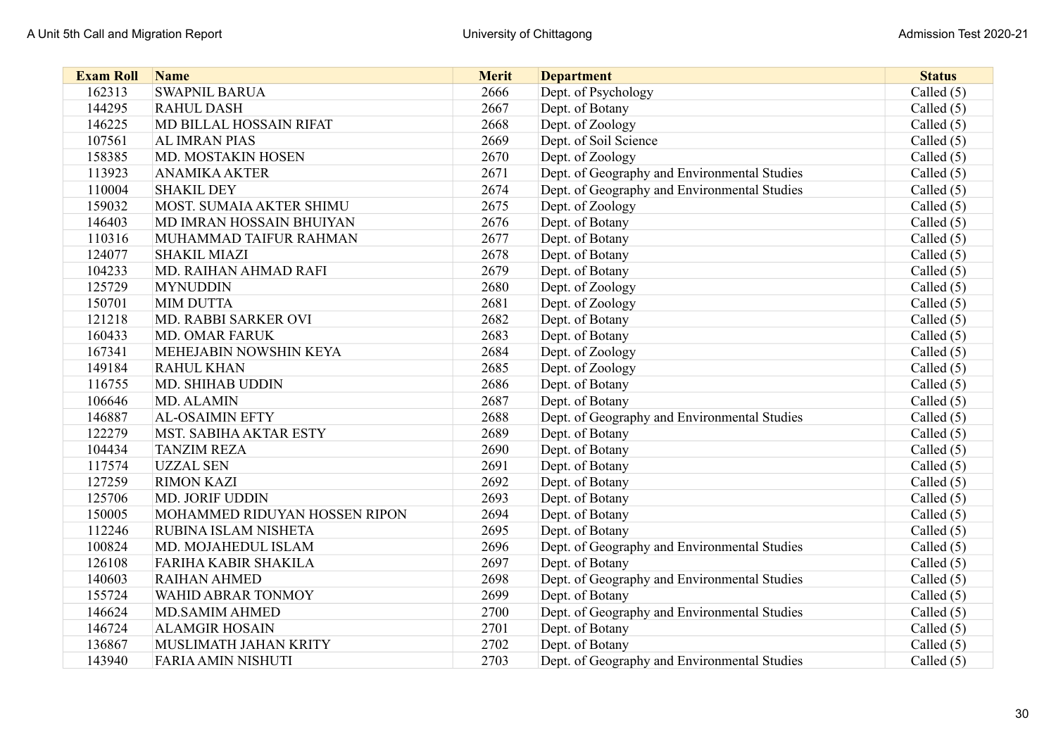| Exam Roll | Name | Merit | Department | Status |
|---|---|---|---|---|
| 162313 | SWAPNIL BARUA | 2666 | Dept. of Psychology | Called (5) |
| 144295 | RAHUL DASH | 2667 | Dept. of Botany | Called (5) |
| 146225 | MD BILLAL HOSSAIN RIFAT | 2668 | Dept. of Zoology | Called (5) |
| 107561 | AL IMRAN PIAS | 2669 | Dept. of Soil Science | Called (5) |
| 158385 | MD. MOSTAKIN HOSEN | 2670 | Dept. of Zoology | Called (5) |
| 113923 | ANAMIKA AKTER | 2671 | Dept. of Geography and Environmental Studies | Called (5) |
| 110004 | SHAKIL DEY | 2674 | Dept. of Geography and Environmental Studies | Called (5) |
| 159032 | MOST. SUMAIA AKTER SHIMU | 2675 | Dept. of Zoology | Called (5) |
| 146403 | MD IMRAN HOSSAIN BHUIYAN | 2676 | Dept. of Botany | Called (5) |
| 110316 | MUHAMMAD TAIFUR RAHMAN | 2677 | Dept. of Botany | Called (5) |
| 124077 | SHAKIL MIAZI | 2678 | Dept. of Botany | Called (5) |
| 104233 | MD. RAIHAN AHMAD RAFI | 2679 | Dept. of Botany | Called (5) |
| 125729 | MYNUDDIN | 2680 | Dept. of Zoology | Called (5) |
| 150701 | MIM DUTTA | 2681 | Dept. of Zoology | Called (5) |
| 121218 | MD. RABBI SARKER OVI | 2682 | Dept. of Botany | Called (5) |
| 160433 | MD. OMAR FARUK | 2683 | Dept. of Botany | Called (5) |
| 167341 | MEHEJABIN NOWSHIN KEYA | 2684 | Dept. of Zoology | Called (5) |
| 149184 | RAHUL KHAN | 2685 | Dept. of Zoology | Called (5) |
| 116755 | MD. SHIHAB UDDIN | 2686 | Dept. of Botany | Called (5) |
| 106646 | MD. ALAMIN | 2687 | Dept. of Botany | Called (5) |
| 146887 | AL-OSAIMIN EFTY | 2688 | Dept. of Geography and Environmental Studies | Called (5) |
| 122279 | MST. SABIHA AKTAR ESTY | 2689 | Dept. of Botany | Called (5) |
| 104434 | TANZIM REZA | 2690 | Dept. of Botany | Called (5) |
| 117574 | UZZAL SEN | 2691 | Dept. of Botany | Called (5) |
| 127259 | RIMON KAZI | 2692 | Dept. of Botany | Called (5) |
| 125706 | MD. JORIF UDDIN | 2693 | Dept. of Botany | Called (5) |
| 150005 | MOHAMMED RIDUYAN HOSSEN RIPON | 2694 | Dept. of Botany | Called (5) |
| 112246 | RUBINA ISLAM NISHETA | 2695 | Dept. of Botany | Called (5) |
| 100824 | MD. MOJAHEDUL ISLAM | 2696 | Dept. of Geography and Environmental Studies | Called (5) |
| 126108 | FARIHA KABIR SHAKILA | 2697 | Dept. of Botany | Called (5) |
| 140603 | RAIHAN AHMED | 2698 | Dept. of Geography and Environmental Studies | Called (5) |
| 155724 | WAHID ABRAR TONMOY | 2699 | Dept. of Botany | Called (5) |
| 146624 | MD.SAMIM AHMED | 2700 | Dept. of Geography and Environmental Studies | Called (5) |
| 146724 | ALAMGIR HOSAIN | 2701 | Dept. of Botany | Called (5) |
| 136867 | MUSLIMATH JAHAN KRITY | 2702 | Dept. of Botany | Called (5) |
| 143940 | FARIA AMIN NISHUTI | 2703 | Dept. of Geography and Environmental Studies | Called (5) |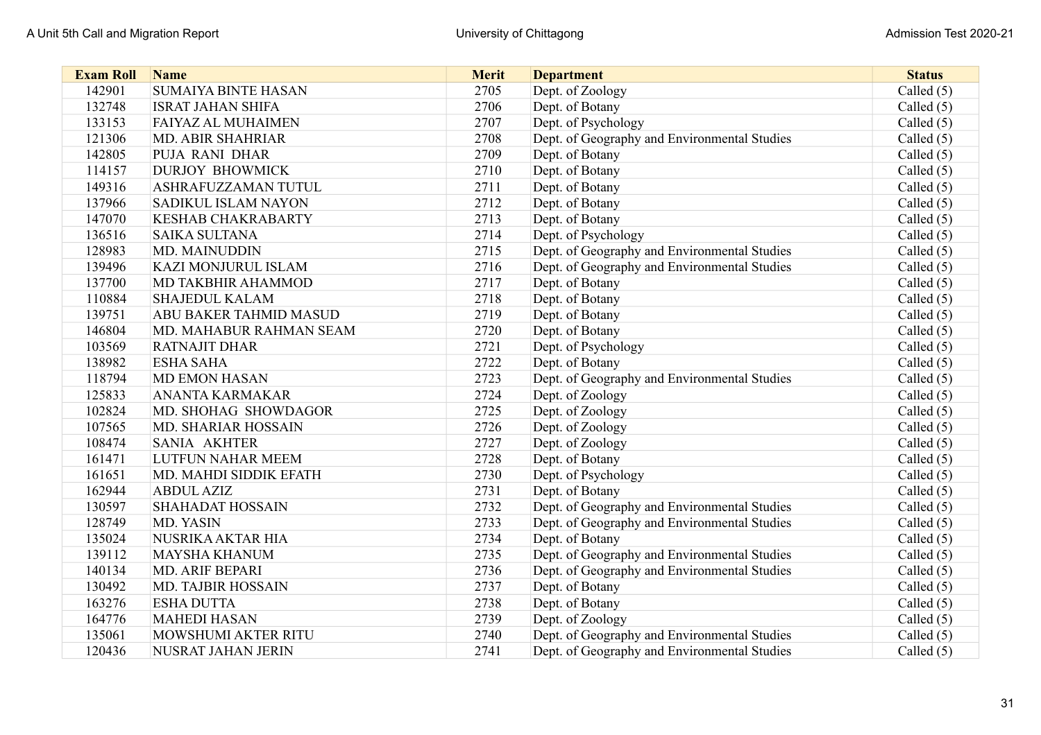| Exam Roll | Name | Merit | Department | Status |
|---|---|---|---|---|
| 142901 | SUMAIYA BINTE HASAN | 2705 | Dept. of Zoology | Called (5) |
| 132748 | ISRAT JAHAN SHIFA | 2706 | Dept. of Botany | Called (5) |
| 133153 | FAIYAZ AL MUHAIMEN | 2707 | Dept. of Psychology | Called (5) |
| 121306 | MD. ABIR SHAHRIAR | 2708 | Dept. of Geography and Environmental Studies | Called (5) |
| 142805 | PUJA RANI DHAR | 2709 | Dept. of Botany | Called (5) |
| 114157 | DURJOY BHOWMICK | 2710 | Dept. of Botany | Called (5) |
| 149316 | ASHRAFUZZAMAN TUTUL | 2711 | Dept. of Botany | Called (5) |
| 137966 | SADIKUL ISLAM NAYON | 2712 | Dept. of Botany | Called (5) |
| 147070 | KESHAB CHAKRABARTY | 2713 | Dept. of Botany | Called (5) |
| 136516 | SAIKA SULTANA | 2714 | Dept. of Psychology | Called (5) |
| 128983 | MD. MAINUDDIN | 2715 | Dept. of Geography and Environmental Studies | Called (5) |
| 139496 | KAZI MONJURUL ISLAM | 2716 | Dept. of Geography and Environmental Studies | Called (5) |
| 137700 | MD TAKBHIR AHAMMOD | 2717 | Dept. of Botany | Called (5) |
| 110884 | SHAJEDUL KALAM | 2718 | Dept. of Botany | Called (5) |
| 139751 | ABU BAKER TAHMID MASUD | 2719 | Dept. of Botany | Called (5) |
| 146804 | MD. MAHABUR RAHMAN SEAM | 2720 | Dept. of Botany | Called (5) |
| 103569 | RATNAJIT DHAR | 2721 | Dept. of Psychology | Called (5) |
| 138982 | ESHA SAHA | 2722 | Dept. of Botany | Called (5) |
| 118794 | MD EMON HASAN | 2723 | Dept. of Geography and Environmental Studies | Called (5) |
| 125833 | ANANTA KARMAKAR | 2724 | Dept. of Zoology | Called (5) |
| 102824 | MD. SHOHAG SHOWDAGOR | 2725 | Dept. of Zoology | Called (5) |
| 107565 | MD. SHARIAR HOSSAIN | 2726 | Dept. of Zoology | Called (5) |
| 108474 | SANIA AKHTER | 2727 | Dept. of Zoology | Called (5) |
| 161471 | LUTFUN NAHAR MEEM | 2728 | Dept. of Botany | Called (5) |
| 161651 | MD. MAHDI SIDDIK EFATH | 2730 | Dept. of Psychology | Called (5) |
| 162944 | ABDUL AZIZ | 2731 | Dept. of Botany | Called (5) |
| 130597 | SHAHADAT HOSSAIN | 2732 | Dept. of Geography and Environmental Studies | Called (5) |
| 128749 | MD. YASIN | 2733 | Dept. of Geography and Environmental Studies | Called (5) |
| 135024 | NUSRIKA AKTAR HIA | 2734 | Dept. of Botany | Called (5) |
| 139112 | MAYSHA KHANUM | 2735 | Dept. of Geography and Environmental Studies | Called (5) |
| 140134 | MD. ARIF BEPARI | 2736 | Dept. of Geography and Environmental Studies | Called (5) |
| 130492 | MD. TAJBIR HOSSAIN | 2737 | Dept. of Botany | Called (5) |
| 163276 | ESHA DUTTA | 2738 | Dept. of Botany | Called (5) |
| 164776 | MAHEDI HASAN | 2739 | Dept. of Zoology | Called (5) |
| 135061 | MOWSHUMI AKTER RITU | 2740 | Dept. of Geography and Environmental Studies | Called (5) |
| 120436 | NUSRAT JAHAN JERIN | 2741 | Dept. of Geography and Environmental Studies | Called (5) |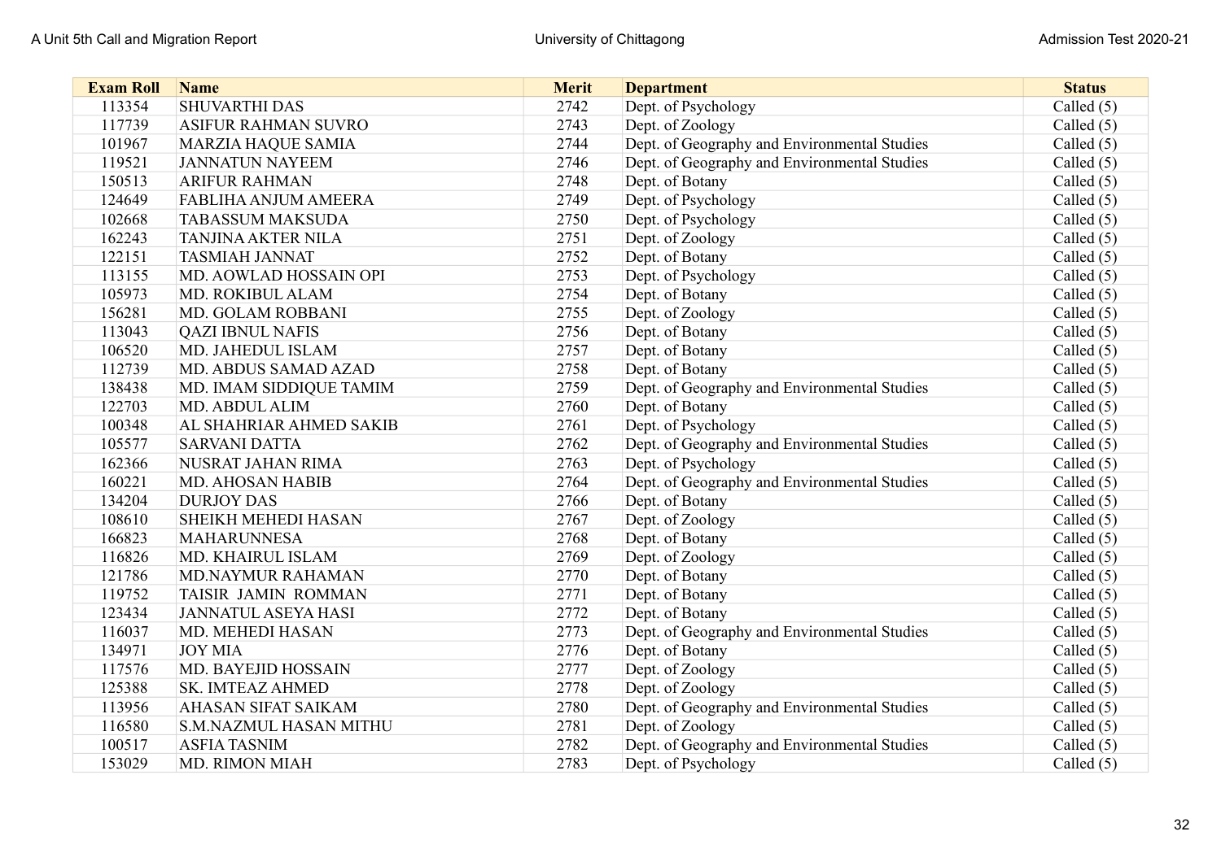| Exam Roll | Name | Merit | Department | Status |
|---|---|---|---|---|
| 113354 | SHUVARTHI DAS | 2742 | Dept. of Psychology | Called (5) |
| 117739 | ASIFUR RAHMAN SUVRO | 2743 | Dept. of Zoology | Called (5) |
| 101967 | MARZIA HAQUE SAMIA | 2744 | Dept. of Geography and Environmental Studies | Called (5) |
| 119521 | JANNATUN NAYEEM | 2746 | Dept. of Geography and Environmental Studies | Called (5) |
| 150513 | ARIFUR RAHMAN | 2748 | Dept. of Botany | Called (5) |
| 124649 | FABLIHA ANJUM AMEERA | 2749 | Dept. of Psychology | Called (5) |
| 102668 | TABASSUM MAKSUDA | 2750 | Dept. of Psychology | Called (5) |
| 162243 | TANJINA AKTER NILA | 2751 | Dept. of Zoology | Called (5) |
| 122151 | TASMIAH JANNAT | 2752 | Dept. of Botany | Called (5) |
| 113155 | MD. AOWLAD HOSSAIN OPI | 2753 | Dept. of Psychology | Called (5) |
| 105973 | MD. ROKIBUL ALAM | 2754 | Dept. of Botany | Called (5) |
| 156281 | MD. GOLAM ROBBANI | 2755 | Dept. of Zoology | Called (5) |
| 113043 | QAZI IBNUL NAFIS | 2756 | Dept. of Botany | Called (5) |
| 106520 | MD. JAHEDUL ISLAM | 2757 | Dept. of Botany | Called (5) |
| 112739 | MD. ABDUS SAMAD AZAD | 2758 | Dept. of Botany | Called (5) |
| 138438 | MD. IMAM SIDDIQUE TAMIM | 2759 | Dept. of Geography and Environmental Studies | Called (5) |
| 122703 | MD. ABDUL ALIM | 2760 | Dept. of Botany | Called (5) |
| 100348 | AL SHAHRIAR AHMED SAKIB | 2761 | Dept. of Psychology | Called (5) |
| 105577 | SARVANI DATTA | 2762 | Dept. of Geography and Environmental Studies | Called (5) |
| 162366 | NUSRAT JAHAN RIMA | 2763 | Dept. of Psychology | Called (5) |
| 160221 | MD. AHOSAN HABIB | 2764 | Dept. of Geography and Environmental Studies | Called (5) |
| 134204 | DURJOY DAS | 2766 | Dept. of Botany | Called (5) |
| 108610 | SHEIKH MEHEDI HASAN | 2767 | Dept. of Zoology | Called (5) |
| 166823 | MAHARUNNESA | 2768 | Dept. of Botany | Called (5) |
| 116826 | MD. KHAIRUL ISLAM | 2769 | Dept. of Zoology | Called (5) |
| 121786 | MD.NAYMUR RAHAMAN | 2770 | Dept. of Botany | Called (5) |
| 119752 | TAISIR JAMIN ROMMAN | 2771 | Dept. of Botany | Called (5) |
| 123434 | JANNATUL ASEYA HASI | 2772 | Dept. of Botany | Called (5) |
| 116037 | MD. MEHEDI HASAN | 2773 | Dept. of Geography and Environmental Studies | Called (5) |
| 134971 | JOY MIA | 2776 | Dept. of Botany | Called (5) |
| 117576 | MD. BAYEJID HOSSAIN | 2777 | Dept. of Zoology | Called (5) |
| 125388 | SK. IMTEAZ AHMED | 2778 | Dept. of Zoology | Called (5) |
| 113956 | AHASAN SIFAT SAIKAM | 2780 | Dept. of Geography and Environmental Studies | Called (5) |
| 116580 | S.M.NAZMUL HASAN MITHU | 2781 | Dept. of Zoology | Called (5) |
| 100517 | ASFIA TASNIM | 2782 | Dept. of Geography and Environmental Studies | Called (5) |
| 153029 | MD. RIMON MIAH | 2783 | Dept. of Psychology | Called (5) |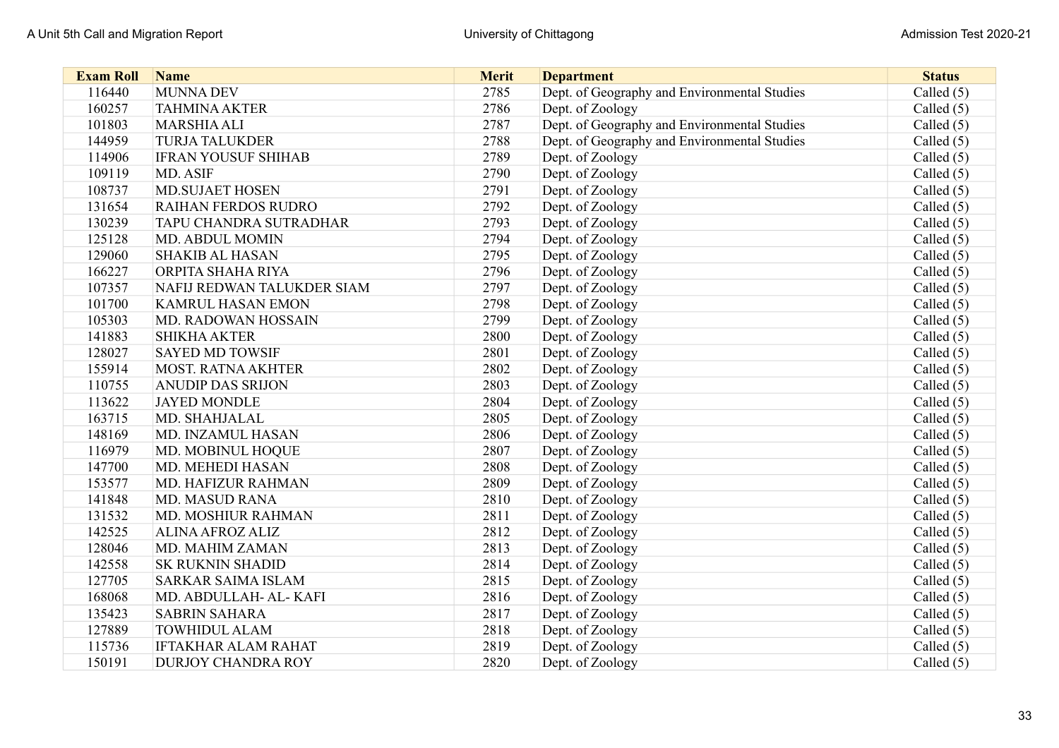| Exam Roll | Name | Merit | Department | Status |
|---|---|---|---|---|
| 116440 | MUNNA DEV | 2785 | Dept. of Geography and Environmental Studies | Called (5) |
| 160257 | TAHMINA AKTER | 2786 | Dept. of Zoology | Called (5) |
| 101803 | MARSHIA ALI | 2787 | Dept. of Geography and Environmental Studies | Called (5) |
| 144959 | TURJA TALUKDER | 2788 | Dept. of Geography and Environmental Studies | Called (5) |
| 114906 | IFRAN YOUSUF SHIHAB | 2789 | Dept. of Zoology | Called (5) |
| 109119 | MD. ASIF | 2790 | Dept. of Zoology | Called (5) |
| 108737 | MD.SUJAET HOSEN | 2791 | Dept. of Zoology | Called (5) |
| 131654 | RAIHAN FERDOS RUDRO | 2792 | Dept. of Zoology | Called (5) |
| 130239 | TAPU CHANDRA SUTRADHAR | 2793 | Dept. of Zoology | Called (5) |
| 125128 | MD. ABDUL MOMIN | 2794 | Dept. of Zoology | Called (5) |
| 129060 | SHAKIB AL HASAN | 2795 | Dept. of Zoology | Called (5) |
| 166227 | ORPITA SHAHA RIYA | 2796 | Dept. of Zoology | Called (5) |
| 107357 | NAFIJ REDWAN TALUKDER SIAM | 2797 | Dept. of Zoology | Called (5) |
| 101700 | KAMRUL HASAN EMON | 2798 | Dept. of Zoology | Called (5) |
| 105303 | MD. RADOWAN HOSSAIN | 2799 | Dept. of Zoology | Called (5) |
| 141883 | SHIKHA AKTER | 2800 | Dept. of Zoology | Called (5) |
| 128027 | SAYED MD TOWSIF | 2801 | Dept. of Zoology | Called (5) |
| 155914 | MOST. RATNA AKHTER | 2802 | Dept. of Zoology | Called (5) |
| 110755 | ANUDIP DAS SRIJON | 2803 | Dept. of Zoology | Called (5) |
| 113622 | JAYED MONDLE | 2804 | Dept. of Zoology | Called (5) |
| 163715 | MD. SHAHJALAL | 2805 | Dept. of Zoology | Called (5) |
| 148169 | MD. INZAMUL HASAN | 2806 | Dept. of Zoology | Called (5) |
| 116979 | MD. MOBINUL HOQUE | 2807 | Dept. of Zoology | Called (5) |
| 147700 | MD. MEHEDI HASAN | 2808 | Dept. of Zoology | Called (5) |
| 153577 | MD. HAFIZUR RAHMAN | 2809 | Dept. of Zoology | Called (5) |
| 141848 | MD. MASUD RANA | 2810 | Dept. of Zoology | Called (5) |
| 131532 | MD. MOSHIUR RAHMAN | 2811 | Dept. of Zoology | Called (5) |
| 142525 | ALINA AFROZ ALIZ | 2812 | Dept. of Zoology | Called (5) |
| 128046 | MD. MAHIM ZAMAN | 2813 | Dept. of Zoology | Called (5) |
| 142558 | SK RUKNIN SHADID | 2814 | Dept. of Zoology | Called (5) |
| 127705 | SARKAR SAIMA ISLAM | 2815 | Dept. of Zoology | Called (5) |
| 168068 | MD. ABDULLAH- AL- KAFI | 2816 | Dept. of Zoology | Called (5) |
| 135423 | SABRIN SAHARA | 2817 | Dept. of Zoology | Called (5) |
| 127889 | TOWHIDUL ALAM | 2818 | Dept. of Zoology | Called (5) |
| 115736 | IFTAKHAR ALAM RAHAT | 2819 | Dept. of Zoology | Called (5) |
| 150191 | DURJOY CHANDRA ROY | 2820 | Dept. of Zoology | Called (5) |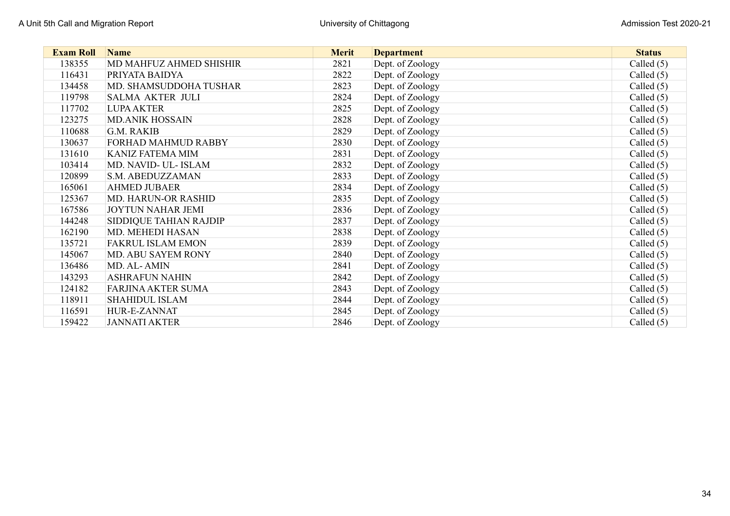| Exam Roll | Name | Merit | Department | Status |
|---|---|---|---|---|
| 138355 | MD MAHFUZ AHMED SHISHIR | 2821 | Dept. of Zoology | Called (5) |
| 116431 | PRIYATA BAIDYA | 2822 | Dept. of Zoology | Called (5) |
| 134458 | MD. SHAMSUDDOHA TUSHAR | 2823 | Dept. of Zoology | Called (5) |
| 119798 | SALMA AKTER JULI | 2824 | Dept. of Zoology | Called (5) |
| 117702 | LUPA AKTER | 2825 | Dept. of Zoology | Called (5) |
| 123275 | MD.ANIK HOSSAIN | 2828 | Dept. of Zoology | Called (5) |
| 110688 | G.M. RAKIB | 2829 | Dept. of Zoology | Called (5) |
| 130637 | FORHAD MAHMUD RABBY | 2830 | Dept. of Zoology | Called (5) |
| 131610 | KANIZ FATEMA MIM | 2831 | Dept. of Zoology | Called (5) |
| 103414 | MD. NAVID- UL- ISLAM | 2832 | Dept. of Zoology | Called (5) |
| 120899 | S.M. ABEDUZZAMAN | 2833 | Dept. of Zoology | Called (5) |
| 165061 | AHMED JUBAER | 2834 | Dept. of Zoology | Called (5) |
| 125367 | MD. HARUN-OR RASHID | 2835 | Dept. of Zoology | Called (5) |
| 167586 | JOYTUN NAHAR JEMI | 2836 | Dept. of Zoology | Called (5) |
| 144248 | SIDDIQUE TAHIAN RAJDIP | 2837 | Dept. of Zoology | Called (5) |
| 162190 | MD. MEHEDI HASAN | 2838 | Dept. of Zoology | Called (5) |
| 135721 | FAKRUL ISLAM EMON | 2839 | Dept. of Zoology | Called (5) |
| 145067 | MD. ABU SAYEM RONY | 2840 | Dept. of Zoology | Called (5) |
| 136486 | MD. AL- AMIN | 2841 | Dept. of Zoology | Called (5) |
| 143293 | ASHRAFUN NAHIN | 2842 | Dept. of Zoology | Called (5) |
| 124182 | FARJINA AKTER SUMA | 2843 | Dept. of Zoology | Called (5) |
| 118911 | SHAHIDUL ISLAM | 2844 | Dept. of Zoology | Called (5) |
| 116591 | HUR-E-ZANNAT | 2845 | Dept. of Zoology | Called (5) |
| 159422 | JANNATI AKTER | 2846 | Dept. of Zoology | Called (5) |